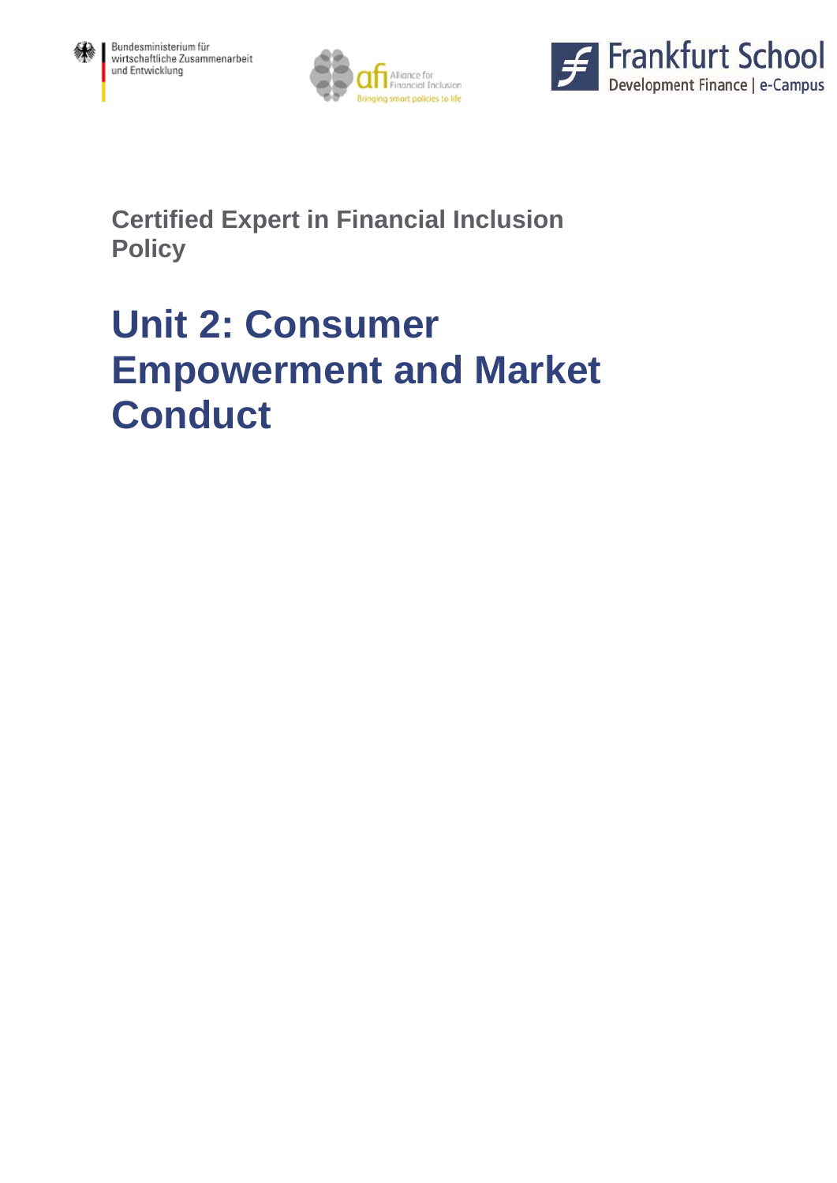Bundesministerium für wirtschaftliche Zusammenarbeit und Entwicklung

afi Alliance for Financial Inclusion — Bringing smart policies to life

Frankfurt School Development Finance | e-Campus

## Certified Expert in Financial Inclusion Policy

# Unit 2: Consumer Empowerment and Market Conduct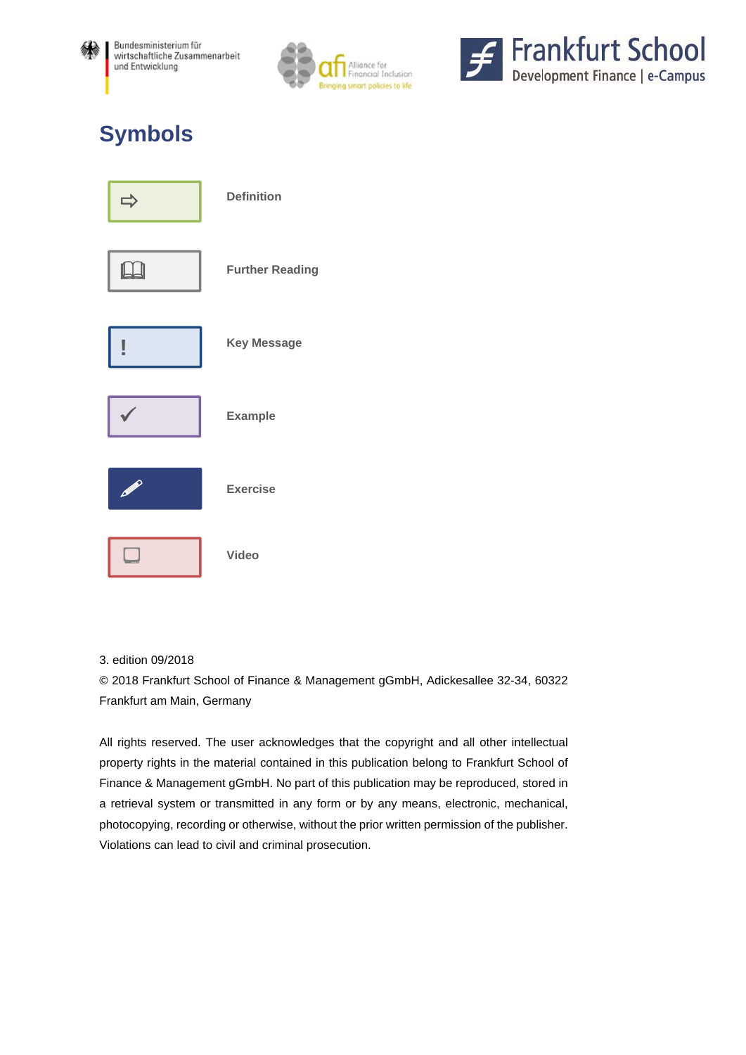# Symbols

| Symbol | Meaning |
|---|---|
| ⇨ | Definition |
| 📖 | Further Reading |
| ! | Key Message |
| ✓ | Example |
| ✎ | Exercise |
| 🖵 | Video |

3. edition 09/2018

© 2018 Frankfurt School of Finance & Management gGmbH, Adickesallee 32-34, 60322 Frankfurt am Main, Germany

All rights reserved. The user acknowledges that the copyright and all other intellectual property rights in the material contained in this publication belong to Frankfurt School of Finance & Management gGmbH. No part of this publication may be reproduced, stored in a retrieval system or transmitted in any form or by any means, electronic, mechanical, photocopying, recording or otherwise, without the prior written permission of the publisher. Violations can lead to civil and criminal prosecution.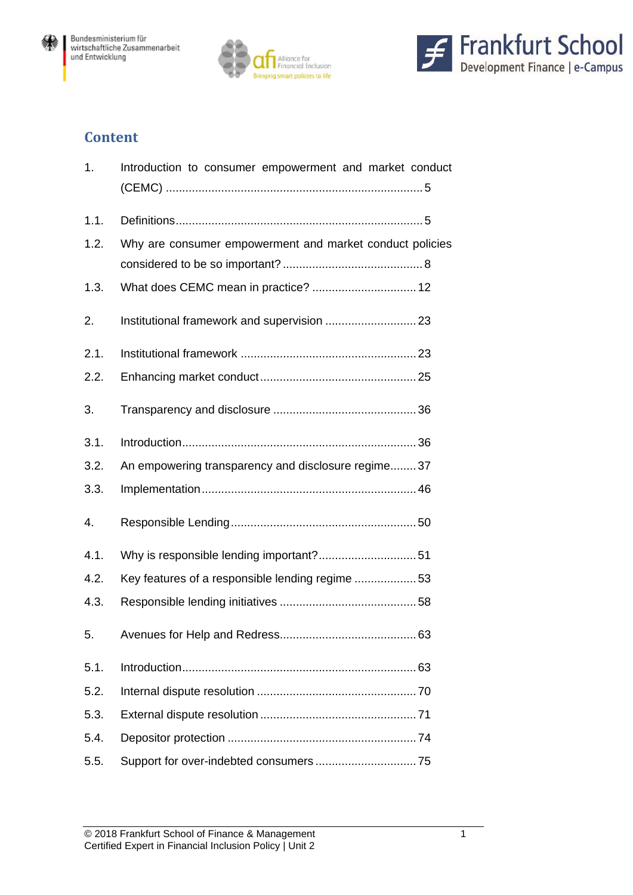## Content

1. Introduction to consumer empowerment and market conduct (CEMC) ........ 5

1.1. Definitions ........ 5

1.2. Why are consumer empowerment and market conduct policies considered to be so important? ........ 8

1.3. What does CEMC mean in practice? ........ 12

2. Institutional framework and supervision ........ 23

2.1. Institutional framework ........ 23

2.2. Enhancing market conduct ........ 25

3. Transparency and disclosure ........ 36

3.1. Introduction ........ 36

3.2. An empowering transparency and disclosure regime ........ 37

3.3. Implementation ........ 46

4. Responsible Lending ........ 50

4.1. Why is responsible lending important? ........ 51

4.2. Key features of a responsible lending regime ........ 53

4.3. Responsible lending initiatives ........ 58

5. Avenues for Help and Redress ........ 63

5.1. Introduction ........ 63

5.2. Internal dispute resolution ........ 70

5.3. External dispute resolution ........ 71

5.4. Depositor protection ........ 74

5.5. Support for over-indebted consumers ........ 75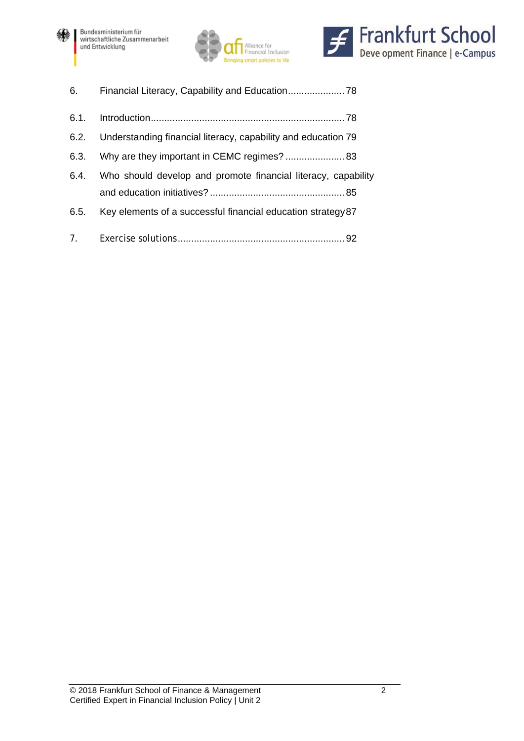6. Financial Literacy, Capability and Education ..................... 78

6.1. Introduction ........................................................................ 78

6.2. Understanding financial literacy, capability and education 79

6.3. Why are they important in CEMC regimes? ...................... 83

6.4. Who should develop and promote financial literacy, capability and education initiatives? ................................................. 85

6.5. Key elements of a successful financial education strategy 87

7. Exercise solutions ............................................................. 92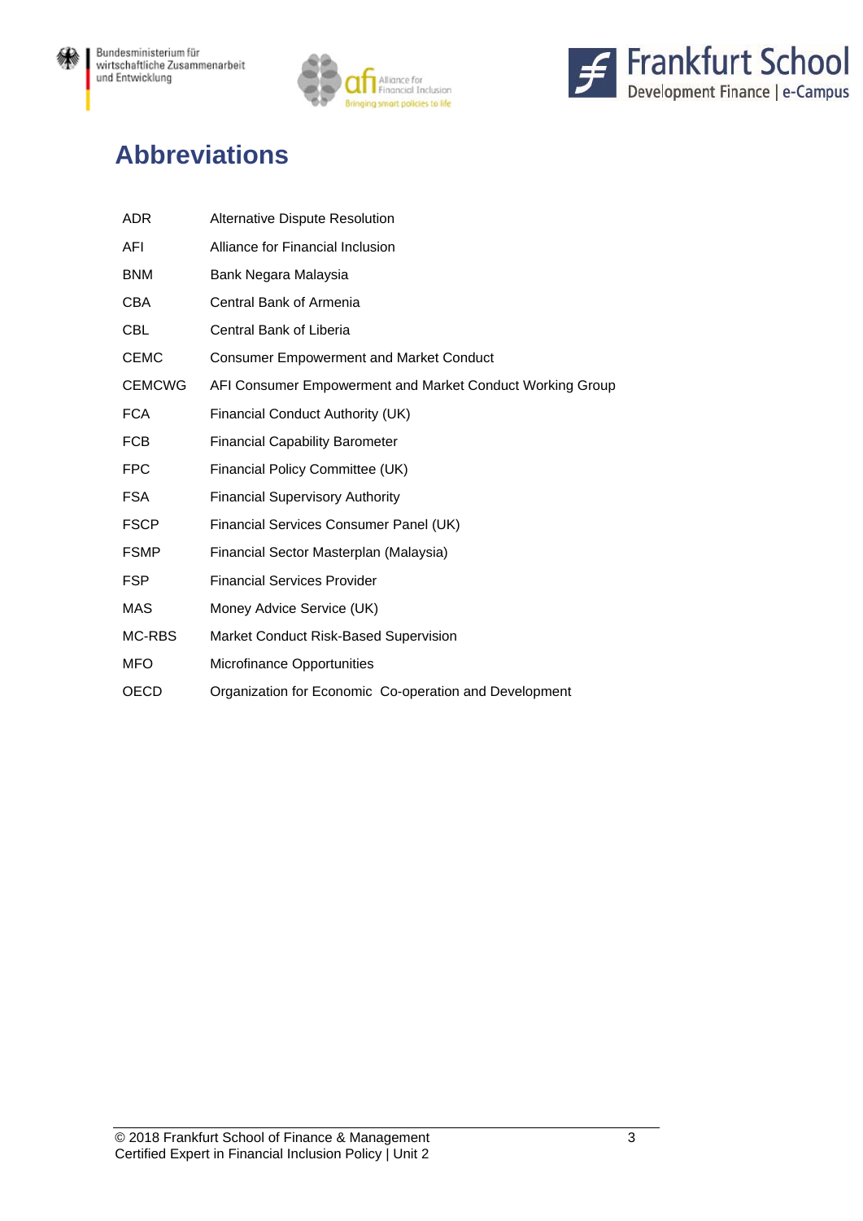# Abbreviations

| | |
|---|---|
| ADR | Alternative Dispute Resolution |
| AFI | Alliance for Financial Inclusion |
| BNM | Bank Negara Malaysia |
| CBA | Central Bank of Armenia |
| CBL | Central Bank of Liberia |
| CEMC | Consumer Empowerment and Market Conduct |
| CEMCWG | AFI Consumer Empowerment and Market Conduct Working Group |
| FCA | Financial Conduct Authority (UK) |
| FCB | Financial Capability Barometer |
| FPC | Financial Policy Committee (UK) |
| FSA | Financial Supervisory Authority |
| FSCP | Financial Services Consumer Panel (UK) |
| FSMP | Financial Sector Masterplan (Malaysia) |
| FSP | Financial Services Provider |
| MAS | Money Advice Service (UK) |
| MC-RBS | Market Conduct Risk-Based Supervision |
| MFO | Microfinance Opportunities |
| OECD | Organization for Economic Co-operation and Development |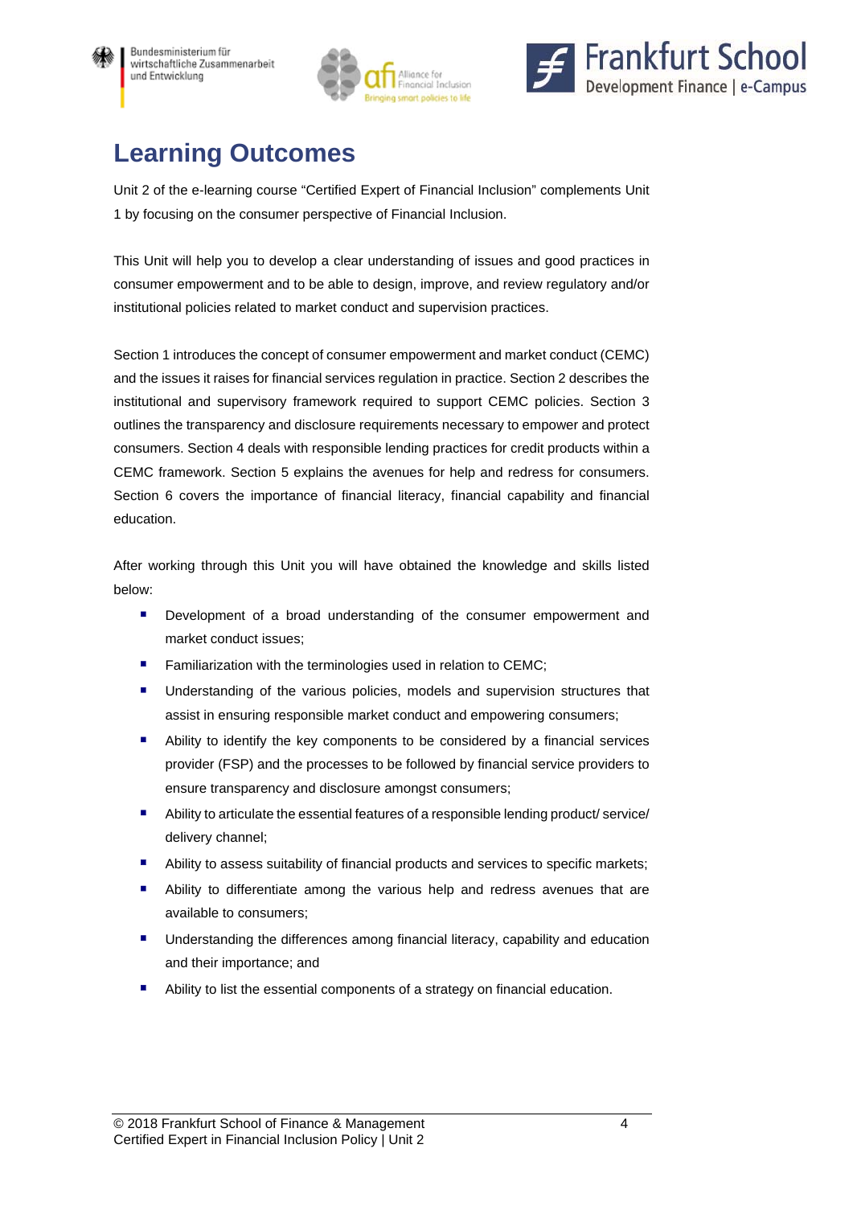# Learning Outcomes

Unit 2 of the e-learning course “Certified Expert of Financial Inclusion” complements Unit 1 by focusing on the consumer perspective of Financial Inclusion.

This Unit will help you to develop a clear understanding of issues and good practices in consumer empowerment and to be able to design, improve, and review regulatory and/or institutional policies related to market conduct and supervision practices.

Section 1 introduces the concept of consumer empowerment and market conduct (CEMC) and the issues it raises for financial services regulation in practice. Section 2 describes the institutional and supervisory framework required to support CEMC policies. Section 3 outlines the transparency and disclosure requirements necessary to empower and protect consumers. Section 4 deals with responsible lending practices for credit products within a CEMC framework. Section 5 explains the avenues for help and redress for consumers. Section 6 covers the importance of financial literacy, financial capability and financial education.

After working through this Unit you will have obtained the knowledge and skills listed below:

- Development of a broad understanding of the consumer empowerment and market conduct issues;
- Familiarization with the terminologies used in relation to CEMC;
- Understanding of the various policies, models and supervision structures that assist in ensuring responsible market conduct and empowering consumers;
- Ability to identify the key components to be considered by a financial services provider (FSP) and the processes to be followed by financial service providers to ensure transparency and disclosure amongst consumers;
- Ability to articulate the essential features of a responsible lending product/ service/ delivery channel;
- Ability to assess suitability of financial products and services to specific markets;
- Ability to differentiate among the various help and redress avenues that are available to consumers;
- Understanding the differences among financial literacy, capability and education and their importance; and
- Ability to list the essential components of a strategy on financial education.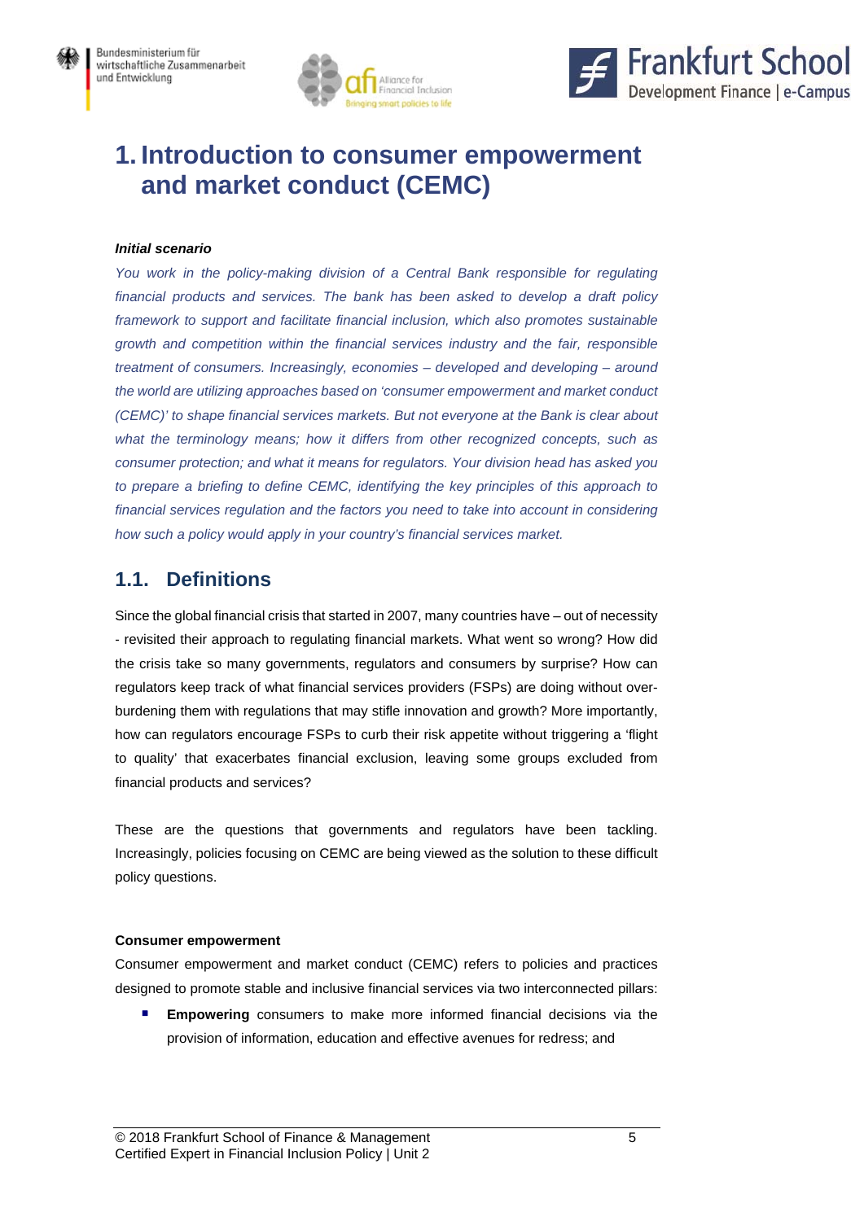# 1. Introduction to consumer empowerment and market conduct (CEMC)

***Initial scenario***

*You work in the policy-making division of a Central Bank responsible for regulating financial products and services. The bank has been asked to develop a draft policy framework to support and facilitate financial inclusion, which also promotes sustainable growth and competition within the financial services industry and the fair, responsible treatment of consumers. Increasingly, economies – developed and developing – around the world are utilizing approaches based on 'consumer empowerment and market conduct (CEMC)' to shape financial services markets. But not everyone at the Bank is clear about what the terminology means; how it differs from other recognized concepts, such as consumer protection; and what it means for regulators. Your division head has asked you to prepare a briefing to define CEMC, identifying the key principles of this approach to financial services regulation and the factors you need to take into account in considering how such a policy would apply in your country's financial services market.*

## 1.1. Definitions

Since the global financial crisis that started in 2007, many countries have – out of necessity - revisited their approach to regulating financial markets. What went so wrong? How did the crisis take so many governments, regulators and consumers by surprise? How can regulators keep track of what financial services providers (FSPs) are doing without over-burdening them with regulations that may stifle innovation and growth? More importantly, how can regulators encourage FSPs to curb their risk appetite without triggering a 'flight to quality' that exacerbates financial exclusion, leaving some groups excluded from financial products and services?

These are the questions that governments and regulators have been tackling. Increasingly, policies focusing on CEMC are being viewed as the solution to these difficult policy questions.

**Consumer empowerment**

Consumer empowerment and market conduct (CEMC) refers to policies and practices designed to promote stable and inclusive financial services via two interconnected pillars:

- **Empowering** consumers to make more informed financial decisions via the provision of information, education and effective avenues for redress; and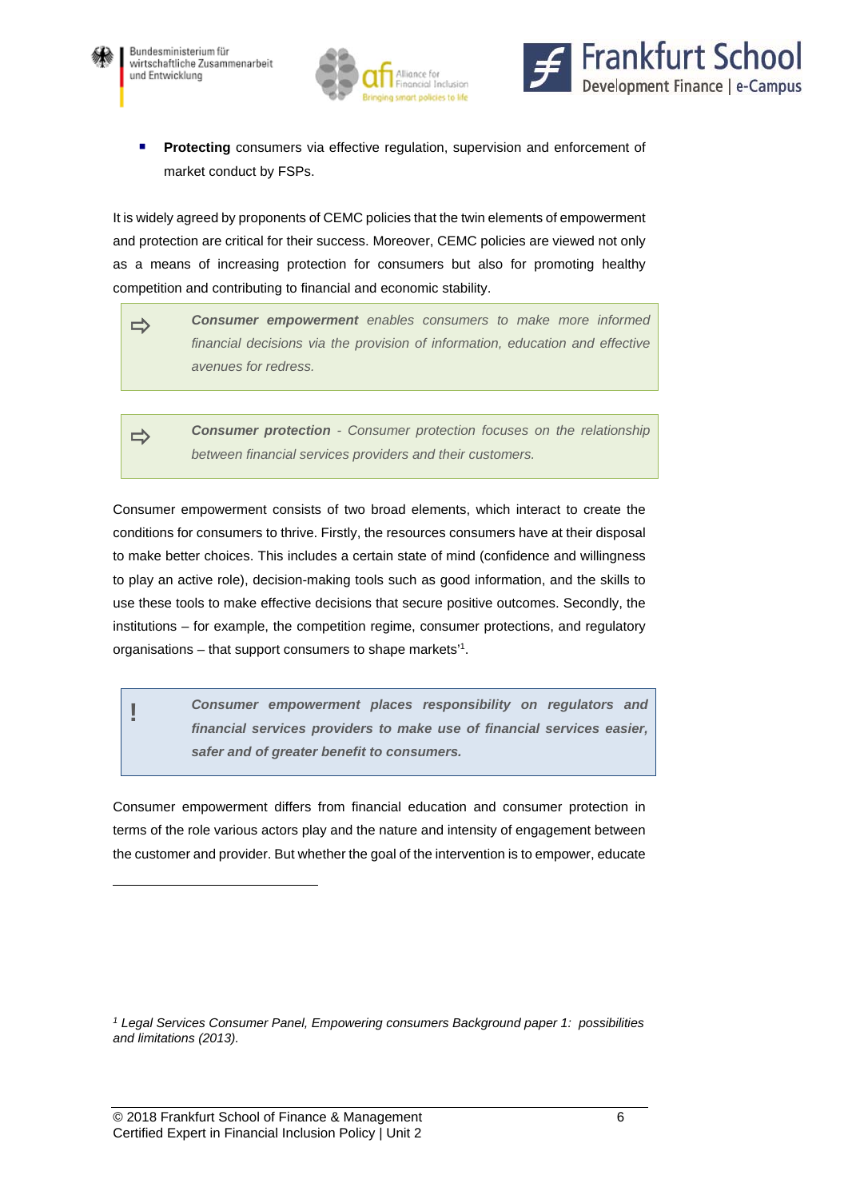- **Protecting** consumers via effective regulation, supervision and enforcement of market conduct by FSPs.

It is widely agreed by proponents of CEMC policies that the twin elements of empowerment and protection are critical for their success. Moreover, CEMC policies are viewed not only as a means of increasing protection for consumers but also for promoting healthy competition and contributing to financial and economic stability.

> ⇨ ***Consumer empowerment*** *enables consumers to make more informed financial decisions via the provision of information, education and effective avenues for redress.*

> ⇨ ***Consumer protection*** *- Consumer protection focuses on the relationship between financial services providers and their customers.*

Consumer empowerment consists of two broad elements, which interact to create the conditions for consumers to thrive. Firstly, the resources consumers have at their disposal to make better choices. This includes a certain state of mind (confidence and willingness to play an active role), decision-making tools such as good information, and the skills to use these tools to make effective decisions that secure positive outcomes. Secondly, the institutions – for example, the competition regime, consumer protections, and regulatory organisations – that support consumers to shape markets'[1].

> ! ***Consumer empowerment places responsibility on regulators and financial services providers to make use of financial services easier, safer and of greater benefit to consumers.***

Consumer empowerment differs from financial education and consumer protection in terms of the role various actors play and the nature and intensity of engagement between the customer and provider. But whether the goal of the intervention is to empower, educate

---

[1] *Legal Services Consumer Panel, Empowering consumers Background paper 1: possibilities and limitations (2013).*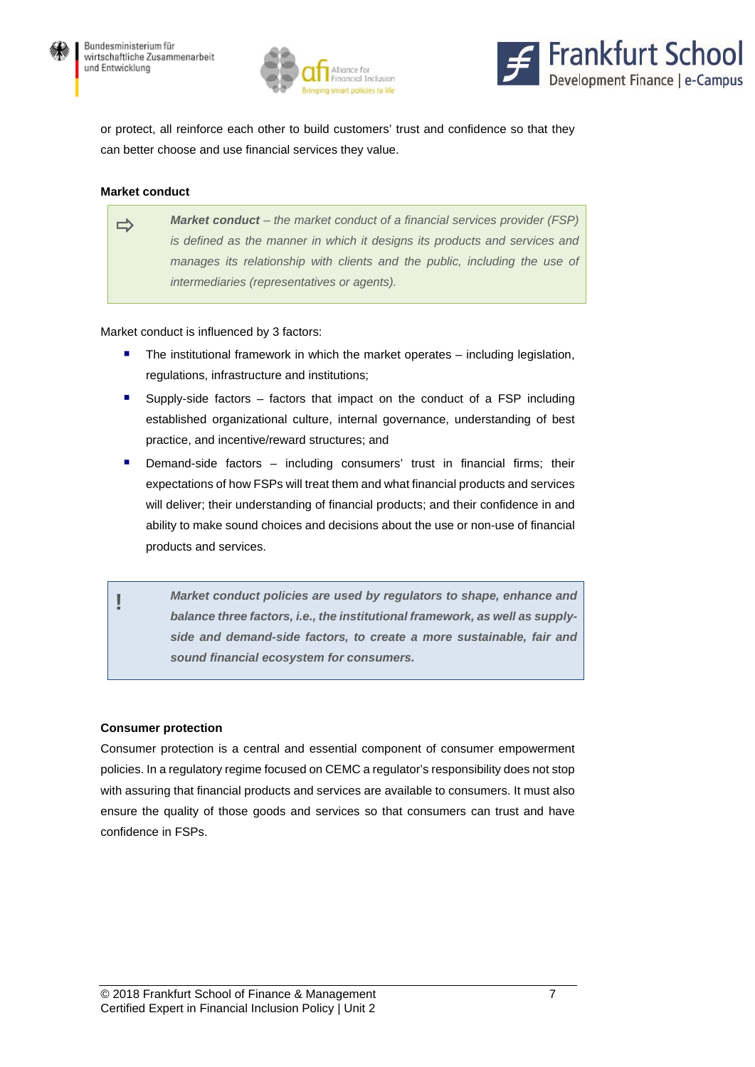or protect, all reinforce each other to build customers' trust and confidence so that they can better choose and use financial services they value.

**Market conduct**

> ⇨ ***Market conduct*** *– the market conduct of a financial services provider (FSP) is defined as the manner in which it designs its products and services and manages its relationship with clients and the public, including the use of intermediaries (representatives or agents).*

Market conduct is influenced by 3 factors:

- The institutional framework in which the market operates – including legislation, regulations, infrastructure and institutions;
- Supply-side factors – factors that impact on the conduct of a FSP including established organizational culture, internal governance, understanding of best practice, and incentive/reward structures; and
- Demand-side factors – including consumers' trust in financial firms; their expectations of how FSPs will treat them and what financial products and services will deliver; their understanding of financial products; and their confidence in and ability to make sound choices and decisions about the use or non-use of financial products and services.

> **!** ***Market conduct policies are used by regulators to shape, enhance and balance three factors, i.e., the institutional framework, as well as supply-side and demand-side factors, to create a more sustainable, fair and sound financial ecosystem for consumers.***

**Consumer protection**

Consumer protection is a central and essential component of consumer empowerment policies. In a regulatory regime focused on CEMC a regulator's responsibility does not stop with assuring that financial products and services are available to consumers. It must also ensure the quality of those goods and services so that consumers can trust and have confidence in FSPs.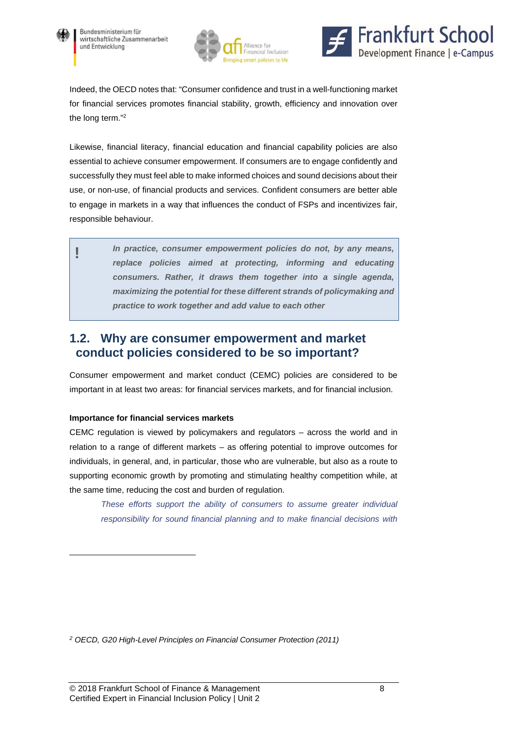Indeed, the OECD notes that: “Consumer confidence and trust in a well-functioning market for financial services promotes financial stability, growth, efficiency and innovation over the long term.”[2]

Likewise, financial literacy, financial education and financial capability policies are also essential to achieve consumer empowerment. If consumers are to engage confidently and successfully they must feel able to make informed choices and sound decisions about their use, or non-use, of financial products and services. Confident consumers are better able to engage in markets in a way that influences the conduct of FSPs and incentivizes fair, responsible behaviour.

> **!** ***In practice, consumer empowerment policies do not, by any means, replace policies aimed at protecting, informing and educating consumers. Rather, it draws them together into a single agenda, maximizing the potential for these different strands of policymaking and practice to work together and add value to each other***

## 1.2. Why are consumer empowerment and market conduct policies considered to be so important?

Consumer empowerment and market conduct (CEMC) policies are considered to be important in at least two areas: for financial services markets, and for financial inclusion.

**Importance for financial services markets**

CEMC regulation is viewed by policymakers and regulators – across the world and in relation to a range of different markets – as offering potential to improve outcomes for individuals, in general, and, in particular, those who are vulnerable, but also as a route to supporting economic growth by promoting and stimulating healthy competition while, at the same time, reducing the cost and burden of regulation.

*These efforts support the ability of consumers to assume greater individual responsibility for sound financial planning and to make financial decisions with*

[2] *OECD, G20 High-Level Principles on Financial Consumer Protection (2011)*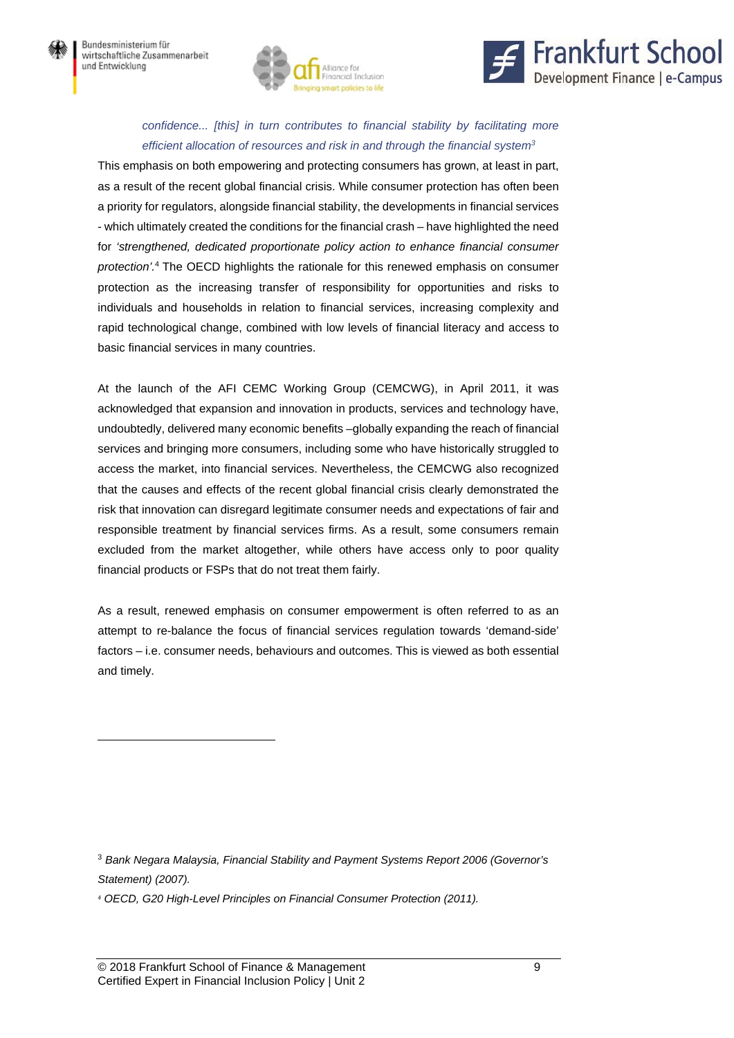> *confidence... [this] in turn contributes to financial stability by facilitating more efficient allocation of resources and risk in and through the financial system*[3]

This emphasis on both empowering and protecting consumers has grown, at least in part, as a result of the recent global financial crisis. While consumer protection has often been a priority for regulators, alongside financial stability, the developments in financial services - which ultimately created the conditions for the financial crash – have highlighted the need for *'strengthened, dedicated proportionate policy action to enhance financial consumer protection'*.[4] The OECD highlights the rationale for this renewed emphasis on consumer protection as the increasing transfer of responsibility for opportunities and risks to individuals and households in relation to financial services, increasing complexity and rapid technological change, combined with low levels of financial literacy and access to basic financial services in many countries.

At the launch of the AFI CEMC Working Group (CEMCWG), in April 2011, it was acknowledged that expansion and innovation in products, services and technology have, undoubtedly, delivered many economic benefits –globally expanding the reach of financial services and bringing more consumers, including some who have historically struggled to access the market, into financial services. Nevertheless, the CEMCWG also recognized that the causes and effects of the recent global financial crisis clearly demonstrated the risk that innovation can disregard legitimate consumer needs and expectations of fair and responsible treatment by financial services firms. As a result, some consumers remain excluded from the market altogether, while others have access only to poor quality financial products or FSPs that do not treat them fairly.

As a result, renewed emphasis on consumer empowerment is often referred to as an attempt to re-balance the focus of financial services regulation towards 'demand-side' factors – i.e. consumer needs, behaviours and outcomes. This is viewed as both essential and timely.

---

[3] *Bank Negara Malaysia, Financial Stability and Payment Systems Report 2006 (Governor's Statement) (2007).*

[4] *OECD, G20 High-Level Principles on Financial Consumer Protection (2011).*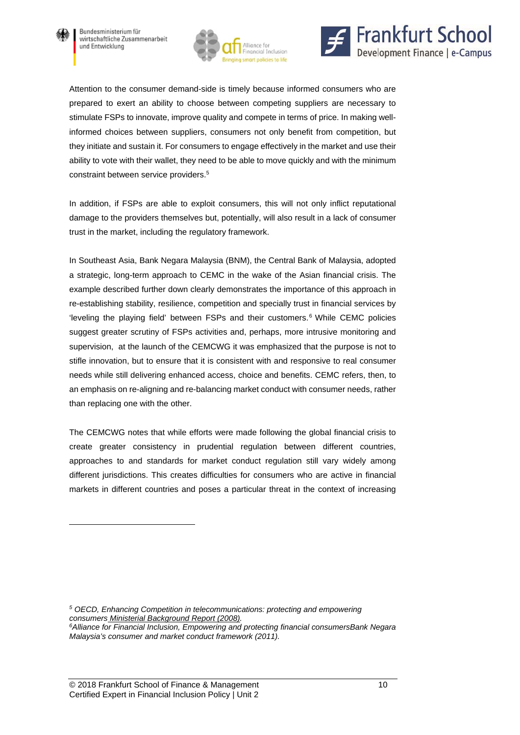Attention to the consumer demand-side is timely because informed consumers who are prepared to exert an ability to choose between competing suppliers are necessary to stimulate FSPs to innovate, improve quality and compete in terms of price. In making well-informed choices between suppliers, consumers not only benefit from competition, but they initiate and sustain it. For consumers to engage effectively in the market and use their ability to vote with their wallet, they need to be able to move quickly and with the minimum constraint between service providers.[5]

In addition, if FSPs are able to exploit consumers, this will not only inflict reputational damage to the providers themselves but, potentially, will also result in a lack of consumer trust in the market, including the regulatory framework.

In Southeast Asia, Bank Negara Malaysia (BNM), the Central Bank of Malaysia, adopted a strategic, long-term approach to CEMC in the wake of the Asian financial crisis. The example described further down clearly demonstrates the importance of this approach in re-establishing stability, resilience, competition and specially trust in financial services by 'leveling the playing field' between FSPs and their customers.[6] While CEMC policies suggest greater scrutiny of FSPs activities and, perhaps, more intrusive monitoring and supervision, at the launch of the CEMCWG it was emphasized that the purpose is not to stifle innovation, but to ensure that it is consistent with and responsive to real consumer needs while still delivering enhanced access, choice and benefits. CEMC refers, then, to an emphasis on re-aligning and re-balancing market conduct with consumer needs, rather than replacing one with the other.

The CEMCWG notes that while efforts were made following the global financial crisis to create greater consistency in prudential regulation between different countries, approaches to and standards for market conduct regulation still vary widely among different jurisdictions. This creates difficulties for consumers who are active in financial markets in different countries and poses a particular threat in the context of increasing

---

[5] *OECD, Enhancing Competition in telecommunications: protecting and empowering consumers Ministerial Background Report (2008).*

[6] *Alliance for Financial Inclusion, Empowering and protecting financial consumersBank Negara Malaysia's consumer and market conduct framework (2011).*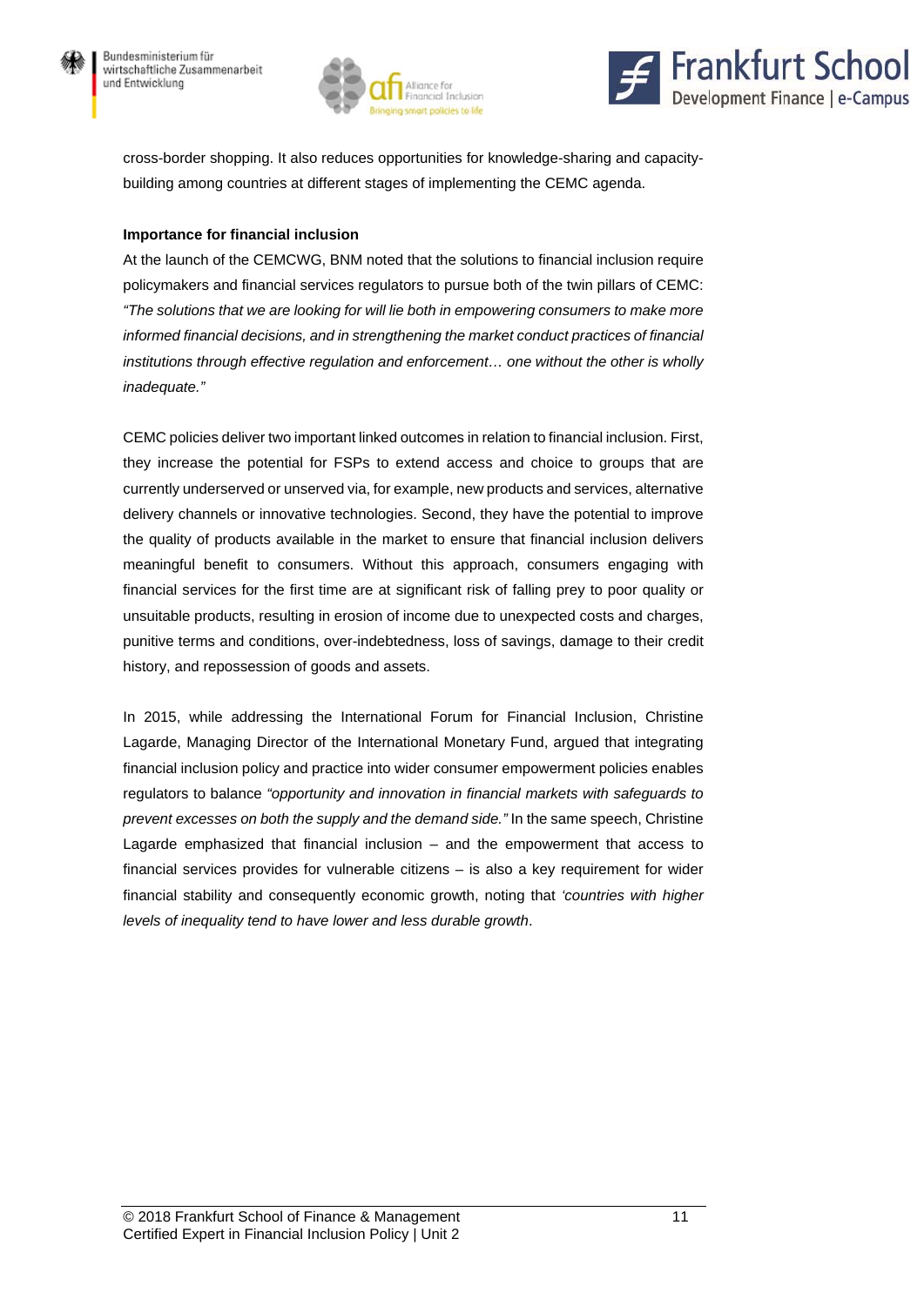cross-border shopping. It also reduces opportunities for knowledge-sharing and capacity-building among countries at different stages of implementing the CEMC agenda.

**Importance for financial inclusion**

At the launch of the CEMCWG, BNM noted that the solutions to financial inclusion require policymakers and financial services regulators to pursue both of the twin pillars of CEMC: *"The solutions that we are looking for will lie both in empowering consumers to make more informed financial decisions, and in strengthening the market conduct practices of financial institutions through effective regulation and enforcement… one without the other is wholly inadequate."*

CEMC policies deliver two important linked outcomes in relation to financial inclusion. First, they increase the potential for FSPs to extend access and choice to groups that are currently underserved or unserved via, for example, new products and services, alternative delivery channels or innovative technologies. Second, they have the potential to improve the quality of products available in the market to ensure that financial inclusion delivers meaningful benefit to consumers. Without this approach, consumers engaging with financial services for the first time are at significant risk of falling prey to poor quality or unsuitable products, resulting in erosion of income due to unexpected costs and charges, punitive terms and conditions, over-indebtedness, loss of savings, damage to their credit history, and repossession of goods and assets.

In 2015, while addressing the International Forum for Financial Inclusion, Christine Lagarde, Managing Director of the International Monetary Fund, argued that integrating financial inclusion policy and practice into wider consumer empowerment policies enables regulators to balance *"opportunity and innovation in financial markets with safeguards to prevent excesses on both the supply and the demand side."* In the same speech, Christine Lagarde emphasized that financial inclusion – and the empowerment that access to financial services provides for vulnerable citizens – is also a key requirement for wider financial stability and consequently economic growth, noting that *'countries with higher levels of inequality tend to have lower and less durable growth*.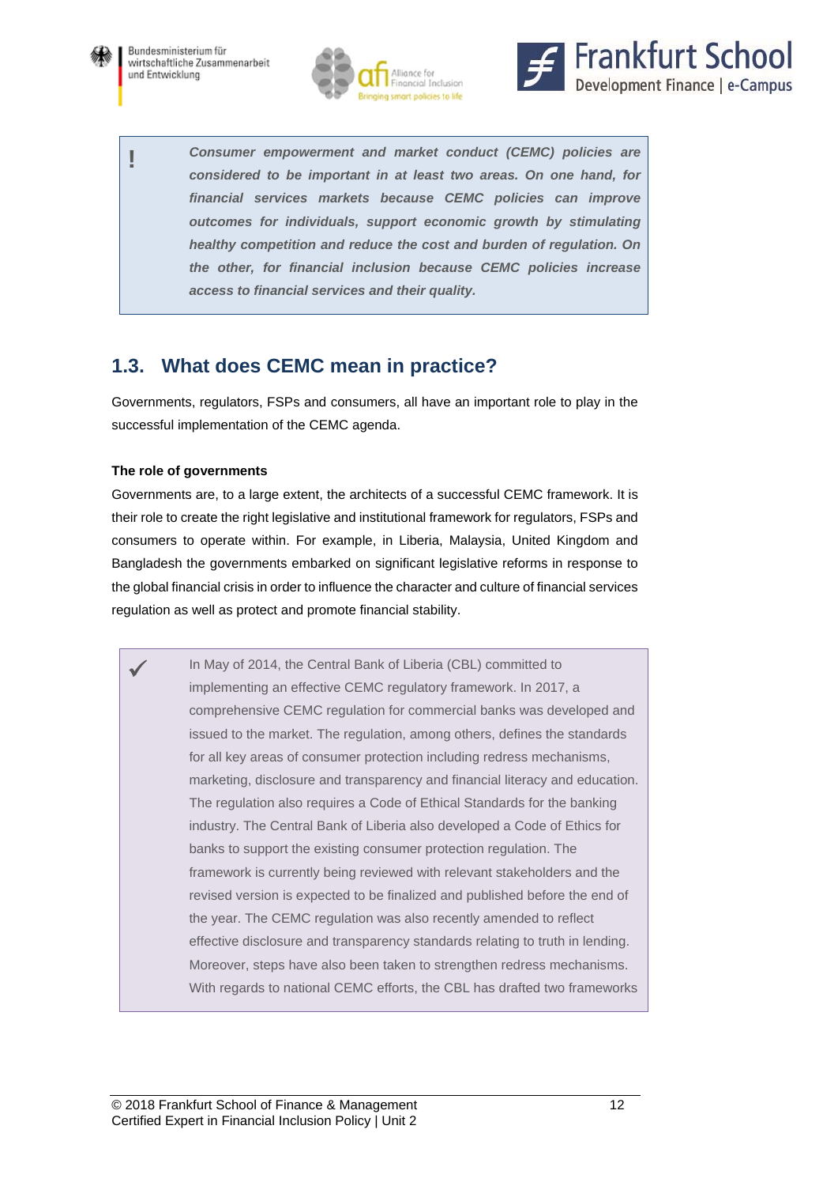> **!** ***Consumer empowerment and market conduct (CEMC) policies are considered to be important in at least two areas. On one hand, for financial services markets because CEMC policies can improve outcomes for individuals, support economic growth by stimulating healthy competition and reduce the cost and burden of regulation. On the other, for financial inclusion because CEMC policies increase access to financial services and their quality.***

## 1.3. What does CEMC mean in practice?

Governments, regulators, FSPs and consumers, all have an important role to play in the successful implementation of the CEMC agenda.

**The role of governments**

Governments are, to a large extent, the architects of a successful CEMC framework. It is their role to create the right legislative and institutional framework for regulators, FSPs and consumers to operate within. For example, in Liberia, Malaysia, United Kingdom and Bangladesh the governments embarked on significant legislative reforms in response to the global financial crisis in order to influence the character and culture of financial services regulation as well as protect and promote financial stability.

> ✓ In May of 2014, the Central Bank of Liberia (CBL) committed to implementing an effective CEMC regulatory framework. In 2017, a comprehensive CEMC regulation for commercial banks was developed and issued to the market. The regulation, among others, defines the standards for all key areas of consumer protection including redress mechanisms, marketing, disclosure and transparency and financial literacy and education. The regulation also requires a Code of Ethical Standards for the banking industry. The Central Bank of Liberia also developed a Code of Ethics for banks to support the existing consumer protection regulation. The framework is currently being reviewed with relevant stakeholders and the revised version is expected to be finalized and published before the end of the year. The CEMC regulation was also recently amended to reflect effective disclosure and transparency standards relating to truth in lending. Moreover, steps have also been taken to strengthen redress mechanisms. With regards to national CEMC efforts, the CBL has drafted two frameworks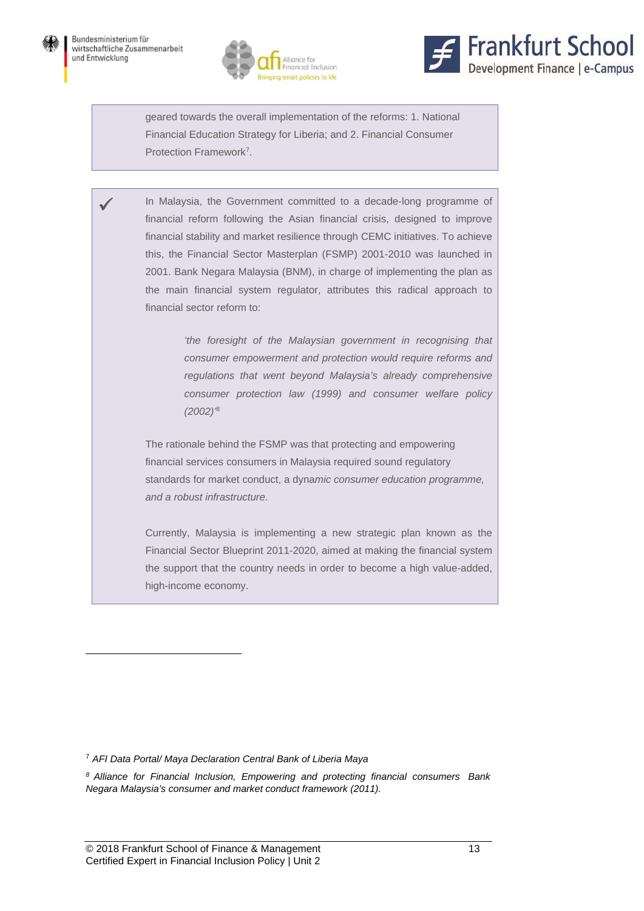geared towards the overall implementation of the reforms: 1. National Financial Education Strategy for Liberia; and 2. Financial Consumer Protection Framework[7].

✓ In Malaysia, the Government committed to a decade-long programme of financial reform following the Asian financial crisis, designed to improve financial stability and market resilience through CEMC initiatives. To achieve this, the Financial Sector Masterplan (FSMP) 2001-2010 was launched in 2001. Bank Negara Malaysia (BNM), in charge of implementing the plan as the main financial system regulator, attributes this radical approach to financial sector reform to:

> *'the foresight of the Malaysian government in recognising that consumer empowerment and protection would require reforms and regulations that went beyond Malaysia's already comprehensive consumer protection law (1999) and consumer welfare policy (2002)'*[8]

The rationale behind the FSMP was that protecting and empowering financial services consumers in Malaysia required sound regulatory standards for market conduct, a dyna*mic consumer education programme, and a robust infrastructure.*

Currently, Malaysia is implementing a new strategic plan known as the Financial Sector Blueprint 2011-2020, aimed at making the financial system the support that the country needs in order to become a high value-added, high-income economy.

---

[7] *AFI Data Portal/ Maya Declaration Central Bank of Liberia Maya*

[8] *Alliance for Financial Inclusion, Empowering and protecting financial consumers Bank Negara Malaysia's consumer and market conduct framework (2011).*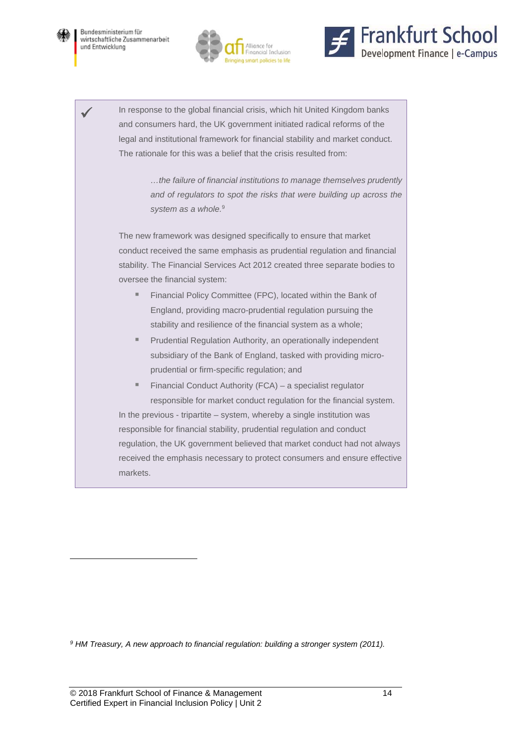✓ In response to the global financial crisis, which hit United Kingdom banks and consumers hard, the UK government initiated radical reforms of the legal and institutional framework for financial stability and market conduct. The rationale for this was a belief that the crisis resulted from:

> *…the failure of financial institutions to manage themselves prudently and of regulators to spot the risks that were building up across the system as a whole.*[9]

The new framework was designed specifically to ensure that market conduct received the same emphasis as prudential regulation and financial stability. The Financial Services Act 2012 created three separate bodies to oversee the financial system:

- Financial Policy Committee (FPC), located within the Bank of England, providing macro-prudential regulation pursuing the stability and resilience of the financial system as a whole;
- Prudential Regulation Authority, an operationally independent subsidiary of the Bank of England, tasked with providing micro-prudential or firm-specific regulation; and
- Financial Conduct Authority (FCA) – a specialist regulator responsible for market conduct regulation for the financial system.

In the previous - tripartite – system, whereby a single institution was responsible for financial stability, prudential regulation and conduct regulation, the UK government believed that market conduct had not always received the emphasis necessary to protect consumers and ensure effective markets.

---

[9] *HM Treasury, A new approach to financial regulation: building a stronger system (2011).*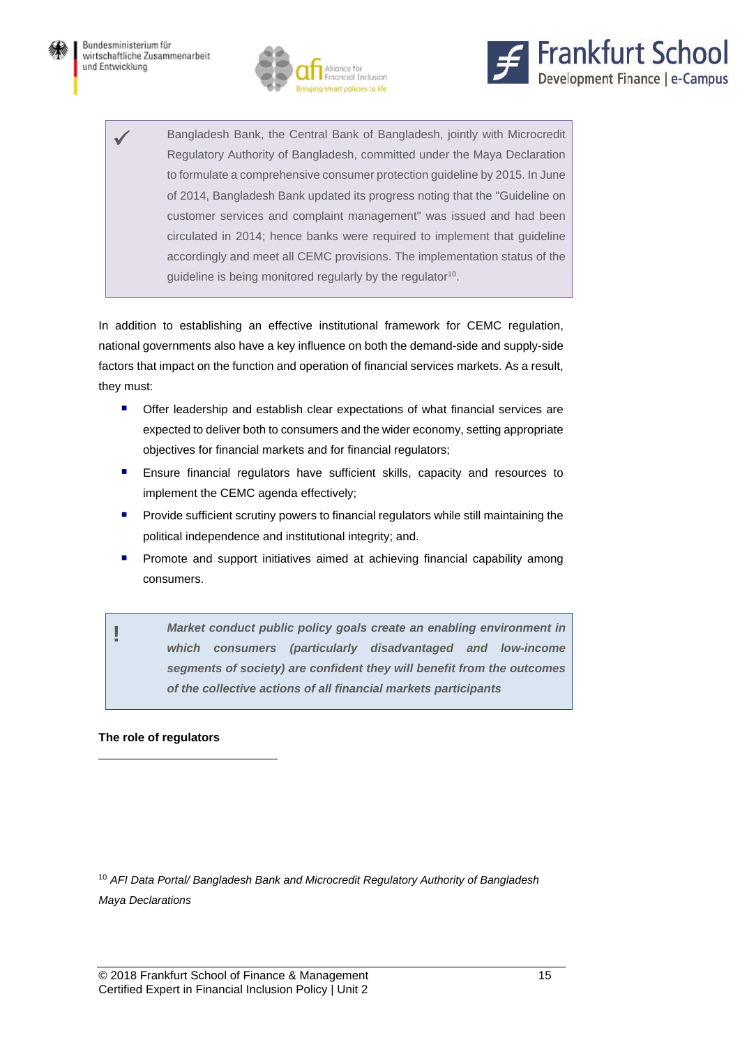> ✓ Bangladesh Bank, the Central Bank of Bangladesh, jointly with Microcredit Regulatory Authority of Bangladesh, committed under the Maya Declaration to formulate a comprehensive consumer protection guideline by 2015. In June of 2014, Bangladesh Bank updated its progress noting that the "Guideline on customer services and complaint management" was issued and had been circulated in 2014; hence banks were required to implement that guideline accordingly and meet all CEMC provisions. The implementation status of the guideline is being monitored regularly by the regulator[10].

In addition to establishing an effective institutional framework for CEMC regulation, national governments also have a key influence on both the demand-side and supply-side factors that impact on the function and operation of financial services markets. As a result, they must:

- Offer leadership and establish clear expectations of what financial services are expected to deliver both to consumers and the wider economy, setting appropriate objectives for financial markets and for financial regulators;
- Ensure financial regulators have sufficient skills, capacity and resources to implement the CEMC agenda effectively;
- Provide sufficient scrutiny powers to financial regulators while still maintaining the political independence and institutional integrity; and.
- Promote and support initiatives aimed at achieving financial capability among consumers.

> ! ***Market conduct public policy goals create an enabling environment in which consumers (particularly disadvantaged and low-income segments of society) are confident they will benefit from the outcomes of the collective actions of all financial markets participants***

**The role of regulators**

---

[10] *AFI Data Portal/ Bangladesh Bank and Microcredit Regulatory Authority of Bangladesh Maya Declarations*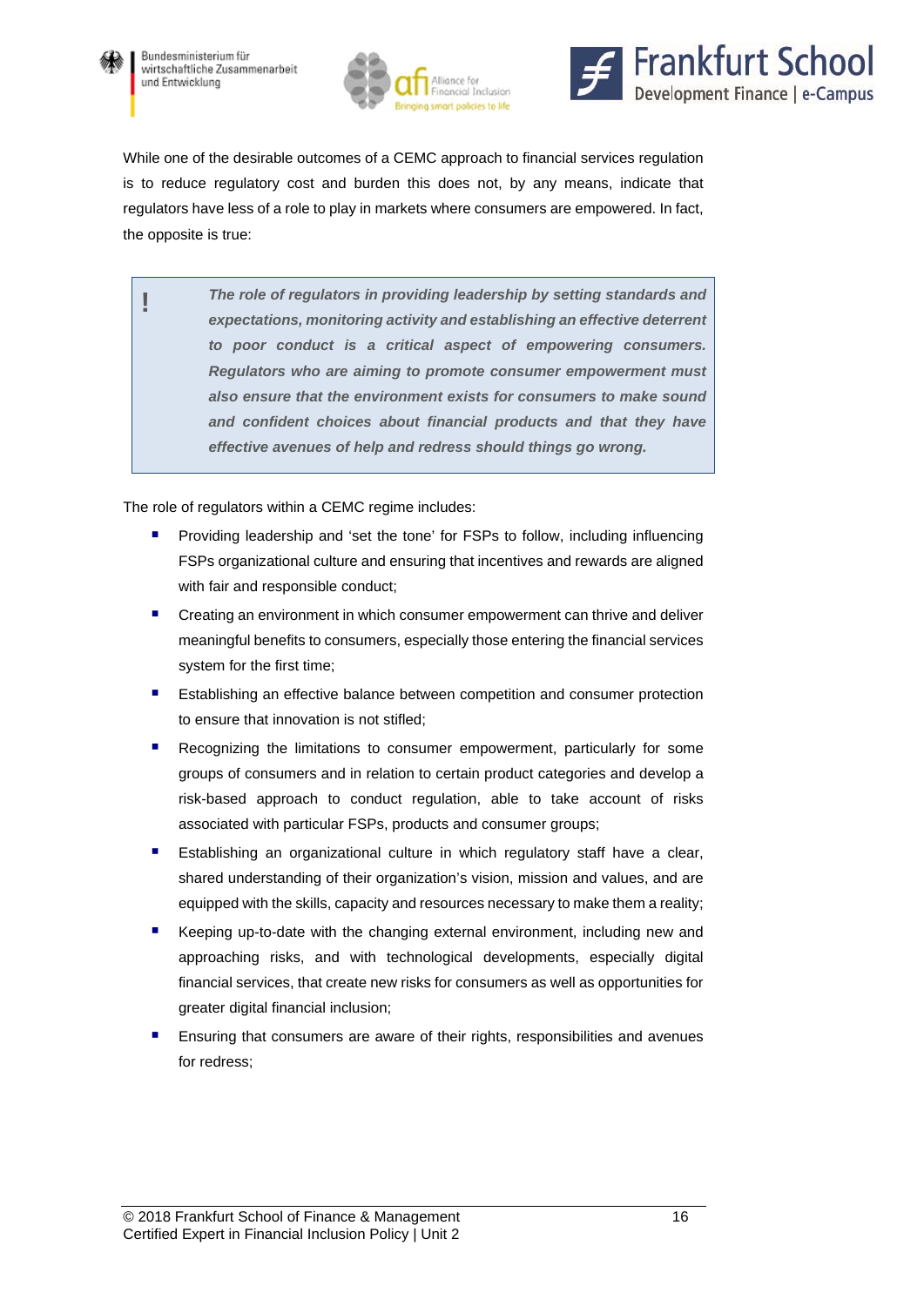While one of the desirable outcomes of a CEMC approach to financial services regulation is to reduce regulatory cost and burden this does not, by any means, indicate that regulators have less of a role to play in markets where consumers are empowered. In fact, the opposite is true:

> **!** ***The role of regulators in providing leadership by setting standards and expectations, monitoring activity and establishing an effective deterrent to poor conduct is a critical aspect of empowering consumers. Regulators who are aiming to promote consumer empowerment must also ensure that the environment exists for consumers to make sound and confident choices about financial products and that they have effective avenues of help and redress should things go wrong.***

The role of regulators within a CEMC regime includes:

- Providing leadership and 'set the tone' for FSPs to follow, including influencing FSPs organizational culture and ensuring that incentives and rewards are aligned with fair and responsible conduct;
- Creating an environment in which consumer empowerment can thrive and deliver meaningful benefits to consumers, especially those entering the financial services system for the first time;
- Establishing an effective balance between competition and consumer protection to ensure that innovation is not stifled;
- Recognizing the limitations to consumer empowerment, particularly for some groups of consumers and in relation to certain product categories and develop a risk-based approach to conduct regulation, able to take account of risks associated with particular FSPs, products and consumer groups;
- Establishing an organizational culture in which regulatory staff have a clear, shared understanding of their organization's vision, mission and values, and are equipped with the skills, capacity and resources necessary to make them a reality;
- Keeping up-to-date with the changing external environment, including new and approaching risks, and with technological developments, especially digital financial services, that create new risks for consumers as well as opportunities for greater digital financial inclusion;
- Ensuring that consumers are aware of their rights, responsibilities and avenues for redress;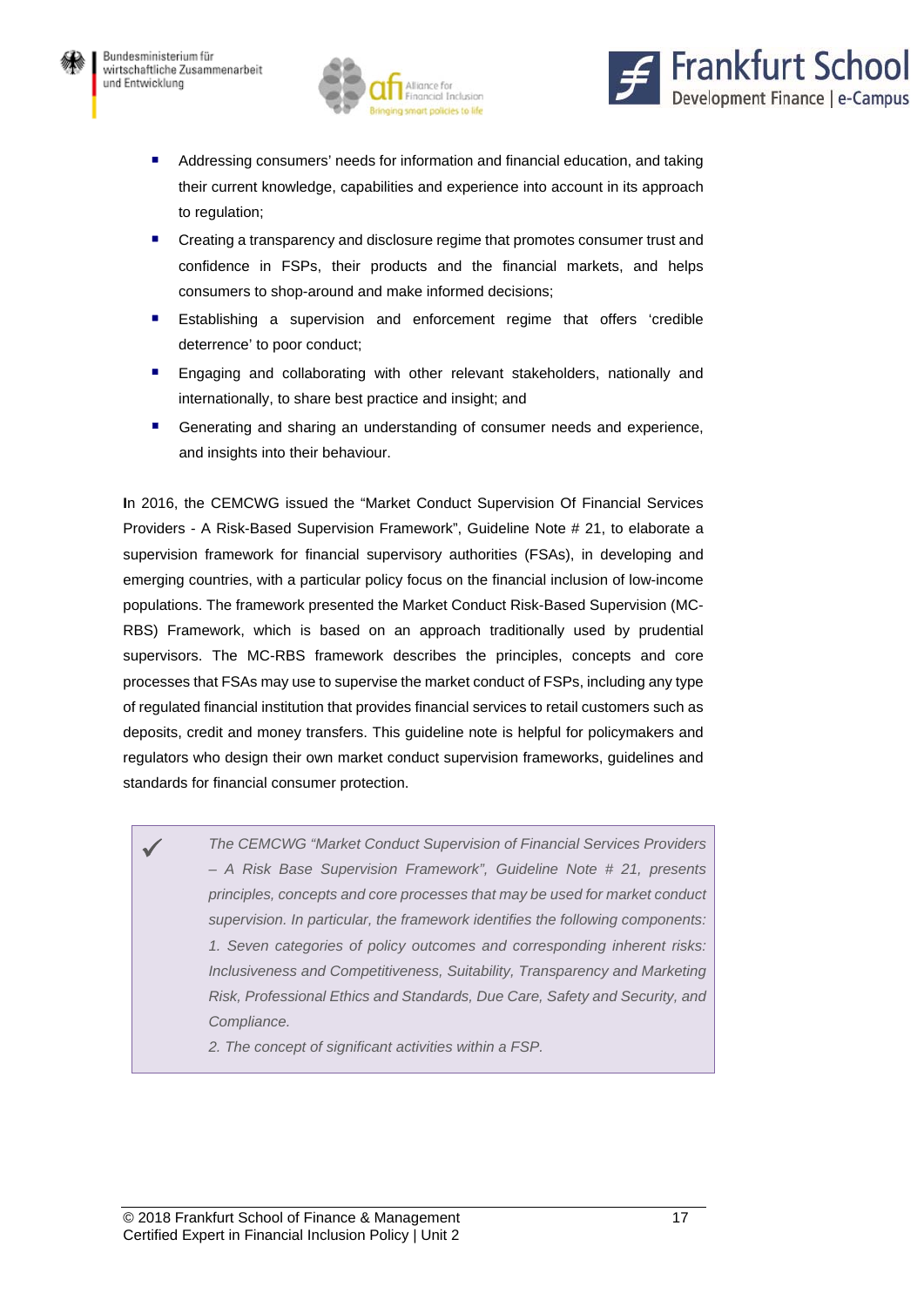- Addressing consumers' needs for information and financial education, and taking their current knowledge, capabilities and experience into account in its approach to regulation;
- Creating a transparency and disclosure regime that promotes consumer trust and confidence in FSPs, their products and the financial markets, and helps consumers to shop-around and make informed decisions;
- Establishing a supervision and enforcement regime that offers 'credible deterrence' to poor conduct;
- Engaging and collaborating with other relevant stakeholders, nationally and internationally, to share best practice and insight; and
- Generating and sharing an understanding of consumer needs and experience, and insights into their behaviour.

**I**n 2016, the CEMCWG issued the "Market Conduct Supervision Of Financial Services Providers - A Risk-Based Supervision Framework", Guideline Note # 21, to elaborate a supervision framework for financial supervisory authorities (FSAs), in developing and emerging countries, with a particular policy focus on the financial inclusion of low-income populations. The framework presented the Market Conduct Risk-Based Supervision (MC-RBS) Framework, which is based on an approach traditionally used by prudential supervisors. The MC-RBS framework describes the principles, concepts and core processes that FSAs may use to supervise the market conduct of FSPs, including any type of regulated financial institution that provides financial services to retail customers such as deposits, credit and money transfers. This guideline note is helpful for policymakers and regulators who design their own market conduct supervision frameworks, guidelines and standards for financial consumer protection.

> ✓ *The CEMCWG "Market Conduct Supervision of Financial Services Providers – A Risk Base Supervision Framework", Guideline Note # 21, presents principles, concepts and core processes that may be used for market conduct supervision. In particular, the framework identifies the following components:*
>
> *1. Seven categories of policy outcomes and corresponding inherent risks: Inclusiveness and Competitiveness, Suitability, Transparency and Marketing Risk, Professional Ethics and Standards, Due Care, Safety and Security, and Compliance.*
>
> *2. The concept of significant activities within a FSP.*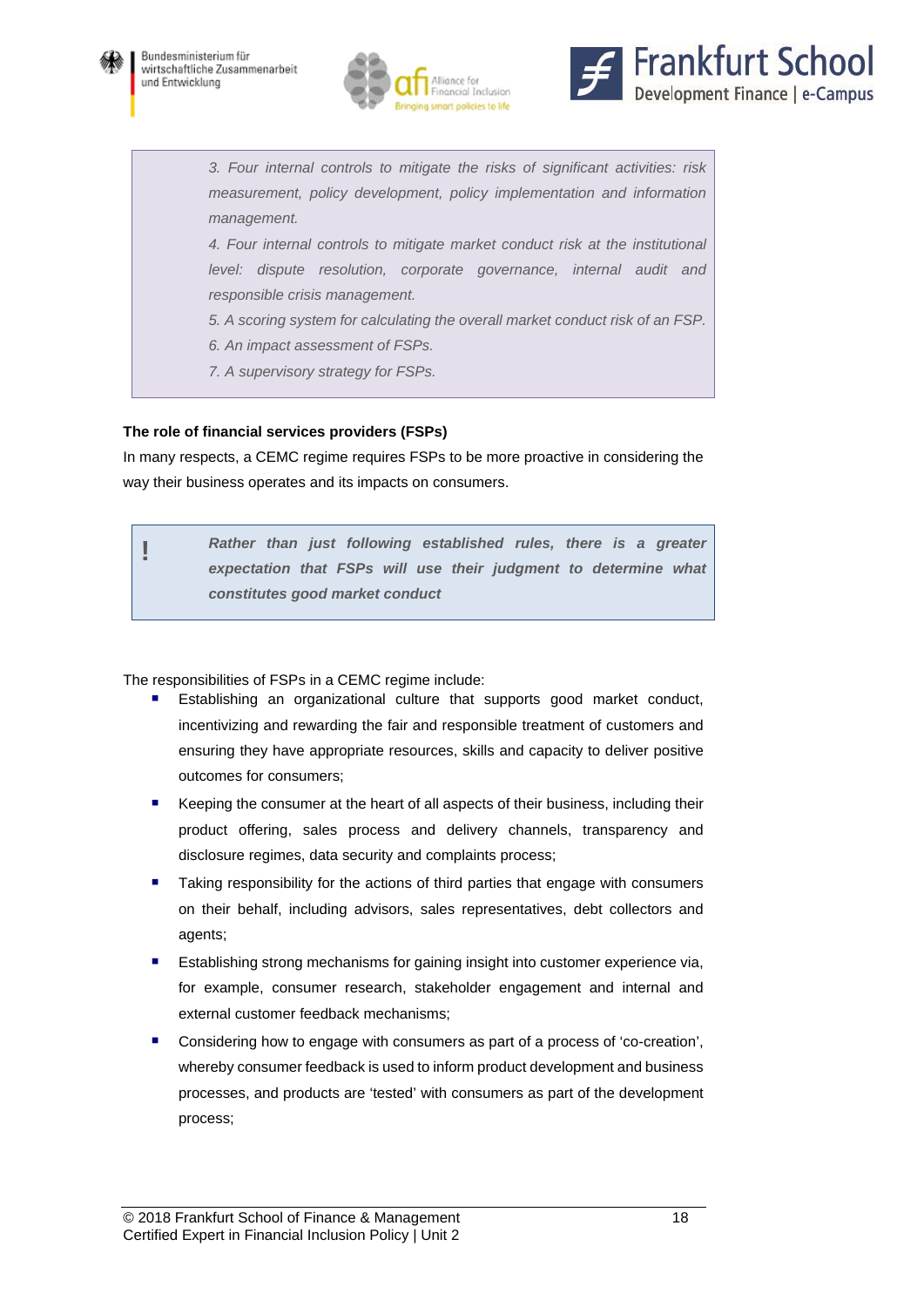*3. Four internal controls to mitigate the risks of significant activities: risk measurement, policy development, policy implementation and information management.*

*4. Four internal controls to mitigate market conduct risk at the institutional level: dispute resolution, corporate governance, internal audit and responsible crisis management.*

*5. A scoring system for calculating the overall market conduct risk of an FSP.*

*6. An impact assessment of FSPs.*

*7. A supervisory strategy for FSPs.*

**The role of financial services providers (FSPs)**

In many respects, a CEMC regime requires FSPs to be more proactive in considering the way their business operates and its impacts on consumers.

> **!** ***Rather than just following established rules, there is a greater expectation that FSPs will use their judgment to determine what constitutes good market conduct***

The responsibilities of FSPs in a CEMC regime include:

- Establishing an organizational culture that supports good market conduct, incentivizing and rewarding the fair and responsible treatment of customers and ensuring they have appropriate resources, skills and capacity to deliver positive outcomes for consumers;
- Keeping the consumer at the heart of all aspects of their business, including their product offering, sales process and delivery channels, transparency and disclosure regimes, data security and complaints process;
- Taking responsibility for the actions of third parties that engage with consumers on their behalf, including advisors, sales representatives, debt collectors and agents;
- Establishing strong mechanisms for gaining insight into customer experience via, for example, consumer research, stakeholder engagement and internal and external customer feedback mechanisms;
- Considering how to engage with consumers as part of a process of 'co-creation', whereby consumer feedback is used to inform product development and business processes, and products are 'tested' with consumers as part of the development process;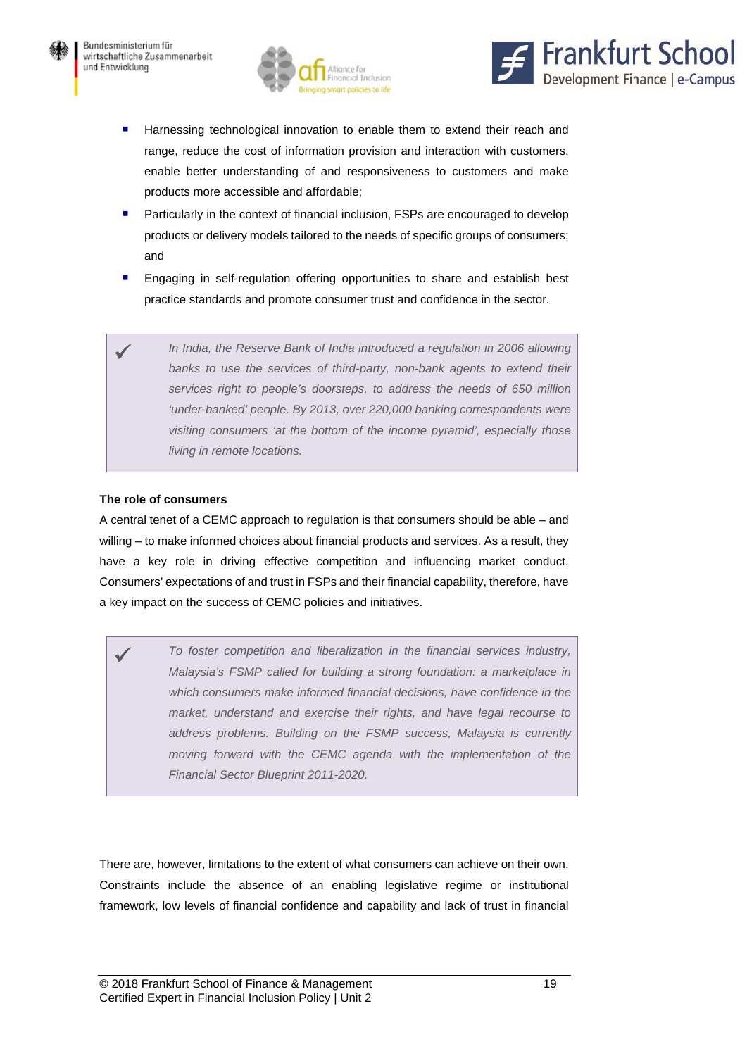- Harnessing technological innovation to enable them to extend their reach and range, reduce the cost of information provision and interaction with customers, enable better understanding of and responsiveness to customers and make products more accessible and affordable;
- Particularly in the context of financial inclusion, FSPs are encouraged to develop products or delivery models tailored to the needs of specific groups of consumers; and
- Engaging in self-regulation offering opportunities to share and establish best practice standards and promote consumer trust and confidence in the sector.

> ✓ *In India, the Reserve Bank of India introduced a regulation in 2006 allowing banks to use the services of third-party, non-bank agents to extend their services right to people's doorsteps, to address the needs of 650 million 'under-banked' people. By 2013, over 220,000 banking correspondents were visiting consumers 'at the bottom of the income pyramid', especially those living in remote locations.*

**The role of consumers**

A central tenet of a CEMC approach to regulation is that consumers should be able – and willing – to make informed choices about financial products and services. As a result, they have a key role in driving effective competition and influencing market conduct. Consumers' expectations of and trust in FSPs and their financial capability, therefore, have a key impact on the success of CEMC policies and initiatives.

> ✓ *To foster competition and liberalization in the financial services industry, Malaysia's FSMP called for building a strong foundation: a marketplace in which consumers make informed financial decisions, have confidence in the market, understand and exercise their rights, and have legal recourse to address problems. Building on the FSMP success, Malaysia is currently moving forward with the CEMC agenda with the implementation of the Financial Sector Blueprint 2011-2020.*

There are, however, limitations to the extent of what consumers can achieve on their own. Constraints include the absence of an enabling legislative regime or institutional framework, low levels of financial confidence and capability and lack of trust in financial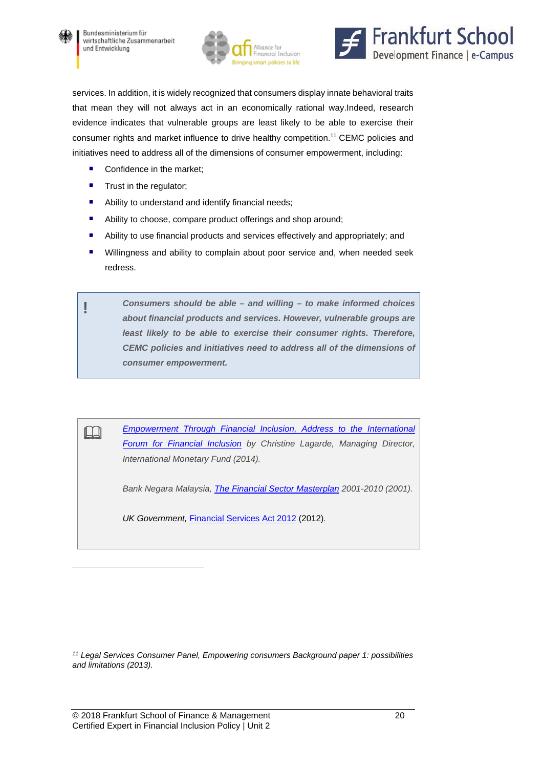services. In addition, it is widely recognized that consumers display innate behavioral traits that mean they will not always act in an economically rational way.Indeed, research evidence indicates that vulnerable groups are least likely to be able to exercise their consumer rights and market influence to drive healthy competition.[11] CEMC policies and initiatives need to address all of the dimensions of consumer empowerment, including:

- Confidence in the market;
- Trust in the regulator;
- Ability to understand and identify financial needs;
- Ability to choose, compare product offerings and shop around;
- Ability to use financial products and services effectively and appropriately; and
- Willingness and ability to complain about poor service and, when needed seek redress.

> **!** ***Consumers should be able – and willing – to make informed choices about financial products and services. However, vulnerable groups are least likely to be able to exercise their consumer rights. Therefore, CEMC policies and initiatives need to address all of the dimensions of consumer empowerment.***

> *Empowerment Through Financial Inclusion, Address to the International Forum for Financial Inclusion by Christine Lagarde, Managing Director, International Monetary Fund (2014).*
>
> *Bank Negara Malaysia, The Financial Sector Masterplan 2001-2010 (2001).*
>
> *UK Government,* Financial Services Act 2012 (2012).

[11] *Legal Services Consumer Panel, Empowering consumers Background paper 1: possibilities and limitations (2013).*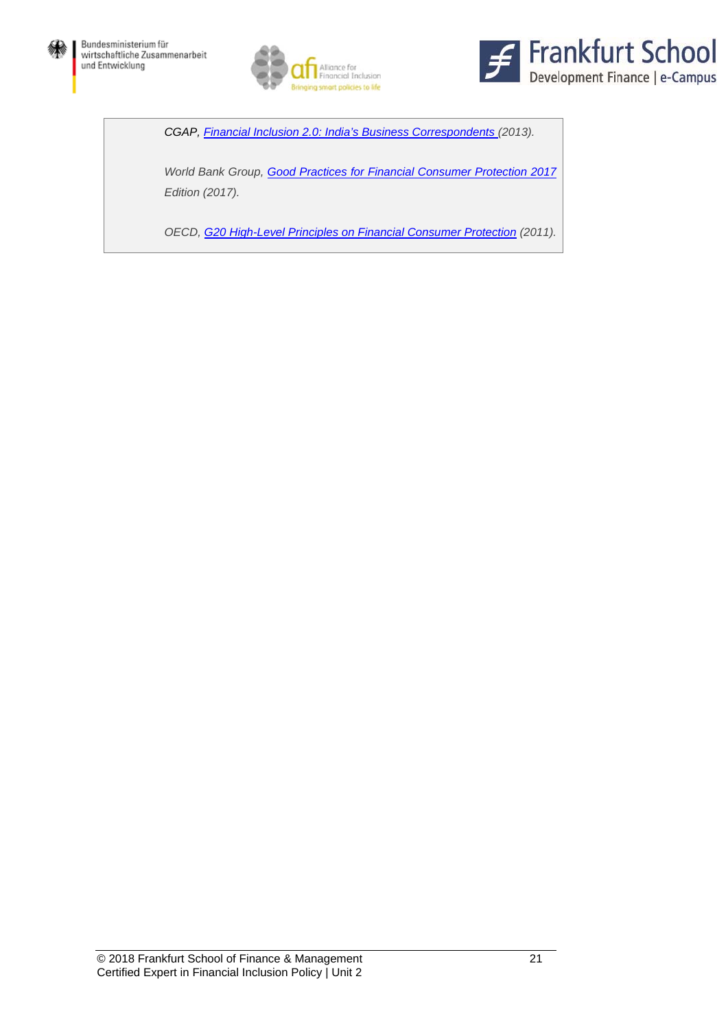*CGAP, Financial Inclusion 2.0: India's Business Correspondents (2013).*

*World Bank Group, Good Practices for Financial Consumer Protection 2017 Edition (2017).*

*OECD, G20 High-Level Principles on Financial Consumer Protection (2011).*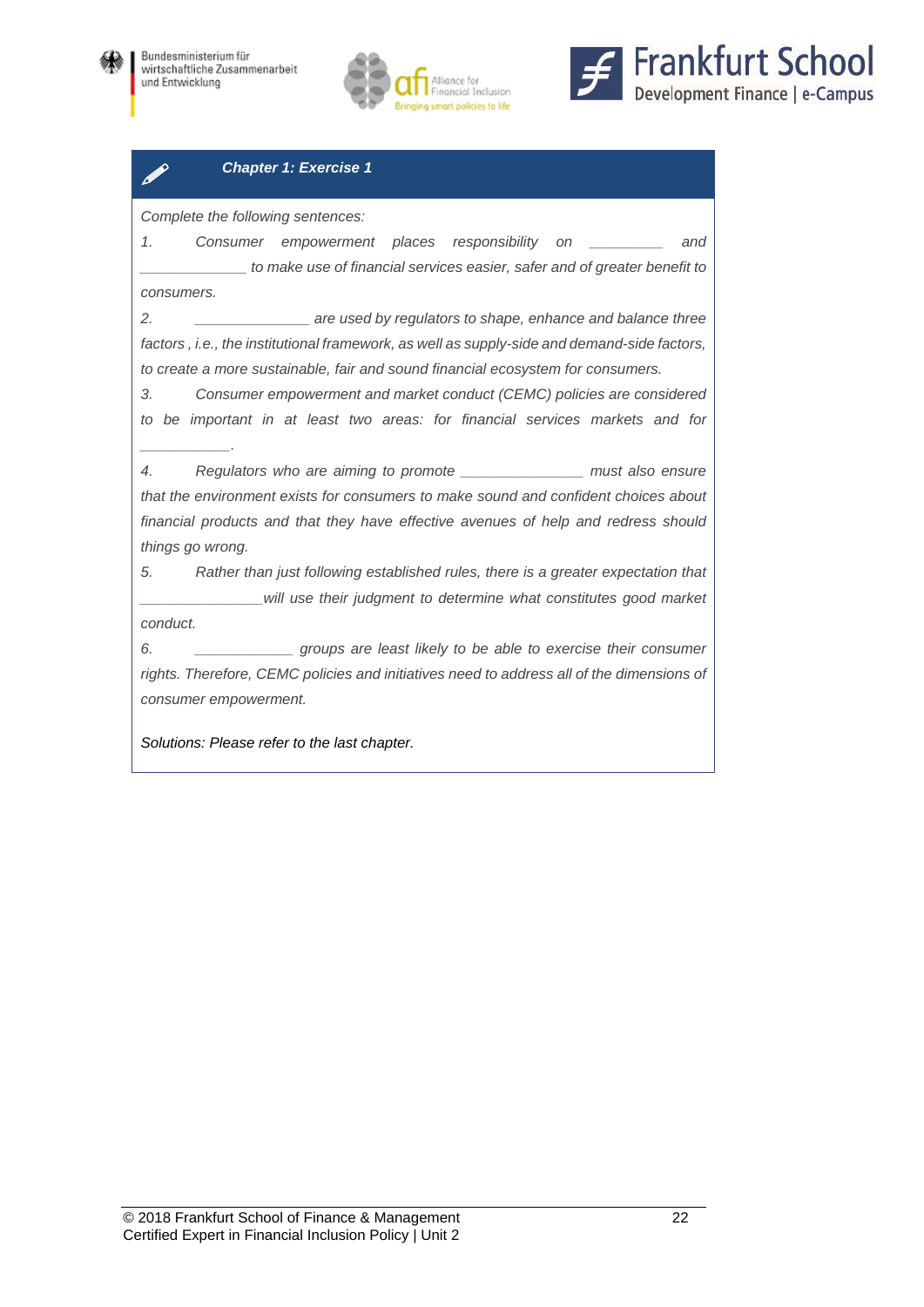### *Chapter 1: Exercise 1*

*Complete the following sentences:*

*1. Consumer empowerment places responsibility on _________ and _____________ to make use of financial services easier, safer and of greater benefit to consumers.*

*2. ______________ are used by regulators to shape, enhance and balance three factors , i.e., the institutional framework, as well as supply-side and demand-side factors, to create a more sustainable, fair and sound financial ecosystem for consumers.*

*3. Consumer empowerment and market conduct (CEMC) policies are considered to be important in at least two areas: for financial services markets and for ___________.*

*4. Regulators who are aiming to promote _______________ must also ensure that the environment exists for consumers to make sound and confident choices about financial products and that they have effective avenues of help and redress should things go wrong.*

*5. Rather than just following established rules, there is a greater expectation that _______________will use their judgment to determine what constitutes good market conduct.*

*6. ____________ groups are least likely to be able to exercise their consumer rights. Therefore, CEMC policies and initiatives need to address all of the dimensions of consumer empowerment.*

*Solutions: Please refer to the last chapter.*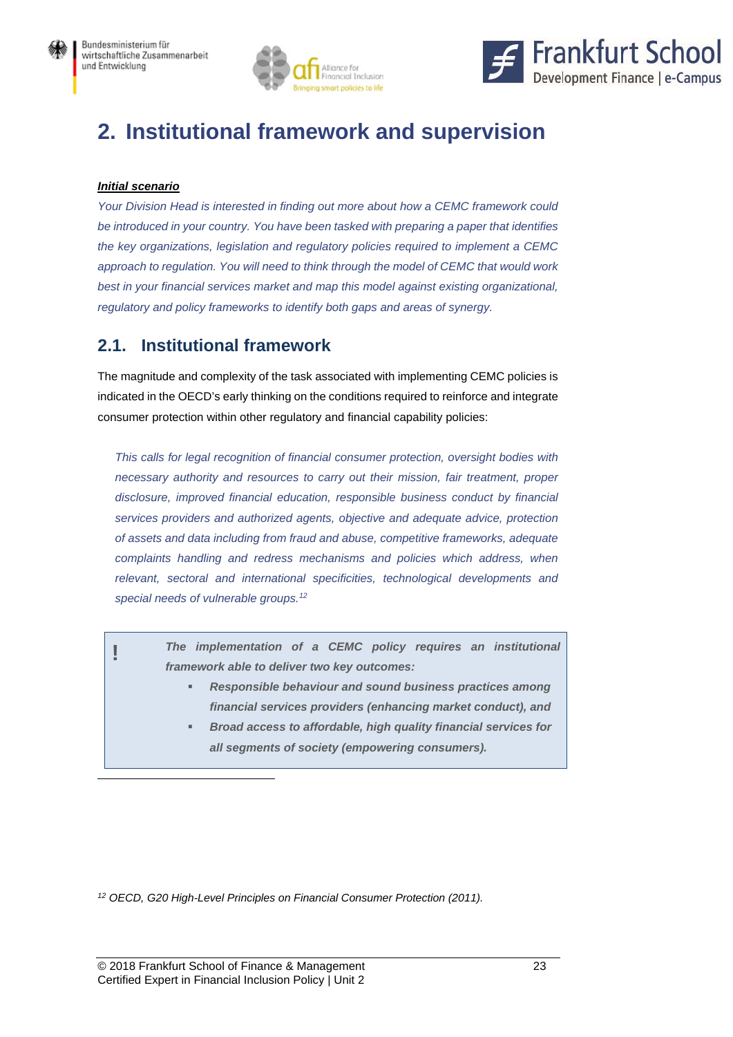# 2. Institutional framework and supervision

***Initial scenario***

*Your Division Head is interested in finding out more about how a CEMC framework could be introduced in your country. You have been tasked with preparing a paper that identifies the key organizations, legislation and regulatory policies required to implement a CEMC approach to regulation. You will need to think through the model of CEMC that would work best in your financial services market and map this model against existing organizational, regulatory and policy frameworks to identify both gaps and areas of synergy.*

## 2.1. Institutional framework

The magnitude and complexity of the task associated with implementing CEMC policies is indicated in the OECD's early thinking on the conditions required to reinforce and integrate consumer protection within other regulatory and financial capability policies:

> *This calls for legal recognition of financial consumer protection, oversight bodies with necessary authority and resources to carry out their mission, fair treatment, proper disclosure, improved financial education, responsible business conduct by financial services providers and authorized agents, objective and adequate advice, protection of assets and data including from fraud and abuse, competitive frameworks, adequate complaints handling and redress mechanisms and policies which address, when relevant, sectoral and international specificities, technological developments and special needs of vulnerable groups.*[12]

> **!** ***The implementation of a CEMC policy requires an institutional framework able to deliver two key outcomes:***
>
> - ***Responsible behaviour and sound business practices among financial services providers (enhancing market conduct), and***
> - ***Broad access to affordable, high quality financial services for all segments of society (empowering consumers).***

[12] *OECD, G20 High-Level Principles on Financial Consumer Protection (2011).*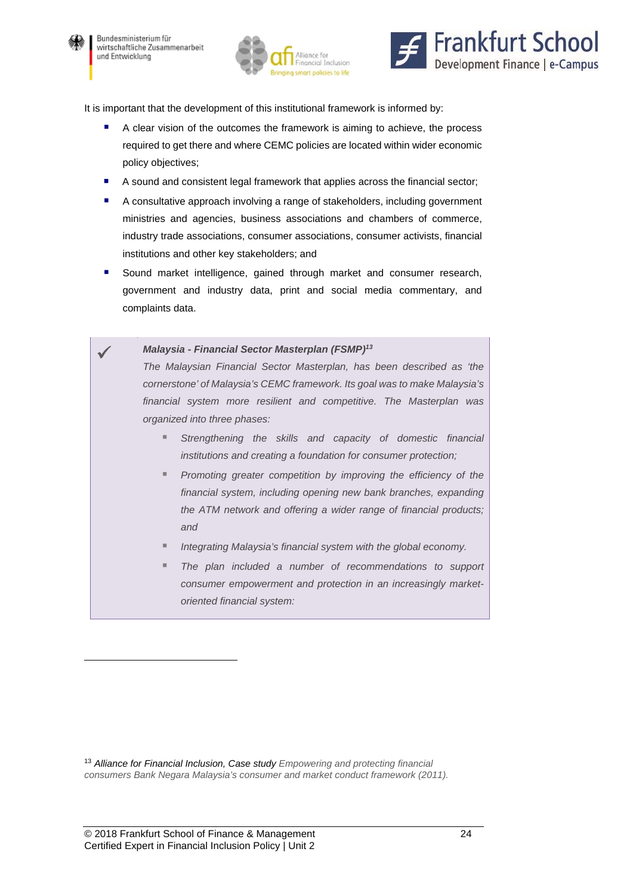It is important that the development of this institutional framework is informed by:

- A clear vision of the outcomes the framework is aiming to achieve, the process required to get there and where CEMC policies are located within wider economic policy objectives;
- A sound and consistent legal framework that applies across the financial sector;
- A consultative approach involving a range of stakeholders, including government ministries and agencies, business associations and chambers of commerce, industry trade associations, consumer associations, consumer activists, financial institutions and other key stakeholders; and
- Sound market intelligence, gained through market and consumer research, government and industry data, print and social media commentary, and complaints data.

> ✓ ***Malaysia - Financial Sector Masterplan (FSMP)***[13]
>
> *The Malaysian Financial Sector Masterplan, has been described as 'the cornerstone' of Malaysia's CEMC framework. Its goal was to make Malaysia's financial system more resilient and competitive. The Masterplan was organized into three phases:*
>
> - *Strengthening the skills and capacity of domestic financial institutions and creating a foundation for consumer protection;*
> - *Promoting greater competition by improving the efficiency of the financial system, including opening new bank branches, expanding the ATM network and offering a wider range of financial products; and*
> - *Integrating Malaysia's financial system with the global economy.*
> - *The plan included a number of recommendations to support consumer empowerment and protection in an increasingly market-oriented financial system:*

---

[13] *Alliance for Financial Inclusion, Case study Empowering and protecting financial consumers Bank Negara Malaysia's consumer and market conduct framework (2011).*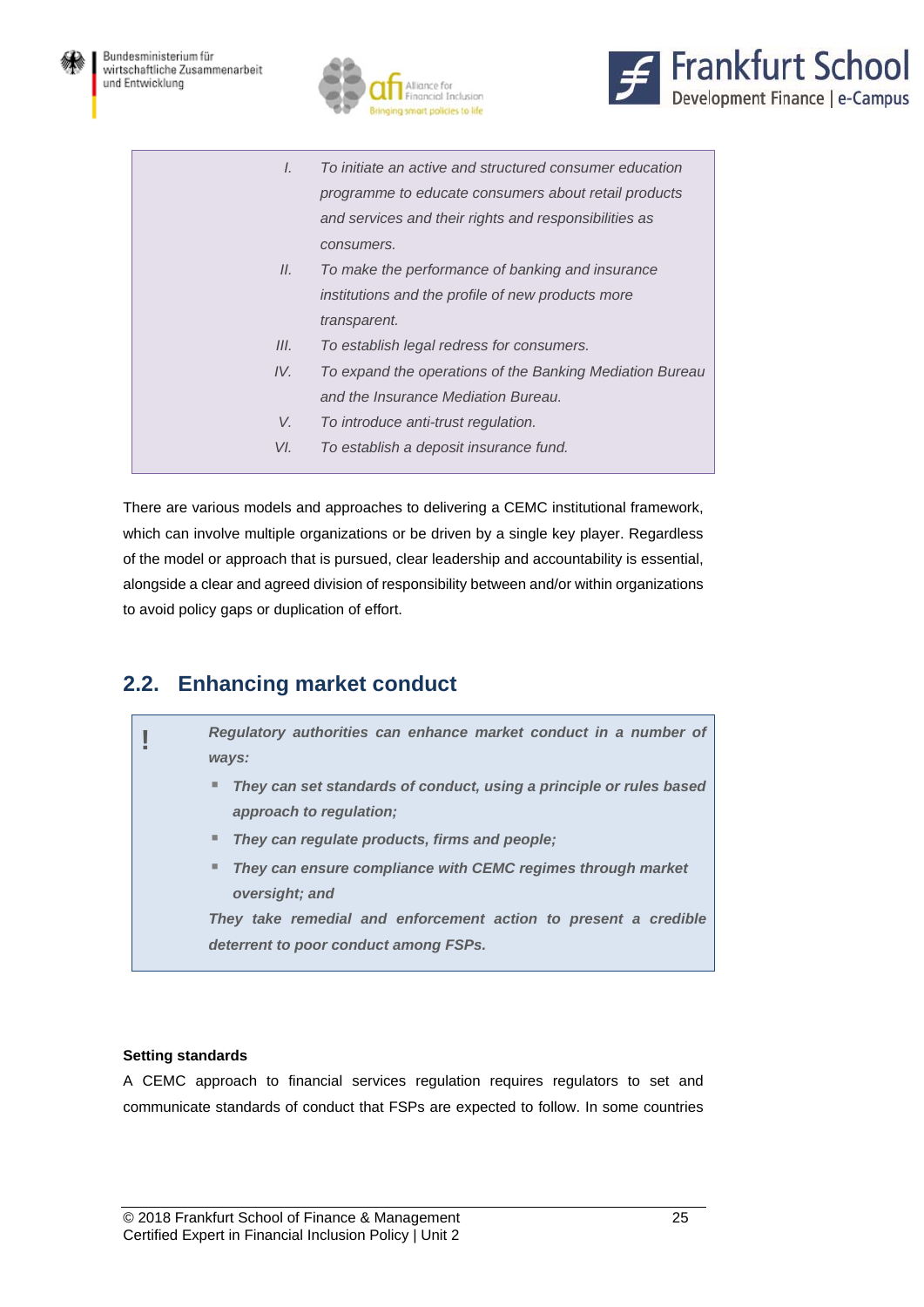> I. *To initiate an active and structured consumer education programme to educate consumers about retail products and services and their rights and responsibilities as consumers.*
> II. *To make the performance of banking and insurance institutions and the profile of new products more transparent.*
> III. *To establish legal redress for consumers.*
> IV. *To expand the operations of the Banking Mediation Bureau and the Insurance Mediation Bureau.*
> V. *To introduce anti-trust regulation.*
> VI. *To establish a deposit insurance fund.*

There are various models and approaches to delivering a CEMC institutional framework, which can involve multiple organizations or be driven by a single key player. Regardless of the model or approach that is pursued, clear leadership and accountability is essential, alongside a clear and agreed division of responsibility between and/or within organizations to avoid policy gaps or duplication of effort.

## 2.2. Enhancing market conduct

> **!** ***Regulatory authorities can enhance market conduct in a number of ways:***
>
> - ***They can set standards of conduct, using a principle or rules based approach to regulation;***
> - ***They can regulate products, firms and people;***
> - ***They can ensure compliance with CEMC regimes through market oversight; and***
>
> ***They take remedial and enforcement action to present a credible deterrent to poor conduct among FSPs.***

**Setting standards**

A CEMC approach to financial services regulation requires regulators to set and communicate standards of conduct that FSPs are expected to follow. In some countries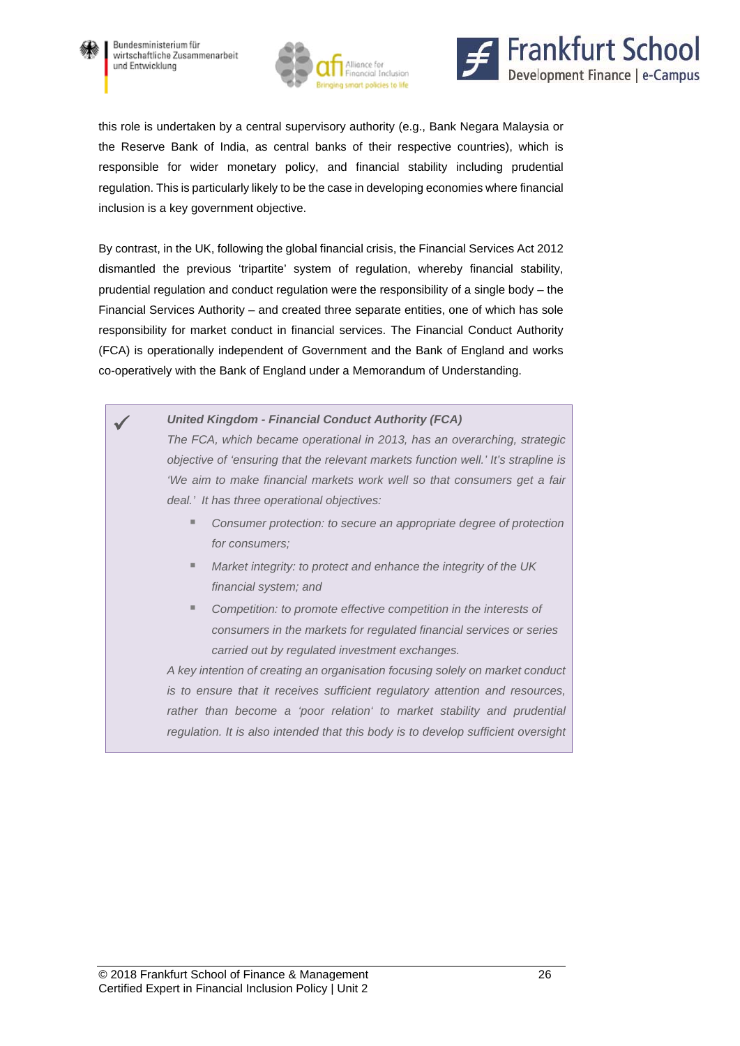this role is undertaken by a central supervisory authority (e.g., Bank Negara Malaysia or the Reserve Bank of India, as central banks of their respective countries), which is responsible for wider monetary policy, and financial stability including prudential regulation. This is particularly likely to be the case in developing economies where financial inclusion is a key government objective.

By contrast, in the UK, following the global financial crisis, the Financial Services Act 2012 dismantled the previous 'tripartite' system of regulation, whereby financial stability, prudential regulation and conduct regulation were the responsibility of a single body – the Financial Services Authority – and created three separate entities, one of which has sole responsibility for market conduct in financial services. The Financial Conduct Authority (FCA) is operationally independent of Government and the Bank of England and works co-operatively with the Bank of England under a Memorandum of Understanding.

> ✓ ***United Kingdom - Financial Conduct Authority (FCA)***
>
> *The FCA, which became operational in 2013, has an overarching, strategic objective of 'ensuring that the relevant markets function well.' It's strapline is 'We aim to make financial markets work well so that consumers get a fair deal.' It has three operational objectives:*
>
> - *Consumer protection: to secure an appropriate degree of protection for consumers;*
> - *Market integrity: to protect and enhance the integrity of the UK financial system; and*
> - *Competition: to promote effective competition in the interests of consumers in the markets for regulated financial services or series carried out by regulated investment exchanges.*
>
> *A key intention of creating an organisation focusing solely on market conduct is to ensure that it receives sufficient regulatory attention and resources, rather than become a 'poor relation' to market stability and prudential regulation. It is also intended that this body is to develop sufficient oversight*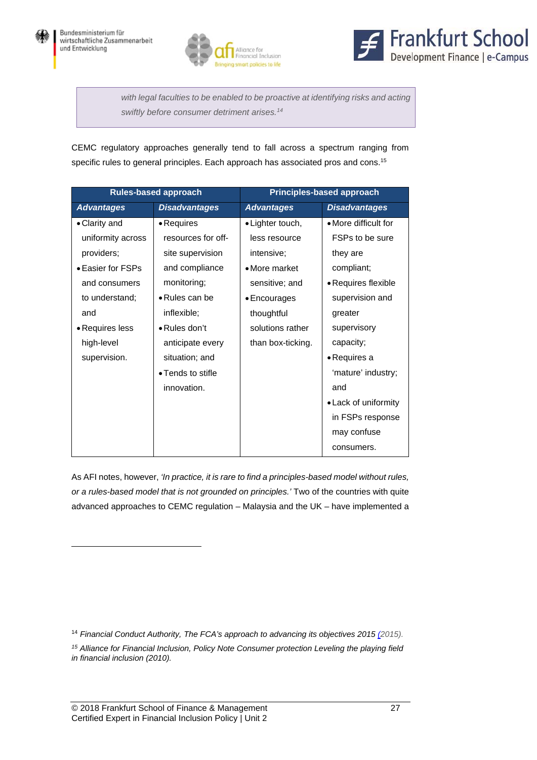> *with legal faculties to be enabled to be proactive at identifying risks and acting swiftly before consumer detriment arises.*[14]

CEMC regulatory approaches generally tend to fall across a spectrum ranging from specific rules to general principles. Each approach has associated pros and cons.[15]

| **Rules-based approach** | | **Principles-based approach** | |
|---|---|---|---|
| ***Advantages*** | ***Disadvantages*** | ***Advantages*** | ***Disadvantages*** |
| • Clarity and uniformity across providers;<br>• Easier for FSPs and consumers to understand; and<br>• Requires less high-level supervision. | • Requires resources for off-site supervision and compliance monitoring;<br>• Rules can be inflexible;<br>• Rules don't anticipate every situation; and<br>• Tends to stifle innovation. | • Lighter touch, less resource intensive;<br>• More market sensitive; and<br>• Encourages thoughtful solutions rather than box-ticking. | • More difficult for FSPs to be sure they are compliant;<br>• Requires flexible supervision and greater supervisory capacity;<br>• Requires a 'mature' industry; and<br>• Lack of uniformity in FSPs response may confuse consumers. |

As AFI notes, however, *'In practice, it is rare to find a principles-based model without rules, or a rules-based model that is not grounded on principles.'* Two of the countries with quite advanced approaches to CEMC regulation – Malaysia and the UK – have implemented a

---

[14] *Financial Conduct Authority, The FCA's approach to advancing its objectives 2015 (2015).*

[15] *Alliance for Financial Inclusion, Policy Note Consumer protection Leveling the playing field in financial inclusion (2010).*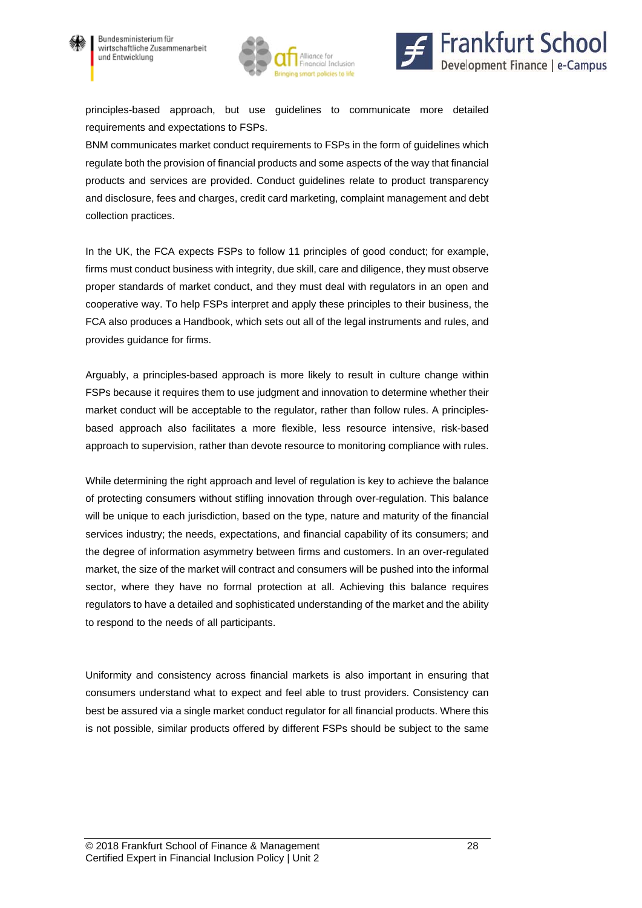principles-based approach, but use guidelines to communicate more detailed requirements and expectations to FSPs.
BNM communicates market conduct requirements to FSPs in the form of guidelines which regulate both the provision of financial products and some aspects of the way that financial products and services are provided. Conduct guidelines relate to product transparency and disclosure, fees and charges, credit card marketing, complaint management and debt collection practices.

In the UK, the FCA expects FSPs to follow 11 principles of good conduct; for example, firms must conduct business with integrity, due skill, care and diligence, they must observe proper standards of market conduct, and they must deal with regulators in an open and cooperative way. To help FSPs interpret and apply these principles to their business, the FCA also produces a Handbook, which sets out all of the legal instruments and rules, and provides guidance for firms.

Arguably, a principles-based approach is more likely to result in culture change within FSPs because it requires them to use judgment and innovation to determine whether their market conduct will be acceptable to the regulator, rather than follow rules. A principles-based approach also facilitates a more flexible, less resource intensive, risk-based approach to supervision, rather than devote resource to monitoring compliance with rules.

While determining the right approach and level of regulation is key to achieve the balance of protecting consumers without stifling innovation through over-regulation. This balance will be unique to each jurisdiction, based on the type, nature and maturity of the financial services industry; the needs, expectations, and financial capability of its consumers; and the degree of information asymmetry between firms and customers. In an over-regulated market, the size of the market will contract and consumers will be pushed into the informal sector, where they have no formal protection at all. Achieving this balance requires regulators to have a detailed and sophisticated understanding of the market and the ability to respond to the needs of all participants.

Uniformity and consistency across financial markets is also important in ensuring that consumers understand what to expect and feel able to trust providers. Consistency can best be assured via a single market conduct regulator for all financial products. Where this is not possible, similar products offered by different FSPs should be subject to the same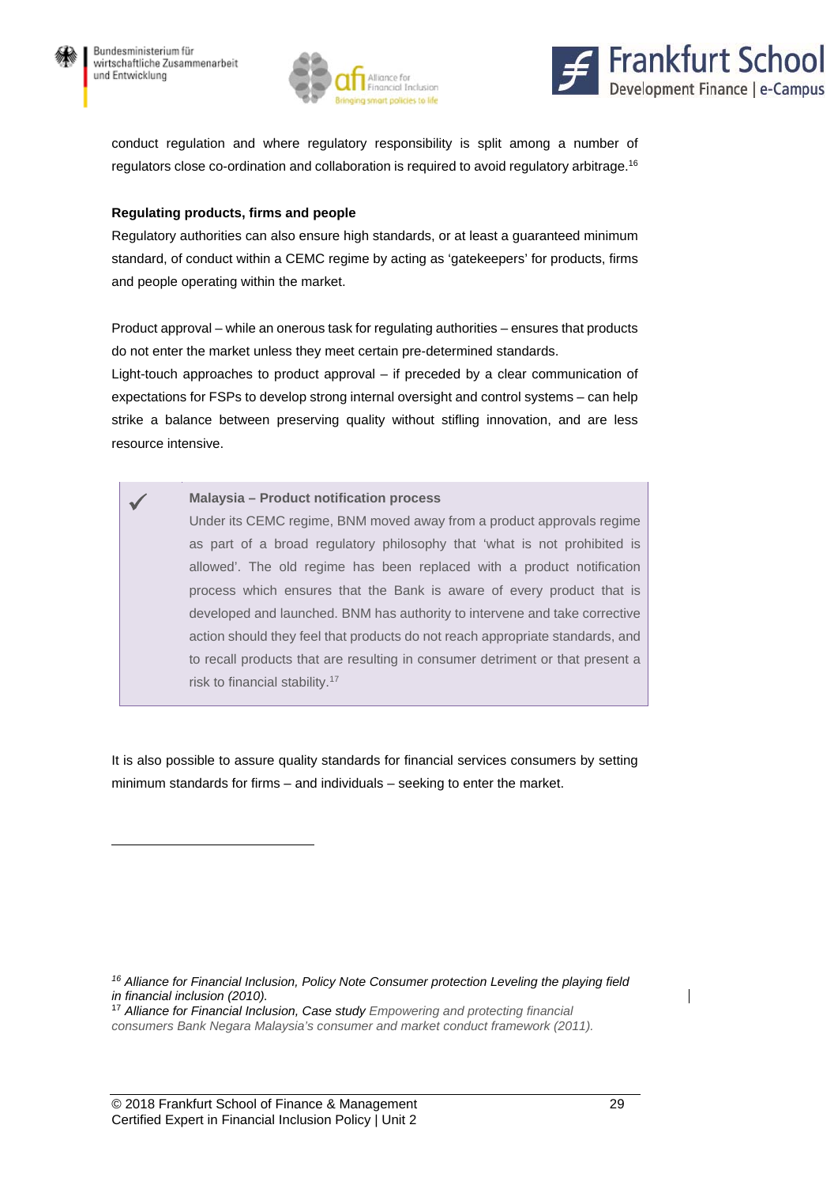conduct regulation and where regulatory responsibility is split among a number of regulators close co-ordination and collaboration is required to avoid regulatory arbitrage.[16]

**Regulating products, firms and people**

Regulatory authorities can also ensure high standards, or at least a guaranteed minimum standard, of conduct within a CEMC regime by acting as 'gatekeepers' for products, firms and people operating within the market.

Product approval – while an onerous task for regulating authorities – ensures that products do not enter the market unless they meet certain pre-determined standards.
Light-touch approaches to product approval – if preceded by a clear communication of expectations for FSPs to develop strong internal oversight and control systems – can help strike a balance between preserving quality without stifling innovation, and are less resource intensive.

> ✓ **Malaysia – Product notification process**
>
> Under its CEMC regime, BNM moved away from a product approvals regime as part of a broad regulatory philosophy that 'what is not prohibited is allowed'. The old regime has been replaced with a product notification process which ensures that the Bank is aware of every product that is developed and launched. BNM has authority to intervene and take corrective action should they feel that products do not reach appropriate standards, and to recall products that are resulting in consumer detriment or that present a risk to financial stability.[17]

It is also possible to assure quality standards for financial services consumers by setting minimum standards for firms – and individuals – seeking to enter the market.

---

[16] *Alliance for Financial Inclusion, Policy Note Consumer protection Leveling the playing field in financial inclusion (2010).*

[17] *Alliance for Financial Inclusion, Case study Empowering and protecting financial consumers Bank Negara Malaysia's consumer and market conduct framework (2011).*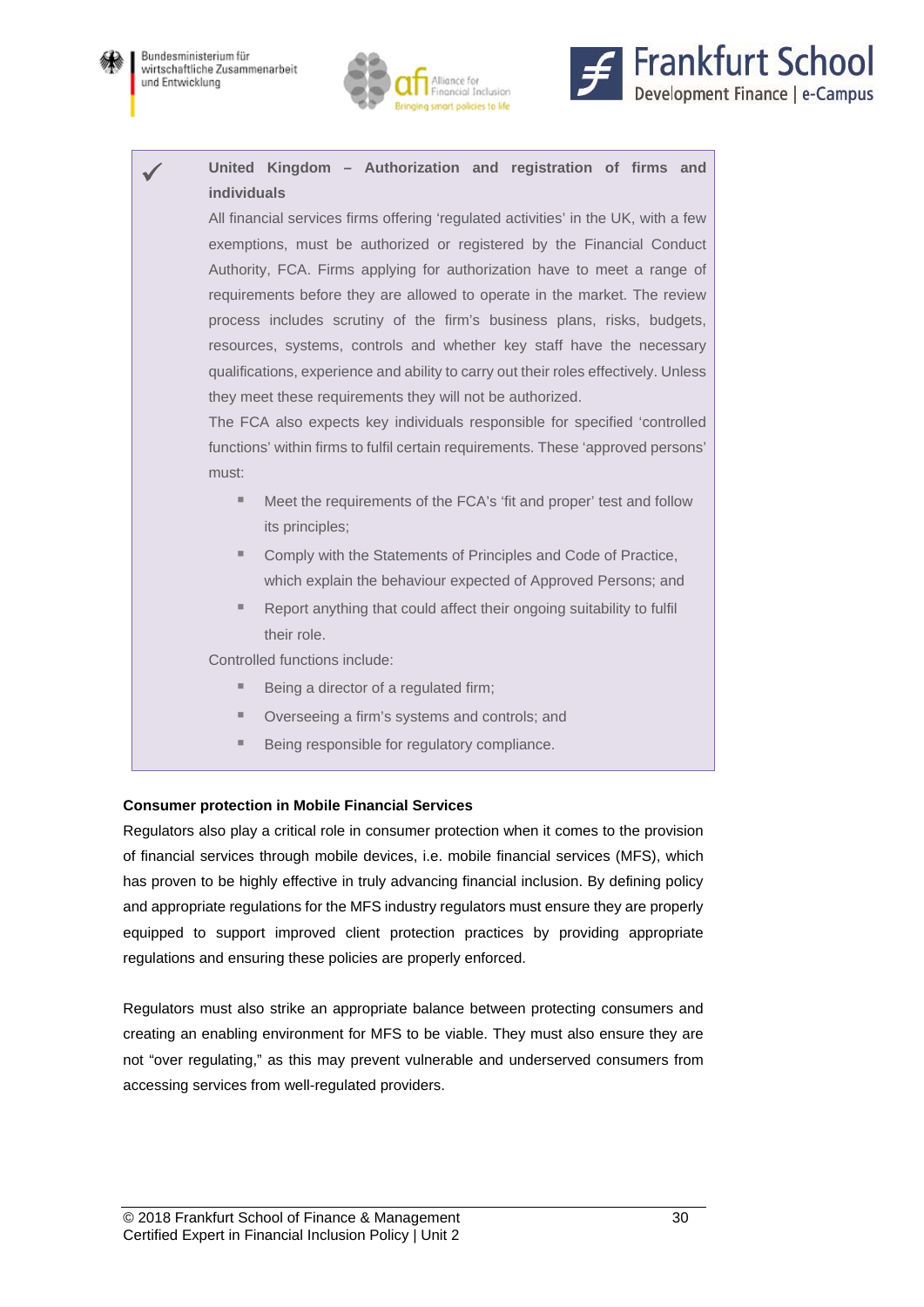> ✓ **United Kingdom – Authorization and registration of firms and individuals**
>
> All financial services firms offering 'regulated activities' in the UK, with a few exemptions, must be authorized or registered by the Financial Conduct Authority, FCA. Firms applying for authorization have to meet a range of requirements before they are allowed to operate in the market. The review process includes scrutiny of the firm's business plans, risks, budgets, resources, systems, controls and whether key staff have the necessary qualifications, experience and ability to carry out their roles effectively. Unless they meet these requirements they will not be authorized.
>
> The FCA also expects key individuals responsible for specified 'controlled functions' within firms to fulfil certain requirements. These 'approved persons' must:
>
> - Meet the requirements of the FCA's 'fit and proper' test and follow its principles;
> - Comply with the Statements of Principles and Code of Practice, which explain the behaviour expected of Approved Persons; and
> - Report anything that could affect their ongoing suitability to fulfil their role.
>
> Controlled functions include:
>
> - Being a director of a regulated firm;
> - Overseeing a firm's systems and controls; and
> - Being responsible for regulatory compliance.

**Consumer protection in Mobile Financial Services**

Regulators also play a critical role in consumer protection when it comes to the provision of financial services through mobile devices, i.e. mobile financial services (MFS), which has proven to be highly effective in truly advancing financial inclusion. By defining policy and appropriate regulations for the MFS industry regulators must ensure they are properly equipped to support improved client protection practices by providing appropriate regulations and ensuring these policies are properly enforced.

Regulators must also strike an appropriate balance between protecting consumers and creating an enabling environment for MFS to be viable. They must also ensure they are not "over regulating," as this may prevent vulnerable and underserved consumers from accessing services from well-regulated providers.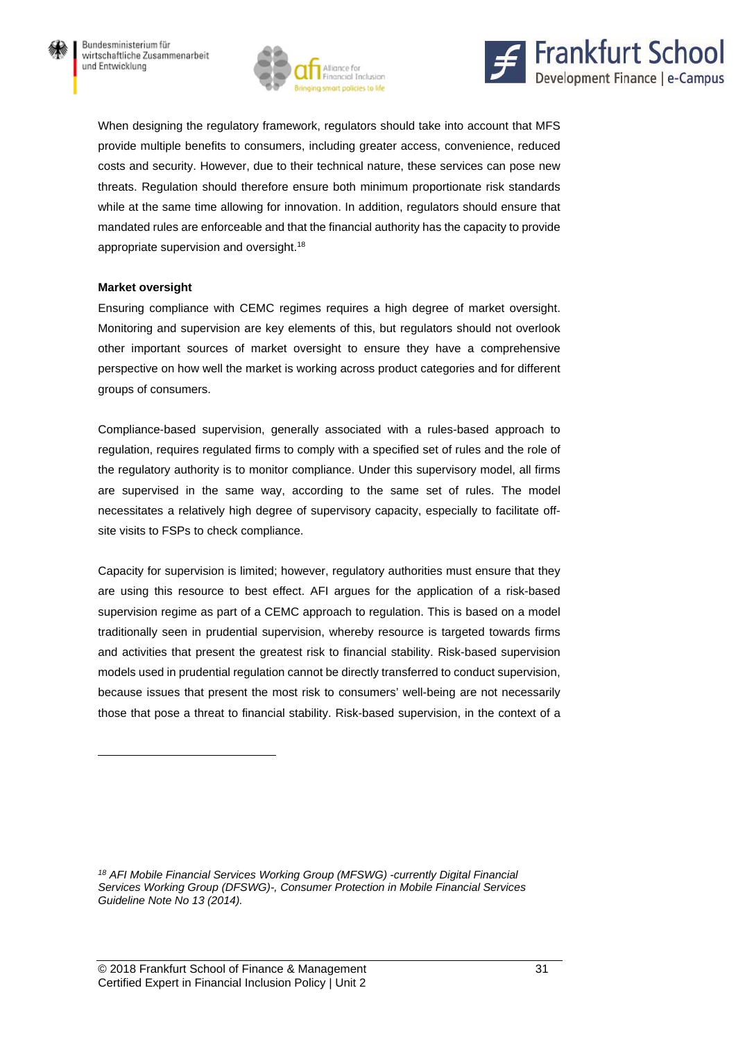When designing the regulatory framework, regulators should take into account that MFS provide multiple benefits to consumers, including greater access, convenience, reduced costs and security. However, due to their technical nature, these services can pose new threats. Regulation should therefore ensure both minimum proportionate risk standards while at the same time allowing for innovation. In addition, regulators should ensure that mandated rules are enforceable and that the financial authority has the capacity to provide appropriate supervision and oversight.[18]

**Market oversight**

Ensuring compliance with CEMC regimes requires a high degree of market oversight. Monitoring and supervision are key elements of this, but regulators should not overlook other important sources of market oversight to ensure they have a comprehensive perspective on how well the market is working across product categories and for different groups of consumers.

Compliance-based supervision, generally associated with a rules-based approach to regulation, requires regulated firms to comply with a specified set of rules and the role of the regulatory authority is to monitor compliance. Under this supervisory model, all firms are supervised in the same way, according to the same set of rules. The model necessitates a relatively high degree of supervisory capacity, especially to facilitate off-site visits to FSPs to check compliance.

Capacity for supervision is limited; however, regulatory authorities must ensure that they are using this resource to best effect. AFI argues for the application of a risk-based supervision regime as part of a CEMC approach to regulation. This is based on a model traditionally seen in prudential supervision, whereby resource is targeted towards firms and activities that present the greatest risk to financial stability. Risk-based supervision models used in prudential regulation cannot be directly transferred to conduct supervision, because issues that present the most risk to consumers' well-being are not necessarily those that pose a threat to financial stability. Risk-based supervision, in the context of a

---

[18] *AFI Mobile Financial Services Working Group (MFSWG) -currently Digital Financial Services Working Group (DFSWG)-, Consumer Protection in Mobile Financial Services Guideline Note No 13 (2014).*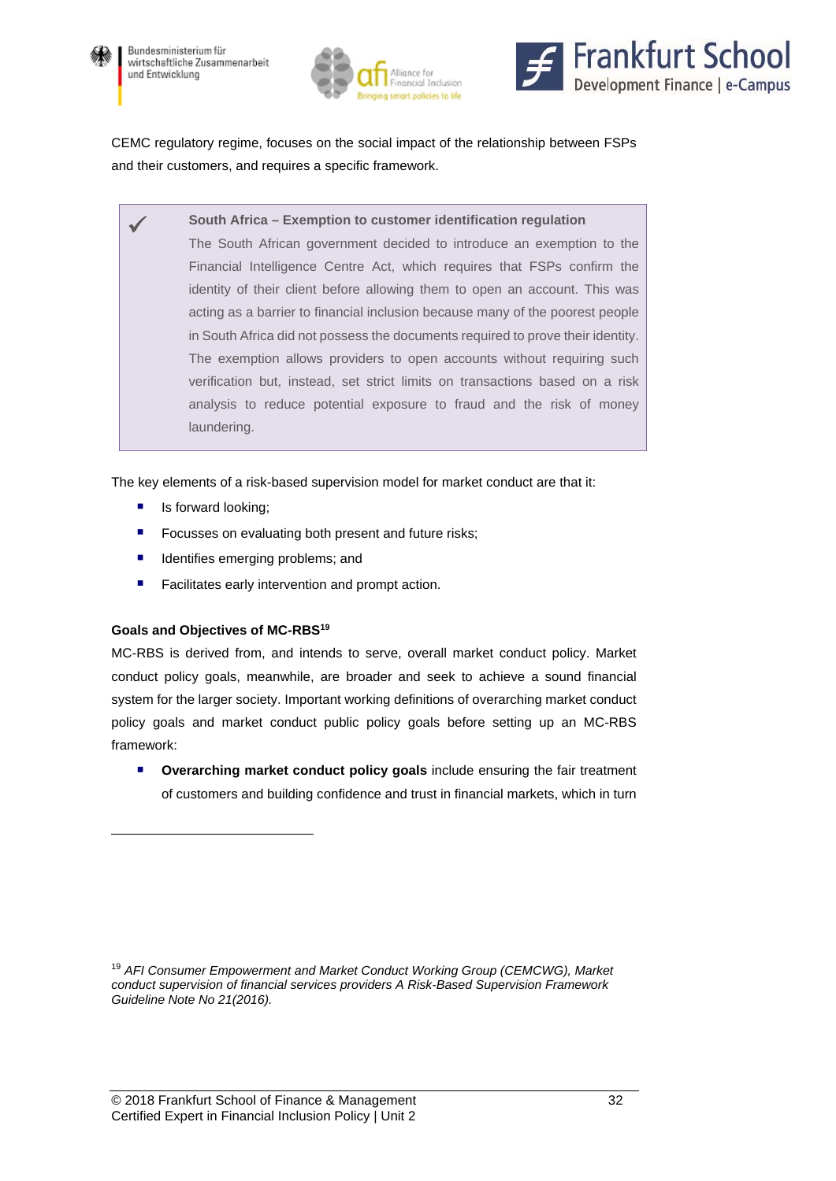CEMC regulatory regime, focuses on the social impact of the relationship between FSPs and their customers, and requires a specific framework.

> ✓ **South Africa – Exemption to customer identification regulation**
>
> The South African government decided to introduce an exemption to the Financial Intelligence Centre Act, which requires that FSPs confirm the identity of their client before allowing them to open an account. This was acting as a barrier to financial inclusion because many of the poorest people in South Africa did not possess the documents required to prove their identity. The exemption allows providers to open accounts without requiring such verification but, instead, set strict limits on transactions based on a risk analysis to reduce potential exposure to fraud and the risk of money laundering.

The key elements of a risk-based supervision model for market conduct are that it:

- Is forward looking;
- Focusses on evaluating both present and future risks;
- Identifies emerging problems; and
- Facilitates early intervention and prompt action.

**Goals and Objectives of MC-RBS[19]**

MC-RBS is derived from, and intends to serve, overall market conduct policy. Market conduct policy goals, meanwhile, are broader and seek to achieve a sound financial system for the larger society. Important working definitions of overarching market conduct policy goals and market conduct public policy goals before setting up an MC-RBS framework:

- **Overarching market conduct policy goals** include ensuring the fair treatment of customers and building confidence and trust in financial markets, which in turn

---

[19] *AFI Consumer Empowerment and Market Conduct Working Group (CEMCWG), Market conduct supervision of financial services providers A Risk-Based Supervision Framework Guideline Note No 21(2016).*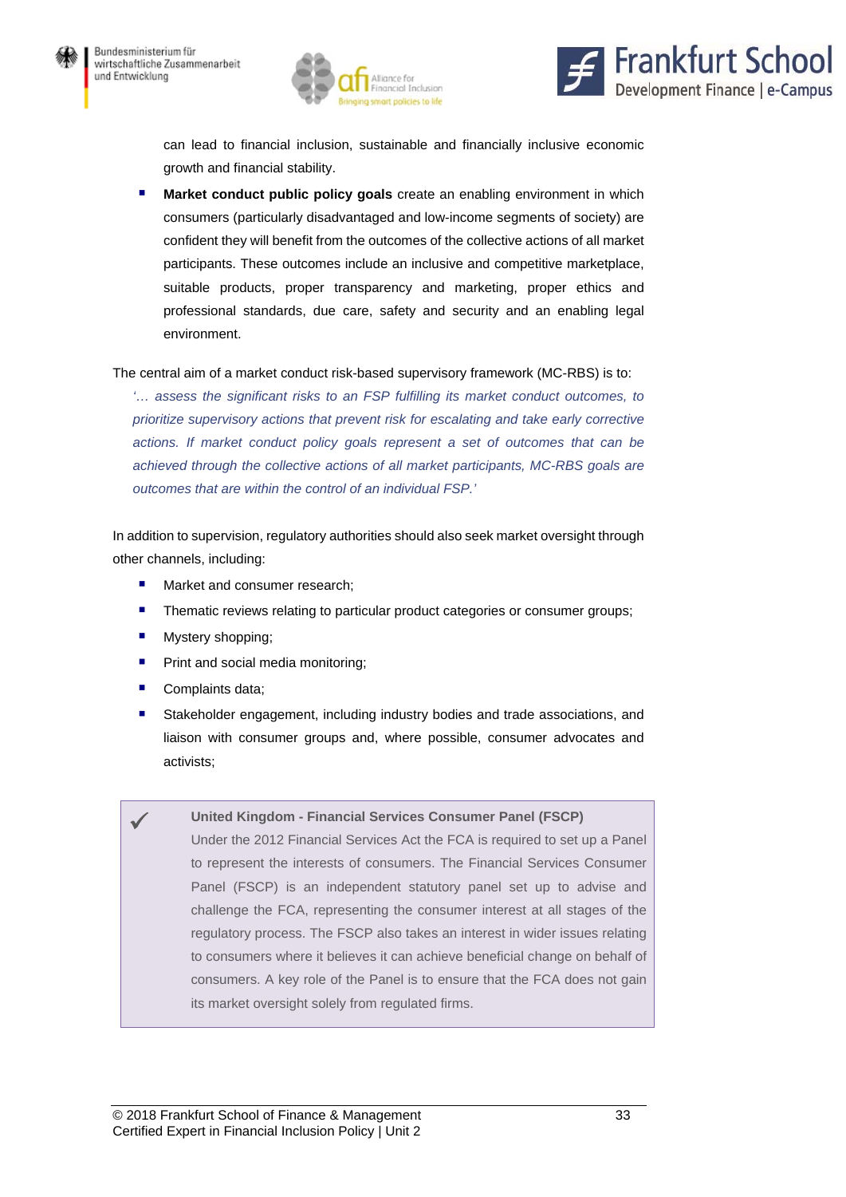can lead to financial inclusion, sustainable and financially inclusive economic growth and financial stability.

- **Market conduct public policy goals** create an enabling environment in which consumers (particularly disadvantaged and low-income segments of society) are confident they will benefit from the outcomes of the collective actions of all market participants. These outcomes include an inclusive and competitive marketplace, suitable products, proper transparency and marketing, proper ethics and professional standards, due care, safety and security and an enabling legal environment.

The central aim of a market conduct risk-based supervisory framework (MC-RBS) is to:

> *'… assess the significant risks to an FSP fulfilling its market conduct outcomes, to prioritize supervisory actions that prevent risk for escalating and take early corrective actions. If market conduct policy goals represent a set of outcomes that can be achieved through the collective actions of all market participants, MC-RBS goals are outcomes that are within the control of an individual FSP.'*

In addition to supervision, regulatory authorities should also seek market oversight through other channels, including:

- Market and consumer research;
- Thematic reviews relating to particular product categories or consumer groups;
- Mystery shopping;
- Print and social media monitoring;
- Complaints data;
- Stakeholder engagement, including industry bodies and trade associations, and liaison with consumer groups and, where possible, consumer advocates and activists;

> ✔ **United Kingdom - Financial Services Consumer Panel (FSCP)**
>
> Under the 2012 Financial Services Act the FCA is required to set up a Panel to represent the interests of consumers. The Financial Services Consumer Panel (FSCP) is an independent statutory panel set up to advise and challenge the FCA, representing the consumer interest at all stages of the regulatory process. The FSCP also takes an interest in wider issues relating to consumers where it believes it can achieve beneficial change on behalf of consumers. A key role of the Panel is to ensure that the FCA does not gain its market oversight solely from regulated firms.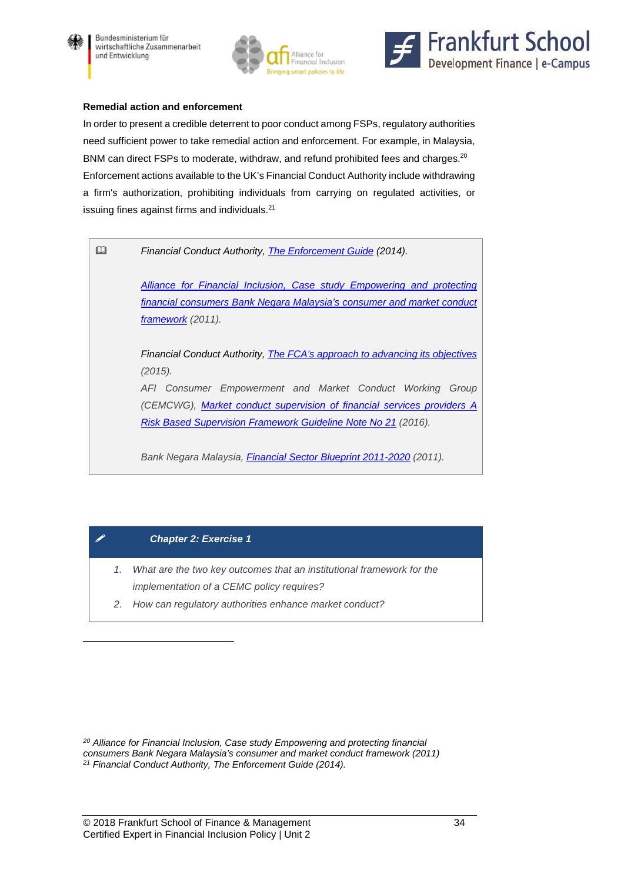**Remedial action and enforcement**

In order to present a credible deterrent to poor conduct among FSPs, regulatory authorities need sufficient power to take remedial action and enforcement. For example, in Malaysia, BNM can direct FSPs to moderate, withdraw, and refund prohibited fees and charges.[20] Enforcement actions available to the UK's Financial Conduct Authority include withdrawing a firm's authorization, prohibiting individuals from carrying on regulated activities, or issuing fines against firms and individuals.[21]

> *Financial Conduct Authority, The Enforcement Guide (2014).*
>
> *Alliance for Financial Inclusion, Case study Empowering and protecting financial consumers Bank Negara Malaysia's consumer and market conduct framework (2011).*
>
> *Financial Conduct Authority, The FCA's approach to advancing its objectives (2015).*
> *AFI Consumer Empowerment and Market Conduct Working Group (CEMCWG), Market conduct supervision of financial services providers A Risk Based Supervision Framework Guideline Note No 21 (2016).*
>
> *Bank Negara Malaysia, Financial Sector Blueprint 2011-2020 (2011).*

**Chapter 2: Exercise 1**

1. *What are the two key outcomes that an institutional framework for the implementation of a CEMC policy requires?*
2. *How can regulatory authorities enhance market conduct?*

---

[20] *Alliance for Financial Inclusion, Case study Empowering and protecting financial consumers Bank Negara Malaysia's consumer and market conduct framework (2011)*

[21] *Financial Conduct Authority, The Enforcement Guide (2014).*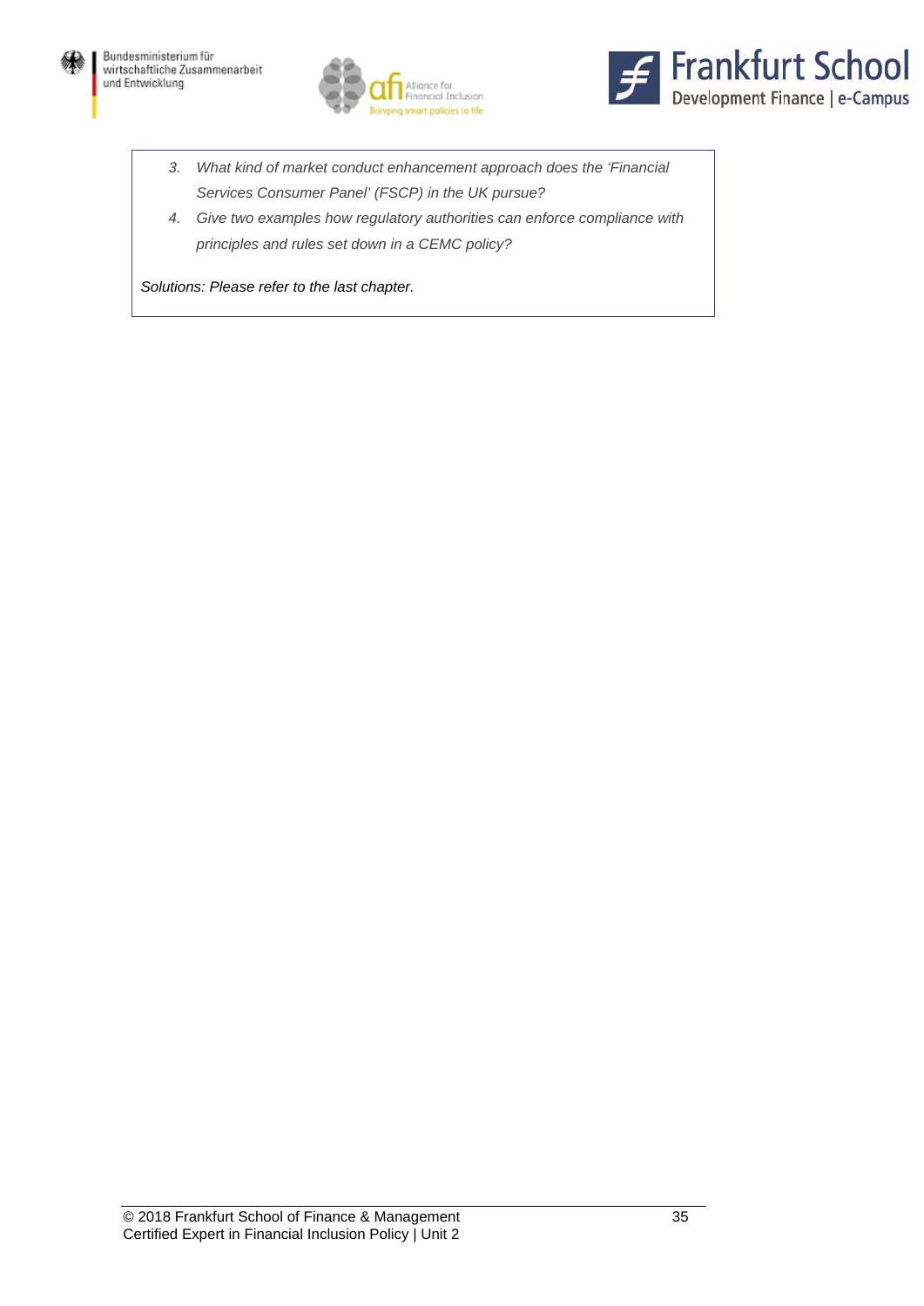3. *What kind of market conduct enhancement approach does the 'Financial Services Consumer Panel' (FSCP) in the UK pursue?*
4. *Give two examples how regulatory authorities can enforce compliance with principles and rules set down in a CEMC policy?*

*Solutions: Please refer to the last chapter.*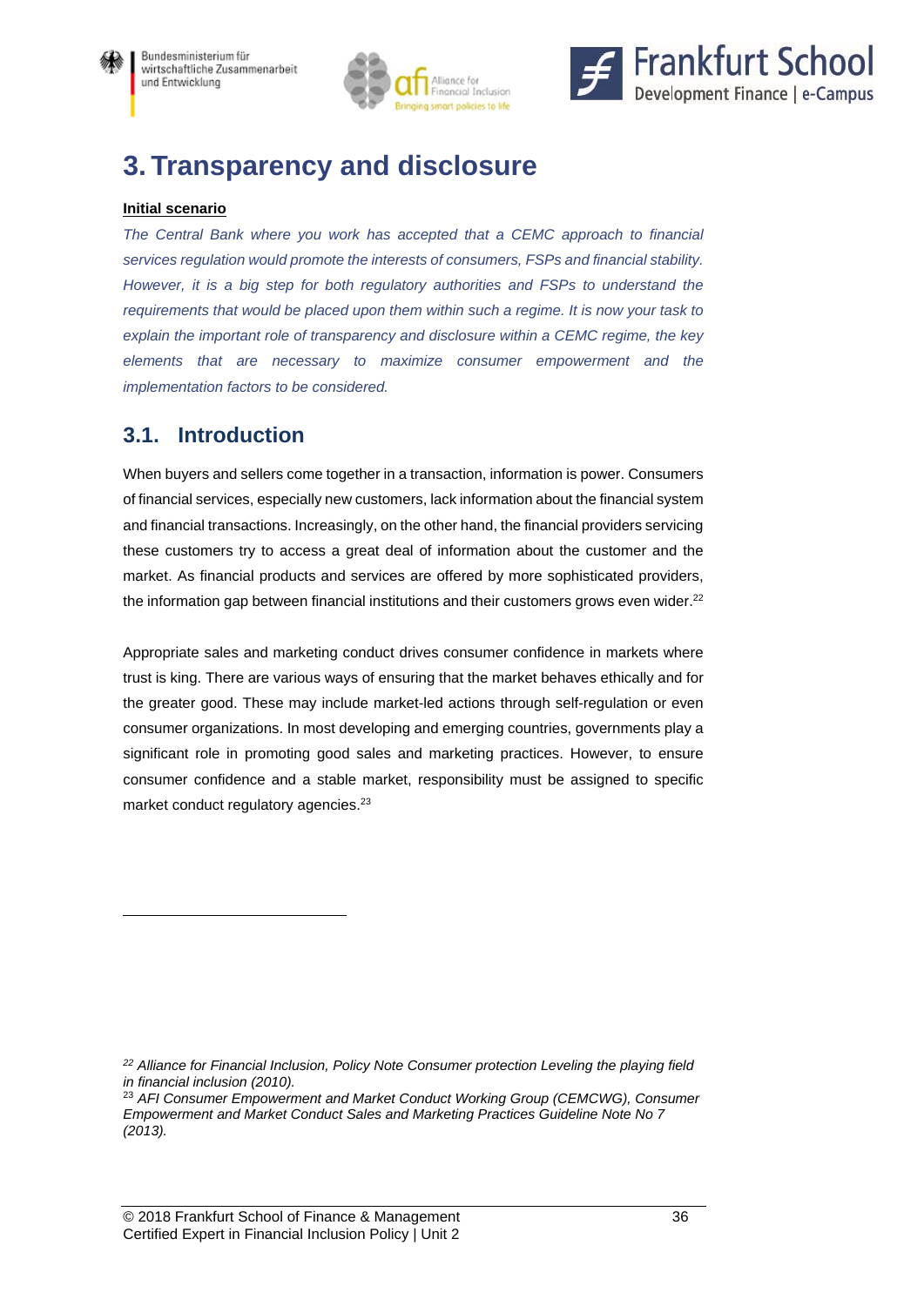# 3. Transparency and disclosure

**Initial scenario**

*The Central Bank where you work has accepted that a CEMC approach to financial services regulation would promote the interests of consumers, FSPs and financial stability. However, it is a big step for both regulatory authorities and FSPs to understand the requirements that would be placed upon them within such a regime. It is now your task to explain the important role of transparency and disclosure within a CEMC regime, the key elements that are necessary to maximize consumer empowerment and the implementation factors to be considered.*

## 3.1. Introduction

When buyers and sellers come together in a transaction, information is power. Consumers of financial services, especially new customers, lack information about the financial system and financial transactions. Increasingly, on the other hand, the financial providers servicing these customers try to access a great deal of information about the customer and the market. As financial products and services are offered by more sophisticated providers, the information gap between financial institutions and their customers grows even wider.[22]

Appropriate sales and marketing conduct drives consumer confidence in markets where trust is king. There are various ways of ensuring that the market behaves ethically and for the greater good. These may include market-led actions through self-regulation or even consumer organizations. In most developing and emerging countries, governments play a significant role in promoting good sales and marketing practices. However, to ensure consumer confidence and a stable market, responsibility must be assigned to specific market conduct regulatory agencies.[23]

---

[22] *Alliance for Financial Inclusion, Policy Note Consumer protection Leveling the playing field in financial inclusion (2010).*

[23] *AFI Consumer Empowerment and Market Conduct Working Group (CEMCWG), Consumer Empowerment and Market Conduct Sales and Marketing Practices Guideline Note No 7 (2013).*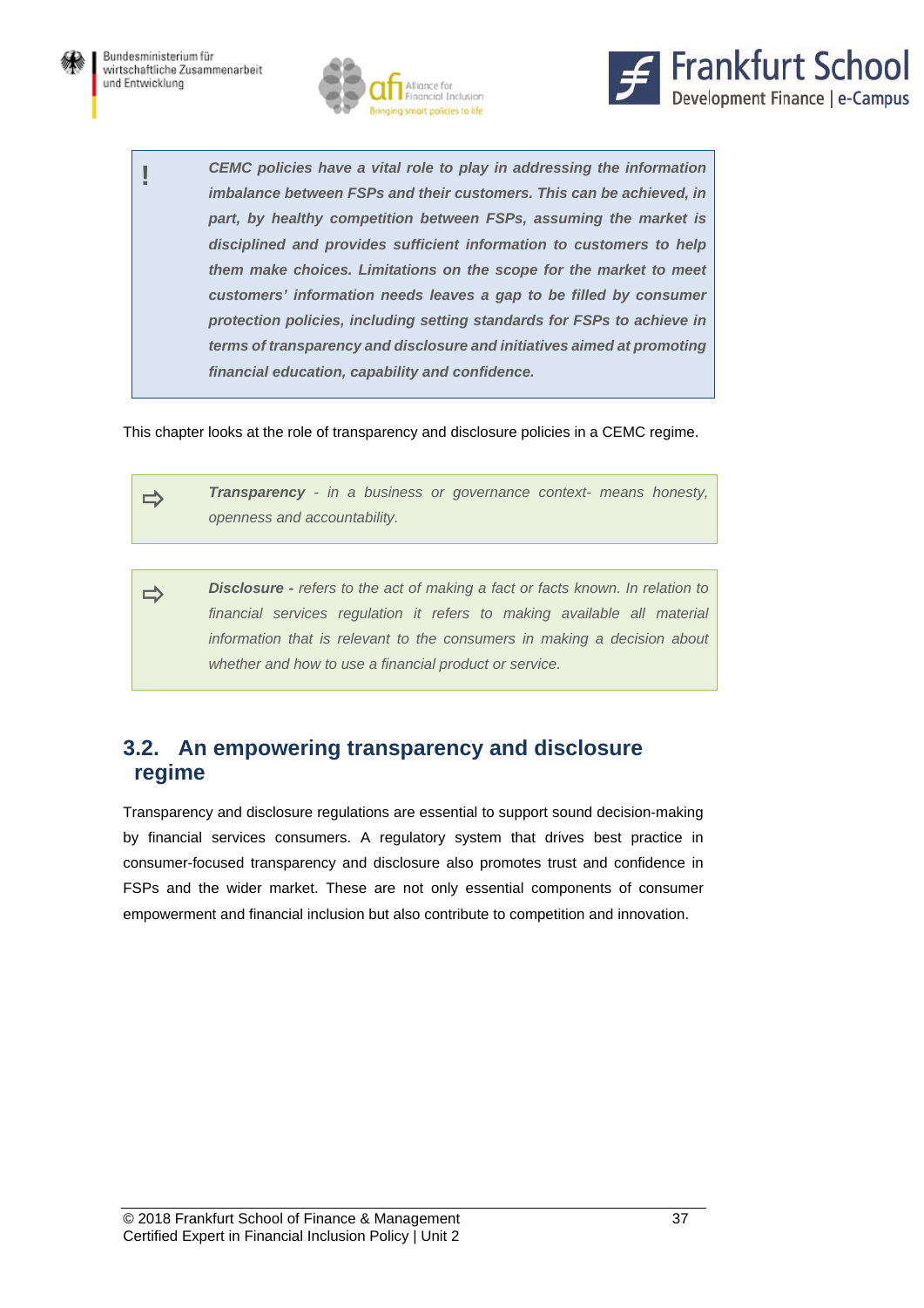> **!** ***CEMC policies have a vital role to play in addressing the information imbalance between FSPs and their customers. This can be achieved, in part, by healthy competition between FSPs, assuming the market is disciplined and provides sufficient information to customers to help them make choices. Limitations on the scope for the market to meet customers' information needs leaves a gap to be filled by consumer protection policies, including setting standards for FSPs to achieve in terms of transparency and disclosure and initiatives aimed at promoting financial education, capability and confidence.***

This chapter looks at the role of transparency and disclosure policies in a CEMC regime.

> ⇨ ***Transparency*** *- in a business or governance context- means honesty, openness and accountability.*

> ⇨ ***Disclosure -*** *refers to the act of making a fact or facts known. In relation to financial services regulation it refers to making available all material information that is relevant to the consumers in making a decision about whether and how to use a financial product or service.*

## 3.2. An empowering transparency and disclosure regime

Transparency and disclosure regulations are essential to support sound decision-making by financial services consumers. A regulatory system that drives best practice in consumer-focused transparency and disclosure also promotes trust and confidence in FSPs and the wider market. These are not only essential components of consumer empowerment and financial inclusion but also contribute to competition and innovation.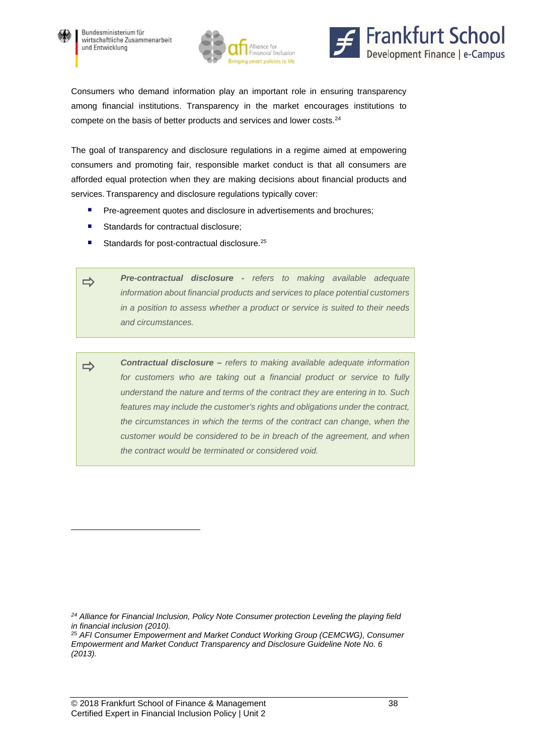Consumers who demand information play an important role in ensuring transparency among financial institutions. Transparency in the market encourages institutions to compete on the basis of better products and services and lower costs.[24]

The goal of transparency and disclosure regulations in a regime aimed at empowering consumers and promoting fair, responsible market conduct is that all consumers are afforded equal protection when they are making decisions about financial products and services. Transparency and disclosure regulations typically cover:

- Pre-agreement quotes and disclosure in advertisements and brochures;
- Standards for contractual disclosure;
- Standards for post-contractual disclosure.[25]

> ⇨ ***Pre-contractual disclosure** - refers to making available adequate information about financial products and services to place potential customers in a position to assess whether a product or service is suited to their needs and circumstances.*

> ⇨ ***Contractual disclosure** – refers to making available adequate information for customers who are taking out a financial product or service to fully understand the nature and terms of the contract they are entering in to. Such features may include the customer's rights and obligations under the contract, the circumstances in which the terms of the contract can change, when the customer would be considered to be in breach of the agreement, and when the contract would be terminated or considered void.*

---

[24] *Alliance for Financial Inclusion, Policy Note Consumer protection Leveling the playing field in financial inclusion (2010).*

[25] *AFI Consumer Empowerment and Market Conduct Working Group (CEMCWG), Consumer Empowerment and Market Conduct Transparency and Disclosure Guideline Note No. 6 (2013).*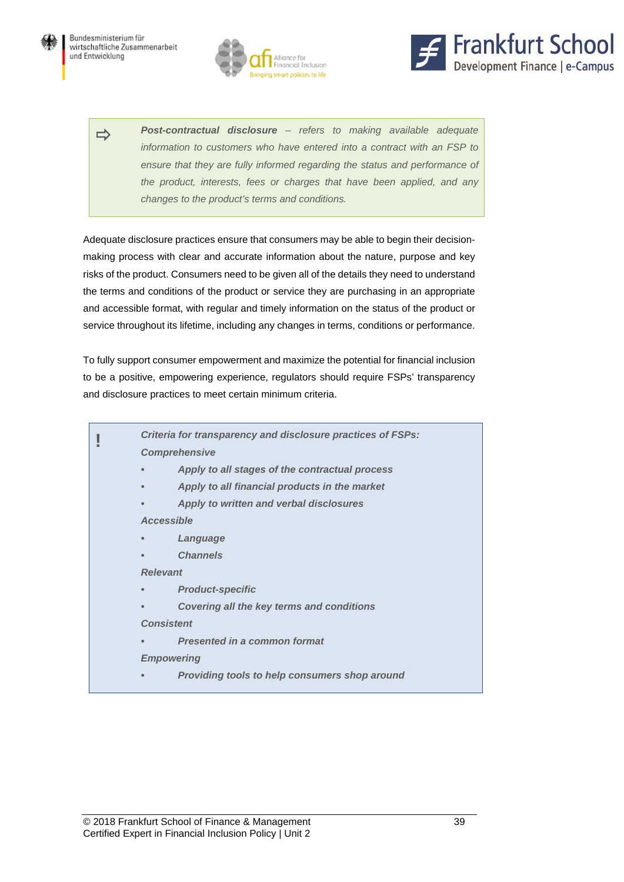> ⇨ ***Post-contractual disclosure*** *– refers to making available adequate information to customers who have entered into a contract with an FSP to ensure that they are fully informed regarding the status and performance of the product, interests, fees or charges that have been applied, and any changes to the product's terms and conditions.*

Adequate disclosure practices ensure that consumers may be able to begin their decision-making process with clear and accurate information about the nature, purpose and key risks of the product. Consumers need to be given all of the details they need to understand the terms and conditions of the product or service they are purchasing in an appropriate and accessible format, with regular and timely information on the status of the product or service throughout its lifetime, including any changes in terms, conditions or performance.

To fully support consumer empowerment and maximize the potential for financial inclusion to be a positive, empowering experience, regulators should require FSPs' transparency and disclosure practices to meet certain minimum criteria.

> **!** ***Criteria for transparency and disclosure practices of FSPs:***
>
> ***Comprehensive***
>
> - ***Apply to all stages of the contractual process***
> - ***Apply to all financial products in the market***
> - ***Apply to written and verbal disclosures***
>
> ***Accessible***
>
> - ***Language***
> - ***Channels***
>
> ***Relevant***
>
> - ***Product-specific***
> - ***Covering all the key terms and conditions***
>
> ***Consistent***
>
> - ***Presented in a common format***
>
> ***Empowering***
>
> - ***Providing tools to help consumers shop around***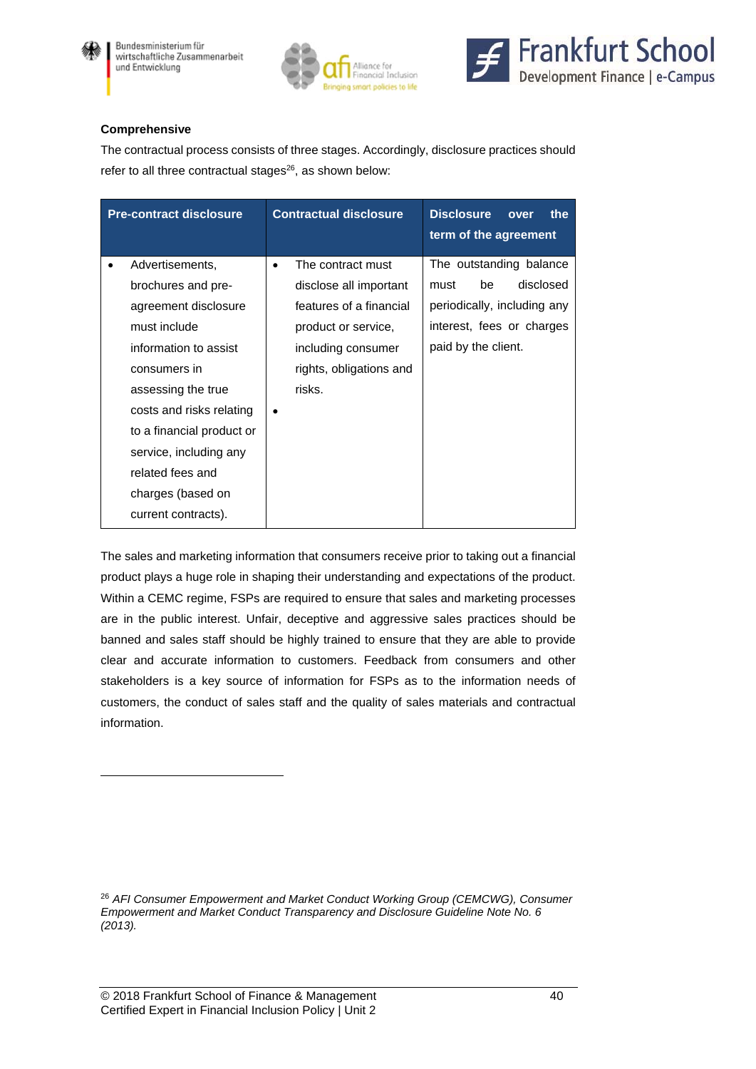**Comprehensive**

The contractual process consists of three stages. Accordingly, disclosure practices should refer to all three contractual stages[26], as shown below:

| Pre-contract disclosure | Contractual disclosure | Disclosure over the term of the agreement |
|---|---|---|
| • Advertisements, brochures and pre-agreement disclosure must include information to assist consumers in assessing the true costs and risks relating to a financial product or service, including any related fees and charges (based on current contracts). | • The contract must disclose all important features of a financial product or service, including consumer rights, obligations and risks. <br>• | The outstanding balance must be disclosed periodically, including any interest, fees or charges paid by the client. |

The sales and marketing information that consumers receive prior to taking out a financial product plays a huge role in shaping their understanding and expectations of the product. Within a CEMC regime, FSPs are required to ensure that sales and marketing processes are in the public interest. Unfair, deceptive and aggressive sales practices should be banned and sales staff should be highly trained to ensure that they are able to provide clear and accurate information to customers. Feedback from consumers and other stakeholders is a key source of information for FSPs as to the information needs of customers, the conduct of sales staff and the quality of sales materials and contractual information.

---

[26] *AFI Consumer Empowerment and Market Conduct Working Group (CEMCWG), Consumer Empowerment and Market Conduct Transparency and Disclosure Guideline Note No. 6 (2013).*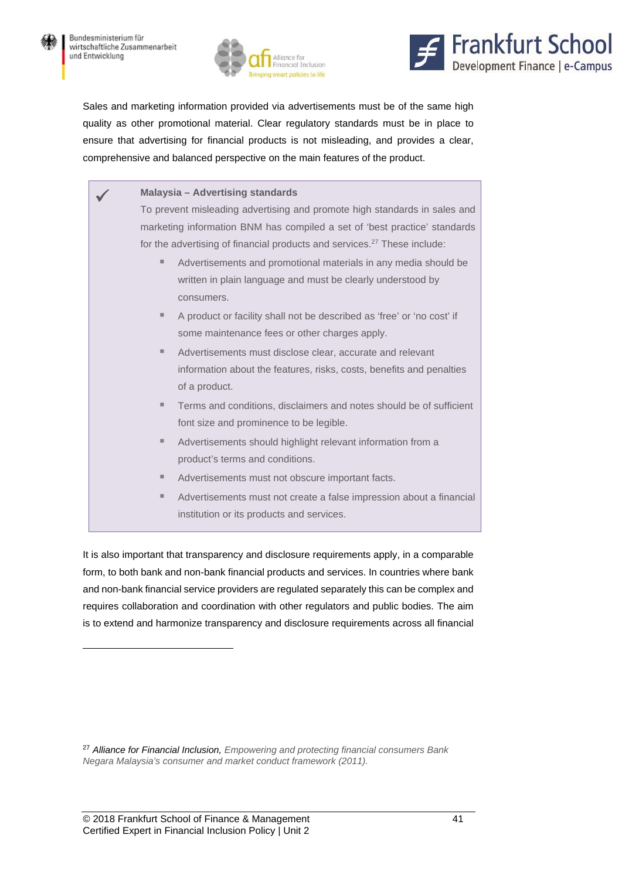Sales and marketing information provided via advertisements must be of the same high quality as other promotional material. Clear regulatory standards must be in place to ensure that advertising for financial products is not misleading, and provides a clear, comprehensive and balanced perspective on the main features of the product.

> ✓ **Malaysia – Advertising standards**
>
> To prevent misleading advertising and promote high standards in sales and marketing information BNM has compiled a set of 'best practice' standards for the advertising of financial products and services.[27] These include:
>
> - Advertisements and promotional materials in any media should be written in plain language and must be clearly understood by consumers.
> - A product or facility shall not be described as 'free' or 'no cost' if some maintenance fees or other charges apply.
> - Advertisements must disclose clear, accurate and relevant information about the features, risks, costs, benefits and penalties of a product.
> - Terms and conditions, disclaimers and notes should be of sufficient font size and prominence to be legible.
> - Advertisements should highlight relevant information from a product's terms and conditions.
> - Advertisements must not obscure important facts.
> - Advertisements must not create a false impression about a financial institution or its products and services.

It is also important that transparency and disclosure requirements apply, in a comparable form, to both bank and non-bank financial products and services. In countries where bank and non-bank financial service providers are regulated separately this can be complex and requires collaboration and coordination with other regulators and public bodies. The aim is to extend and harmonize transparency and disclosure requirements across all financial

---

[27] *Alliance for Financial Inclusion, Empowering and protecting financial consumers Bank Negara Malaysia's consumer and market conduct framework (2011).*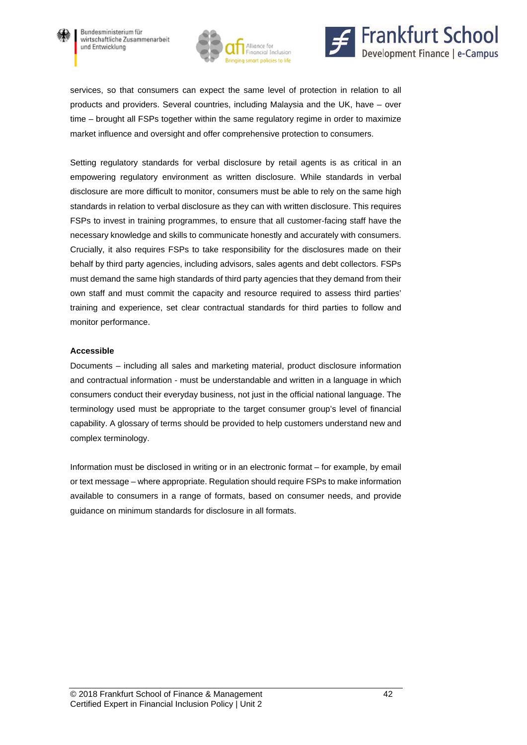services, so that consumers can expect the same level of protection in relation to all products and providers. Several countries, including Malaysia and the UK, have – over time – brought all FSPs together within the same regulatory regime in order to maximize market influence and oversight and offer comprehensive protection to consumers.

Setting regulatory standards for verbal disclosure by retail agents is as critical in an empowering regulatory environment as written disclosure. While standards in verbal disclosure are more difficult to monitor, consumers must be able to rely on the same high standards in relation to verbal disclosure as they can with written disclosure. This requires FSPs to invest in training programmes, to ensure that all customer-facing staff have the necessary knowledge and skills to communicate honestly and accurately with consumers. Crucially, it also requires FSPs to take responsibility for the disclosures made on their behalf by third party agencies, including advisors, sales agents and debt collectors. FSPs must demand the same high standards of third party agencies that they demand from their own staff and must commit the capacity and resource required to assess third parties' training and experience, set clear contractual standards for third parties to follow and monitor performance.

**Accessible**

Documents – including all sales and marketing material, product disclosure information and contractual information - must be understandable and written in a language in which consumers conduct their everyday business, not just in the official national language. The terminology used must be appropriate to the target consumer group's level of financial capability. A glossary of terms should be provided to help customers understand new and complex terminology.

Information must be disclosed in writing or in an electronic format – for example, by email or text message – where appropriate. Regulation should require FSPs to make information available to consumers in a range of formats, based on consumer needs, and provide guidance on minimum standards for disclosure in all formats.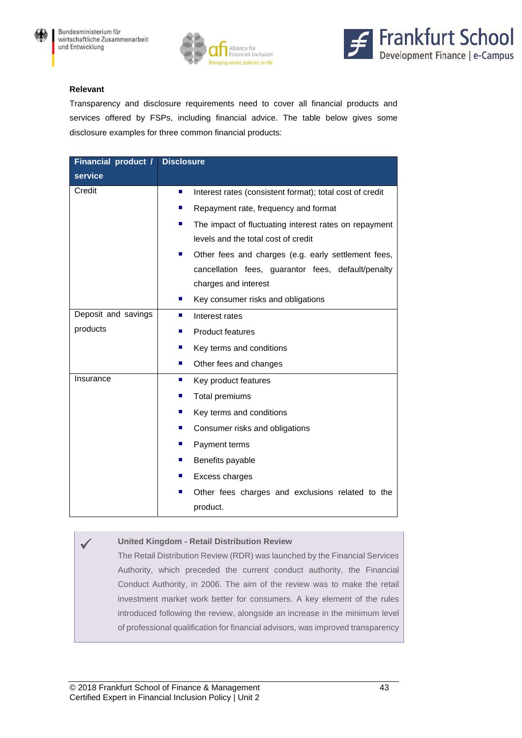**Relevant**

Transparency and disclosure requirements need to cover all financial products and services offered by FSPs, including financial advice. The table below gives some disclosure examples for three common financial products:

| Financial product / service | Disclosure |
|---|---|
| Credit | ▪ Interest rates (consistent format); total cost of credit<br>▪ Repayment rate, frequency and format<br>▪ The impact of fluctuating interest rates on repayment levels and the total cost of credit<br>▪ Other fees and charges (e.g. early settlement fees, cancellation fees, guarantor fees, default/penalty charges and interest<br>▪ Key consumer risks and obligations |
| Deposit and savings products | ▪ Interest rates<br>▪ Product features<br>▪ Key terms and conditions<br>▪ Other fees and changes |
| Insurance | ▪ Key product features<br>▪ Total premiums<br>▪ Key terms and conditions<br>▪ Consumer risks and obligations<br>▪ Payment terms<br>▪ Benefits payable<br>▪ Excess charges<br>▪ Other fees charges and exclusions related to the product. |

✓ **United Kingdom - Retail Distribution Review**

The Retail Distribution Review (RDR) was launched by the Financial Services Authority, which preceded the current conduct authority, the Financial Conduct Authority, in 2006. The aim of the review was to make the retail investment market work better for consumers. A key element of the rules introduced following the review, alongside an increase in the minimum level of professional qualification for financial advisors, was improved transparency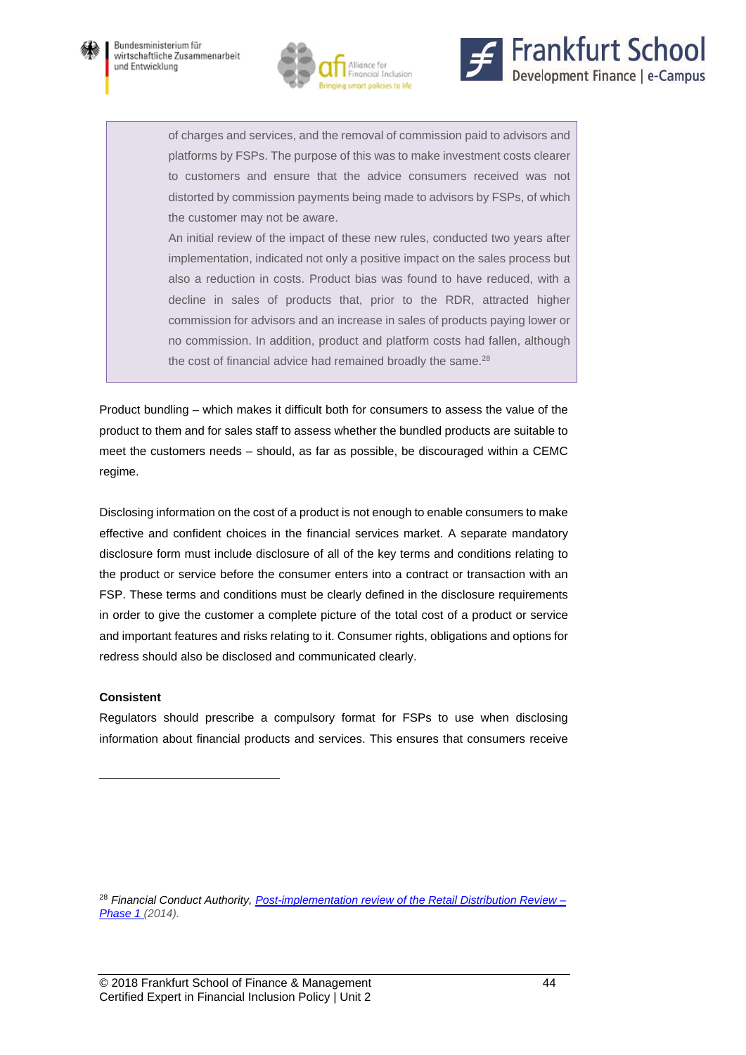> of charges and services, and the removal of commission paid to advisors and platforms by FSPs. The purpose of this was to make investment costs clearer to customers and ensure that the advice consumers received was not distorted by commission payments being made to advisors by FSPs, of which the customer may not be aware.
>
> An initial review of the impact of these new rules, conducted two years after implementation, indicated not only a positive impact on the sales process but also a reduction in costs. Product bias was found to have reduced, with a decline in sales of products that, prior to the RDR, attracted higher commission for advisors and an increase in sales of products paying lower or no commission. In addition, product and platform costs had fallen, although the cost of financial advice had remained broadly the same.[28]

Product bundling – which makes it difficult both for consumers to assess the value of the product to them and for sales staff to assess whether the bundled products are suitable to meet the customers needs – should, as far as possible, be discouraged within a CEMC regime.

Disclosing information on the cost of a product is not enough to enable consumers to make effective and confident choices in the financial services market. A separate mandatory disclosure form must include disclosure of all of the key terms and conditions relating to the product or service before the consumer enters into a contract or transaction with an FSP. These terms and conditions must be clearly defined in the disclosure requirements in order to give the customer a complete picture of the total cost of a product or service and important features and risks relating to it. Consumer rights, obligations and options for redress should also be disclosed and communicated clearly.

**Consistent**

Regulators should prescribe a compulsory format for FSPs to use when disclosing information about financial products and services. This ensures that consumers receive

---

[28] *Financial Conduct Authority, Post-implementation review of the Retail Distribution Review – Phase 1 (2014).*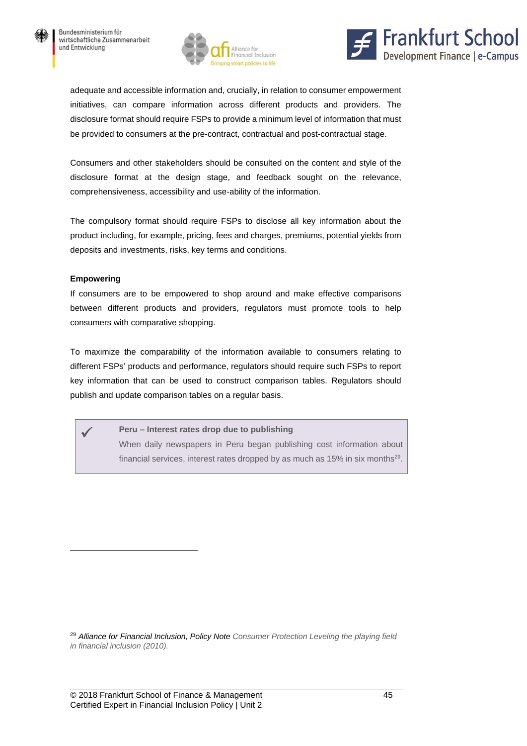adequate and accessible information and, crucially, in relation to consumer empowerment initiatives, can compare information across different products and providers. The disclosure format should require FSPs to provide a minimum level of information that must be provided to consumers at the pre-contract, contractual and post-contractual stage.

Consumers and other stakeholders should be consulted on the content and style of the disclosure format at the design stage, and feedback sought on the relevance, comprehensiveness, accessibility and use-ability of the information.

The compulsory format should require FSPs to disclose all key information about the product including, for example, pricing, fees and charges, premiums, potential yields from deposits and investments, risks, key terms and conditions.

**Empowering**

If consumers are to be empowered to shop around and make effective comparisons between different products and providers, regulators must promote tools to help consumers with comparative shopping.

To maximize the comparability of the information available to consumers relating to different FSPs' products and performance, regulators should require such FSPs to report key information that can be used to construct comparison tables. Regulators should publish and update comparison tables on a regular basis.

> ✓ **Peru – Interest rates drop due to publishing**
>
> When daily newspapers in Peru began publishing cost information about financial services, interest rates dropped by as much as 15% in six months[29].

[29] *Alliance for Financial Inclusion, Policy Note Consumer Protection Leveling the playing field in financial inclusion (2010).*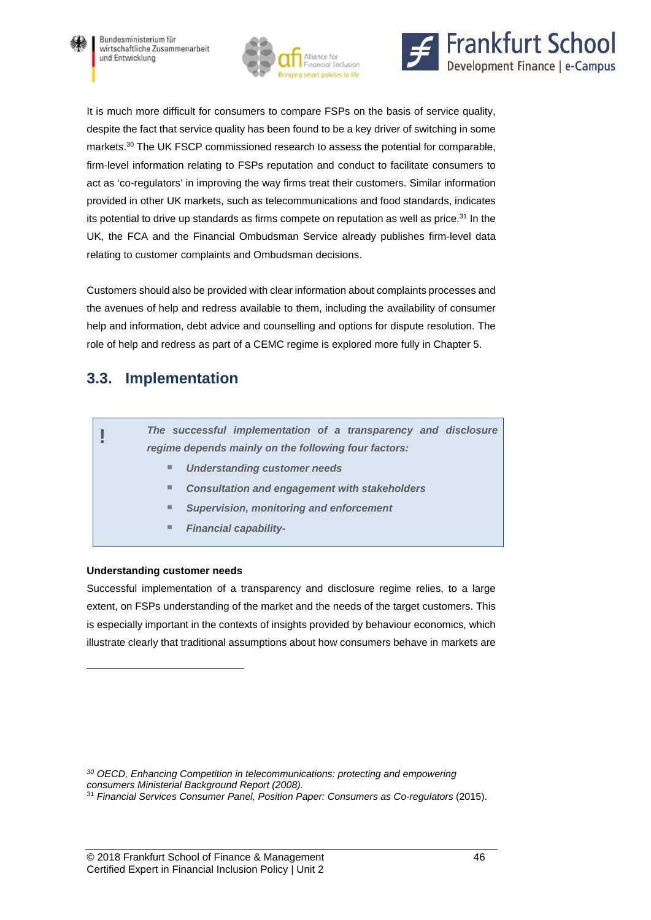It is much more difficult for consumers to compare FSPs on the basis of service quality, despite the fact that service quality has been found to be a key driver of switching in some markets.[30] The UK FSCP commissioned research to assess the potential for comparable, firm-level information relating to FSPs reputation and conduct to facilitate consumers to act as 'co-regulators' in improving the way firms treat their customers. Similar information provided in other UK markets, such as telecommunications and food standards, indicates its potential to drive up standards as firms compete on reputation as well as price.[31] In the UK, the FCA and the Financial Ombudsman Service already publishes firm-level data relating to customer complaints and Ombudsman decisions.

Customers should also be provided with clear information about complaints processes and the avenues of help and redress available to them, including the availability of consumer help and information, debt advice and counselling and options for dispute resolution. The role of help and redress as part of a CEMC regime is explored more fully in Chapter 5.

## 3.3. Implementation

> **!** ***The successful implementation of a transparency and disclosure regime depends mainly on the following four factors:***
>
> - ***Understanding customer needs***
> - ***Consultation and engagement with stakeholders***
> - ***Supervision, monitoring and enforcement***
> - ***Financial capability-***

**Understanding customer needs**

Successful implementation of a transparency and disclosure regime relies, to a large extent, on FSPs understanding of the market and the needs of the target customers. This is especially important in the contexts of insights provided by behaviour economics, which illustrate clearly that traditional assumptions about how consumers behave in markets are

---

[30] *OECD, Enhancing Competition in telecommunications: protecting and empowering consumers Ministerial Background Report (2008).*

[31] *Financial Services Consumer Panel, Position Paper: Consumers as Co-regulators* (2015).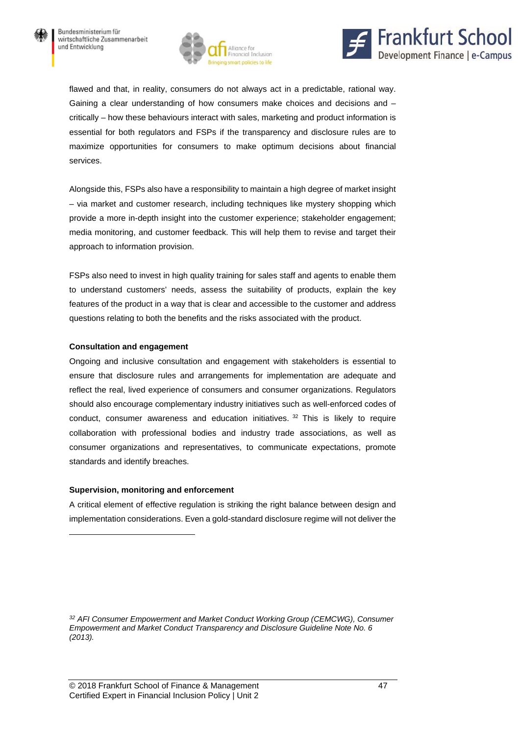flawed and that, in reality, consumers do not always act in a predictable, rational way. Gaining a clear understanding of how consumers make choices and decisions and – critically – how these behaviours interact with sales, marketing and product information is essential for both regulators and FSPs if the transparency and disclosure rules are to maximize opportunities for consumers to make optimum decisions about financial services.

Alongside this, FSPs also have a responsibility to maintain a high degree of market insight – via market and customer research, including techniques like mystery shopping which provide a more in-depth insight into the customer experience; stakeholder engagement; media monitoring, and customer feedback. This will help them to revise and target their approach to information provision.

FSPs also need to invest in high quality training for sales staff and agents to enable them to understand customers' needs, assess the suitability of products, explain the key features of the product in a way that is clear and accessible to the customer and address questions relating to both the benefits and the risks associated with the product.

**Consultation and engagement**

Ongoing and inclusive consultation and engagement with stakeholders is essential to ensure that disclosure rules and arrangements for implementation are adequate and reflect the real, lived experience of consumers and consumer organizations. Regulators should also encourage complementary industry initiatives such as well-enforced codes of conduct, consumer awareness and education initiatives. [32] This is likely to require collaboration with professional bodies and industry trade associations, as well as consumer organizations and representatives, to communicate expectations, promote standards and identify breaches.

**Supervision, monitoring and enforcement**

A critical element of effective regulation is striking the right balance between design and implementation considerations. Even a gold-standard disclosure regime will not deliver the

[32] *AFI Consumer Empowerment and Market Conduct Working Group (CEMCWG), Consumer Empowerment and Market Conduct Transparency and Disclosure Guideline Note No. 6 (2013).*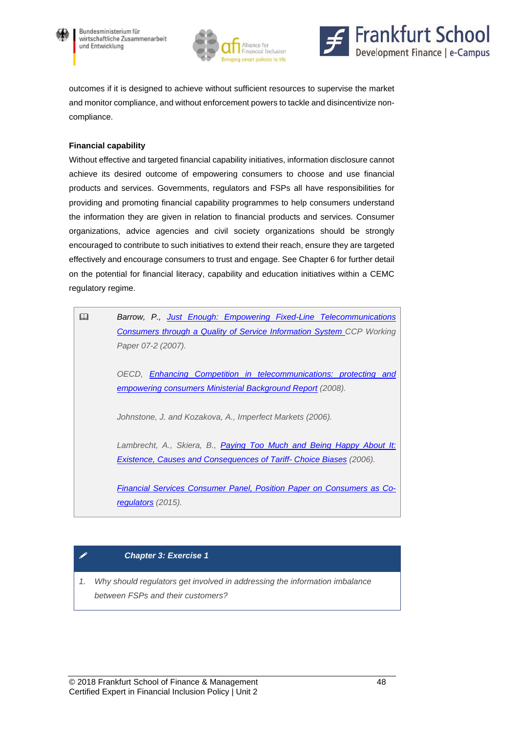outcomes if it is designed to achieve without sufficient resources to supervise the market and monitor compliance, and without enforcement powers to tackle and disincentivize non-compliance.

**Financial capability**

Without effective and targeted financial capability initiatives, information disclosure cannot achieve its desired outcome of empowering consumers to choose and use financial products and services. Governments, regulators and FSPs all have responsibilities for providing and promoting financial capability programmes to help consumers understand the information they are given in relation to financial products and services. Consumer organizations, advice agencies and civil society organizations should be strongly encouraged to contribute to such initiatives to extend their reach, ensure they are targeted effectively and encourage consumers to trust and engage. See Chapter 6 for further detail on the potential for financial literacy, capability and education initiatives within a CEMC regulatory regime.

> *Barrow, P., Just Enough: Empowering Fixed-Line Telecommunications Consumers through a Quality of Service Information System CCP Working Paper 07-2 (2007).*
>
> *OECD, Enhancing Competition in telecommunications: protecting and empowering consumers Ministerial Background Report (2008).*
>
> *Johnstone, J. and Kozakova, A., Imperfect Markets (2006).*
>
> *Lambrecht, A., Skiera, B., Paying Too Much and Being Happy About It: Existence, Causes and Consequences of Tariff- Choice Biases (2006).*
>
> *Financial Services Consumer Panel, Position Paper on Consumers as Co-regulators (2015).*

**_Chapter 3: Exercise 1_**

1. *Why should regulators get involved in addressing the information imbalance between FSPs and their customers?*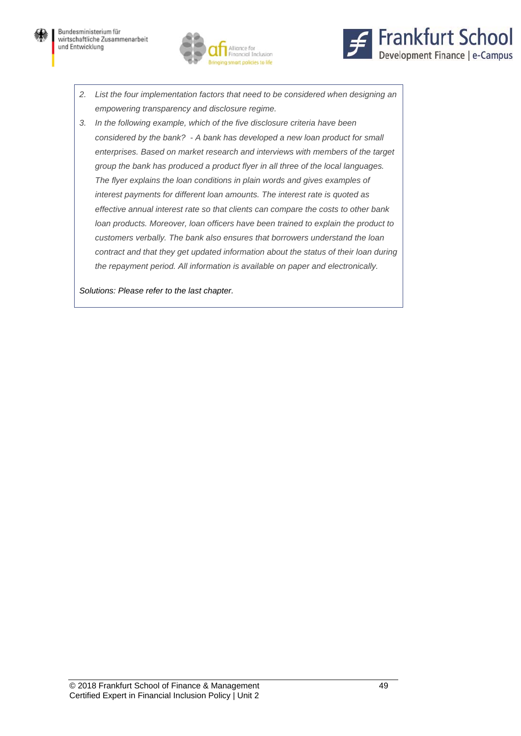2. *List the four implementation factors that need to be considered when designing an empowering transparency and disclosure regime.*
3. *In the following example, which of the five disclosure criteria have been considered by the bank? - A bank has developed a new loan product for small enterprises. Based on market research and interviews with members of the target group the bank has produced a product flyer in all three of the local languages. The flyer explains the loan conditions in plain words and gives examples of interest payments for different loan amounts. The interest rate is quoted as effective annual interest rate so that clients can compare the costs to other bank loan products. Moreover, loan officers have been trained to explain the product to customers verbally. The bank also ensures that borrowers understand the loan contract and that they get updated information about the status of their loan during the repayment period. All information is available on paper and electronically.*

*Solutions: Please refer to the last chapter.*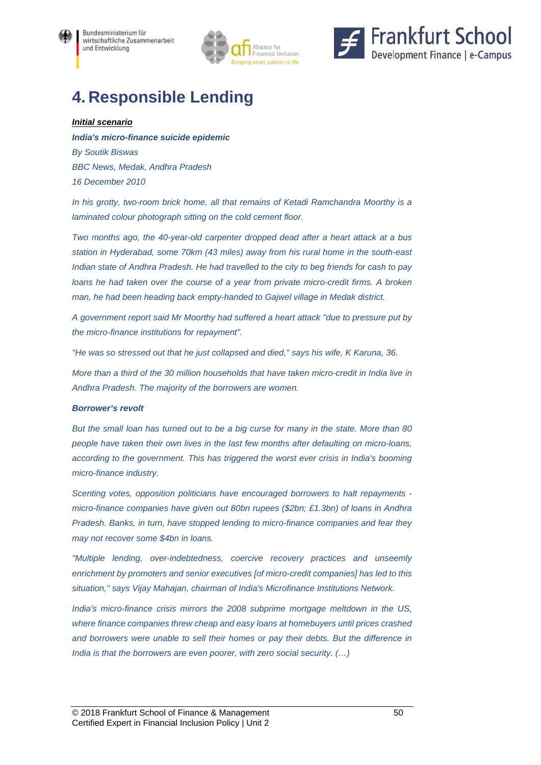# 4. Responsible Lending

***Initial scenario***

***India's micro-finance suicide epidemic***

*By Soutik Biswas*

*BBC News, Medak, Andhra Pradesh*

*16 December 2010*

*In his grotty, two-room brick home, all that remains of Ketadi Ramchandra Moorthy is a laminated colour photograph sitting on the cold cement floor.*

*Two months ago, the 40-year-old carpenter dropped dead after a heart attack at a bus station in Hyderabad, some 70km (43 miles) away from his rural home in the south-east Indian state of Andhra Pradesh. He had travelled to the city to beg friends for cash to pay loans he had taken over the course of a year from private micro-credit firms. A broken man, he had been heading back empty-handed to Gajwel village in Medak district.*

*A government report said Mr Moorthy had suffered a heart attack "due to pressure put by the micro-finance institutions for repayment".*

*"He was so stressed out that he just collapsed and died," says his wife, K Karuna, 36.*

*More than a third of the 30 million households that have taken micro-credit in India live in Andhra Pradesh. The majority of the borrowers are women.*

***Borrower's revolt***

*But the small loan has turned out to be a big curse for many in the state. More than 80 people have taken their own lives in the last few months after defaulting on micro-loans, according to the government. This has triggered the worst ever crisis in India's booming micro-finance industry.*

*Scenting votes, opposition politicians have encouraged borrowers to halt repayments - micro-finance companies have given out 80bn rupees ($2bn; £1.3bn) of loans in Andhra Pradesh. Banks, in turn, have stopped lending to micro-finance companies and fear they may not recover some $4bn in loans.*

*"Multiple lending, over-indebtedness, coercive recovery practices and unseemly enrichment by promoters and senior executives [of micro-credit companies] has led to this situation," says Vijay Mahajan, chairman of India's Microfinance Institutions Network.*

*India's micro-finance crisis mirrors the 2008 subprime mortgage meltdown in the US, where finance companies threw cheap and easy loans at homebuyers until prices crashed and borrowers were unable to sell their homes or pay their debts. But the difference in India is that the borrowers are even poorer, with zero social security. (…)*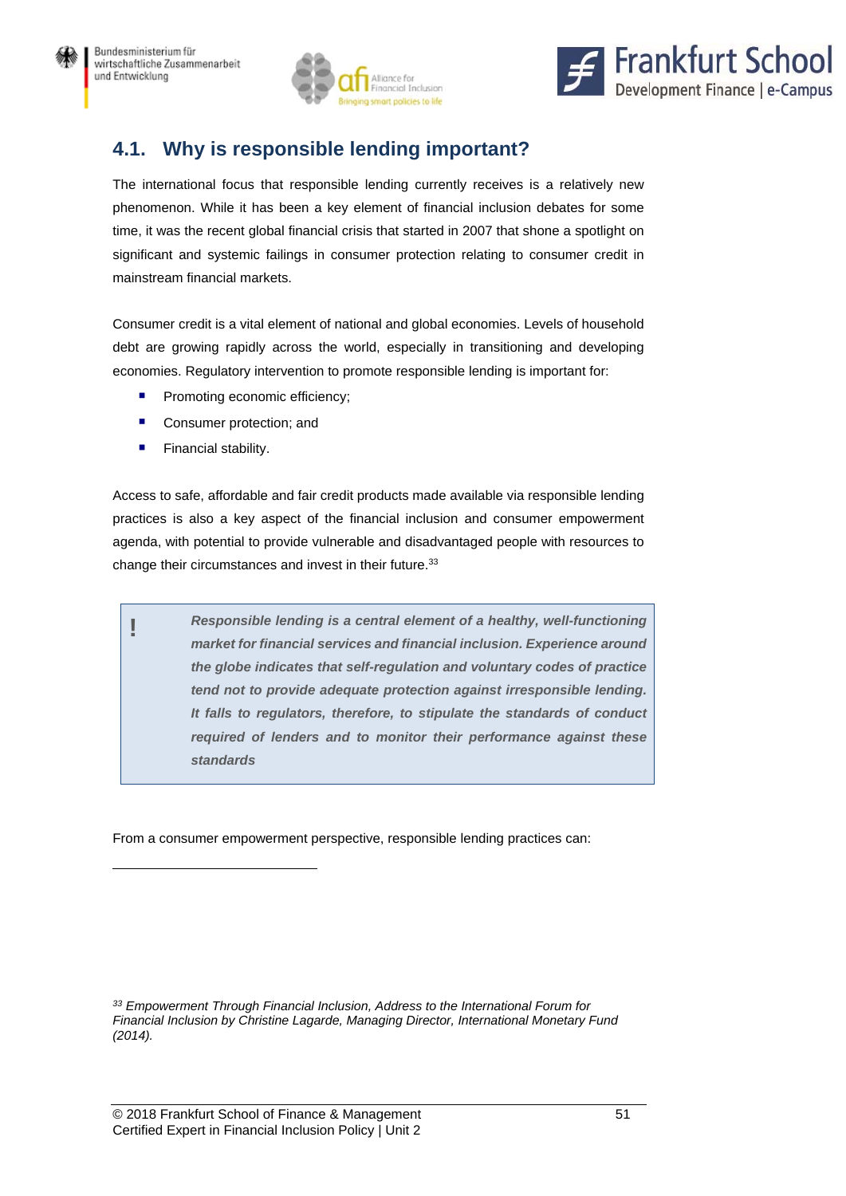## 4.1. Why is responsible lending important?

The international focus that responsible lending currently receives is a relatively new phenomenon. While it has been a key element of financial inclusion debates for some time, it was the recent global financial crisis that started in 2007 that shone a spotlight on significant and systemic failings in consumer protection relating to consumer credit in mainstream financial markets.

Consumer credit is a vital element of national and global economies. Levels of household debt are growing rapidly across the world, especially in transitioning and developing economies. Regulatory intervention to promote responsible lending is important for:

- Promoting economic efficiency;
- Consumer protection; and
- Financial stability.

Access to safe, affordable and fair credit products made available via responsible lending practices is also a key aspect of the financial inclusion and consumer empowerment agenda, with potential to provide vulnerable and disadvantaged people with resources to change their circumstances and invest in their future.[33]

> **!** ***Responsible lending is a central element of a healthy, well-functioning market for financial services and financial inclusion. Experience around the globe indicates that self-regulation and voluntary codes of practice tend not to provide adequate protection against irresponsible lending. It falls to regulators, therefore, to stipulate the standards of conduct required of lenders and to monitor their performance against these standards***

From a consumer empowerment perspective, responsible lending practices can:

---

[33] *Empowerment Through Financial Inclusion, Address to the International Forum for Financial Inclusion by Christine Lagarde, Managing Director, International Monetary Fund (2014).*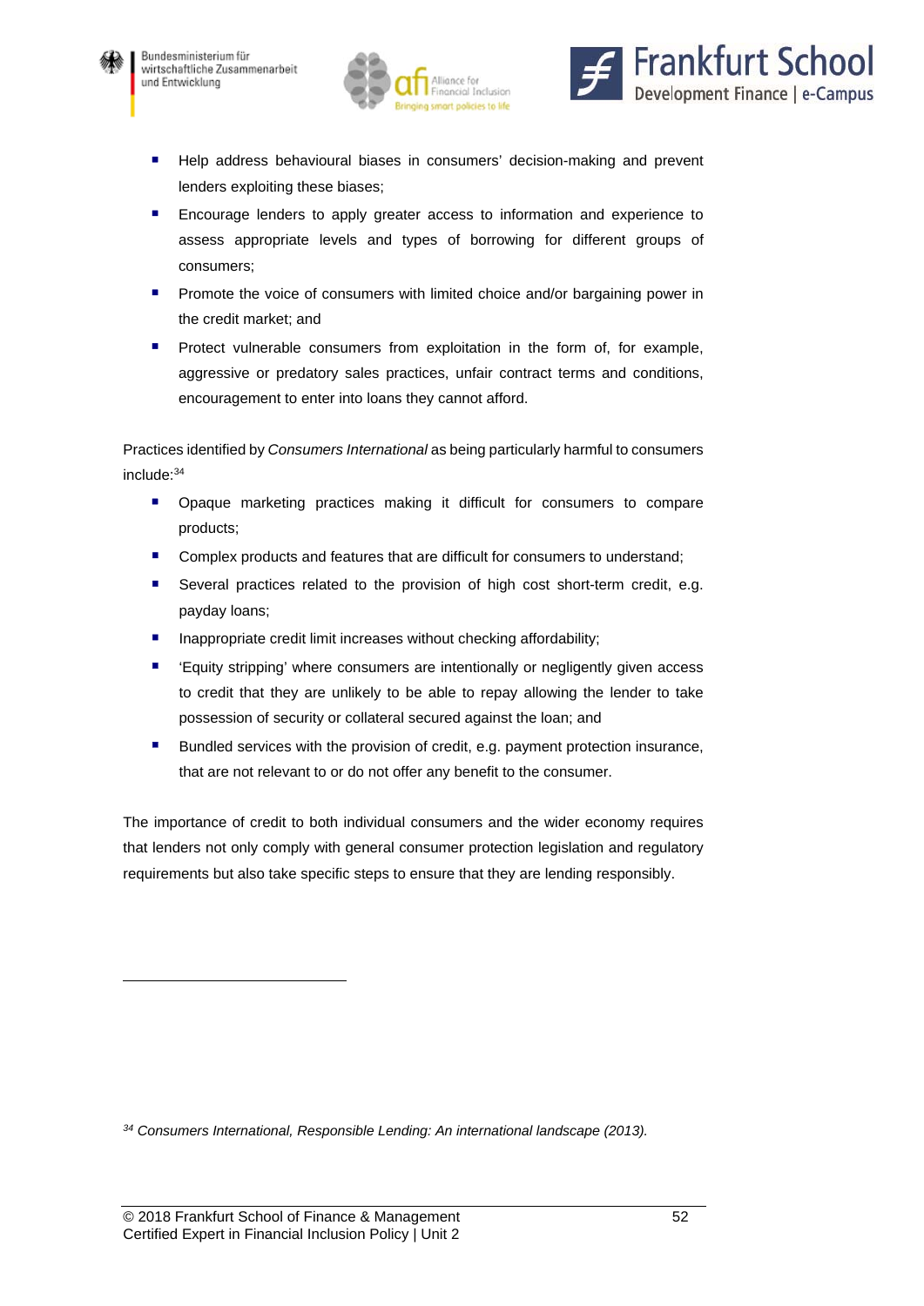- Help address behavioural biases in consumers' decision-making and prevent lenders exploiting these biases;
- Encourage lenders to apply greater access to information and experience to assess appropriate levels and types of borrowing for different groups of consumers;
- Promote the voice of consumers with limited choice and/or bargaining power in the credit market; and
- Protect vulnerable consumers from exploitation in the form of, for example, aggressive or predatory sales practices, unfair contract terms and conditions, encouragement to enter into loans they cannot afford.

Practices identified by *Consumers International* as being particularly harmful to consumers include:[34]

- Opaque marketing practices making it difficult for consumers to compare products;
- Complex products and features that are difficult for consumers to understand;
- Several practices related to the provision of high cost short-term credit, e.g. payday loans;
- Inappropriate credit limit increases without checking affordability;
- 'Equity stripping' where consumers are intentionally or negligently given access to credit that they are unlikely to be able to repay allowing the lender to take possession of security or collateral secured against the loan; and
- Bundled services with the provision of credit, e.g. payment protection insurance, that are not relevant to or do not offer any benefit to the consumer.

The importance of credit to both individual consumers and the wider economy requires that lenders not only comply with general consumer protection legislation and regulatory requirements but also take specific steps to ensure that they are lending responsibly.

---

[34] *Consumers International, Responsible Lending: An international landscape (2013).*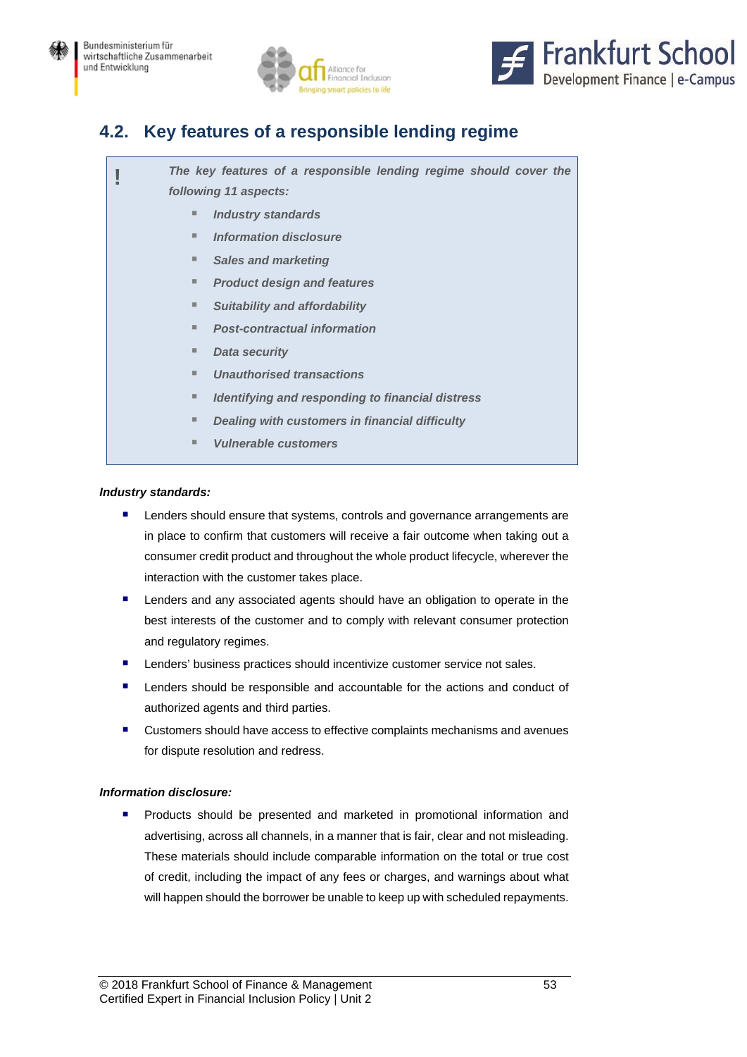## 4.2. Key features of a responsible lending regime

> **!** ***The key features of a responsible lending regime should cover the following 11 aspects:***
>
> - ***Industry standards***
> - ***Information disclosure***
> - ***Sales and marketing***
> - ***Product design and features***
> - ***Suitability and affordability***
> - ***Post-contractual information***
> - ***Data security***
> - ***Unauthorised transactions***
> - ***Identifying and responding to financial distress***
> - ***Dealing with customers in financial difficulty***
> - ***Vulnerable customers***

***Industry standards:***

- Lenders should ensure that systems, controls and governance arrangements are in place to confirm that customers will receive a fair outcome when taking out a consumer credit product and throughout the whole product lifecycle, wherever the interaction with the customer takes place.
- Lenders and any associated agents should have an obligation to operate in the best interests of the customer and to comply with relevant consumer protection and regulatory regimes.
- Lenders' business practices should incentivize customer service not sales.
- Lenders should be responsible and accountable for the actions and conduct of authorized agents and third parties.
- Customers should have access to effective complaints mechanisms and avenues for dispute resolution and redress.

***Information disclosure:***

- Products should be presented and marketed in promotional information and advertising, across all channels, in a manner that is fair, clear and not misleading. These materials should include comparable information on the total or true cost of credit, including the impact of any fees or charges, and warnings about what will happen should the borrower be unable to keep up with scheduled repayments.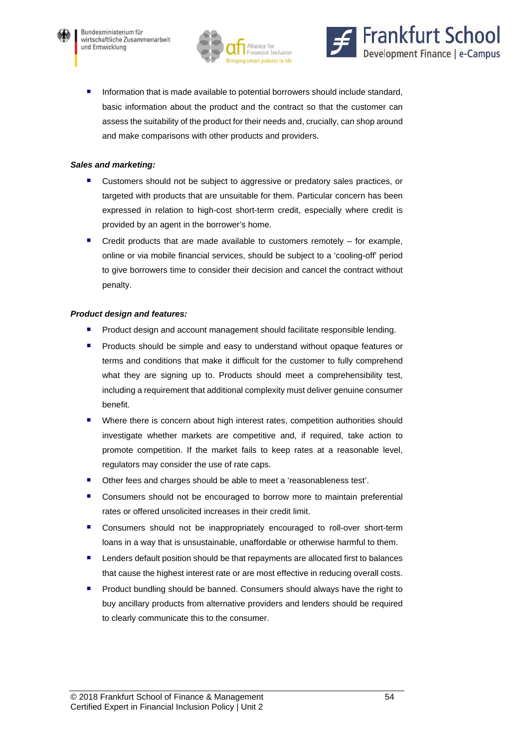- Information that is made available to potential borrowers should include standard, basic information about the product and the contract so that the customer can assess the suitability of the product for their needs and, crucially, can shop around and make comparisons with other products and providers.

***Sales and marketing:***

- Customers should not be subject to aggressive or predatory sales practices, or targeted with products that are unsuitable for them. Particular concern has been expressed in relation to high-cost short-term credit, especially where credit is provided by an agent in the borrower's home.
- Credit products that are made available to customers remotely – for example, online or via mobile financial services, should be subject to a 'cooling-off' period to give borrowers time to consider their decision and cancel the contract without penalty.

***Product design and features:***

- Product design and account management should facilitate responsible lending.
- Products should be simple and easy to understand without opaque features or terms and conditions that make it difficult for the customer to fully comprehend what they are signing up to. Products should meet a comprehensibility test, including a requirement that additional complexity must deliver genuine consumer benefit.
- Where there is concern about high interest rates, competition authorities should investigate whether markets are competitive and, if required, take action to promote competition. If the market fails to keep rates at a reasonable level, regulators may consider the use of rate caps.
- Other fees and charges should be able to meet a 'reasonableness test'.
- Consumers should not be encouraged to borrow more to maintain preferential rates or offered unsolicited increases in their credit limit.
- Consumers should not be inappropriately encouraged to roll-over short-term loans in a way that is unsustainable, unaffordable or otherwise harmful to them.
- Lenders default position should be that repayments are allocated first to balances that cause the highest interest rate or are most effective in reducing overall costs.
- Product bundling should be banned. Consumers should always have the right to buy ancillary products from alternative providers and lenders should be required to clearly communicate this to the consumer.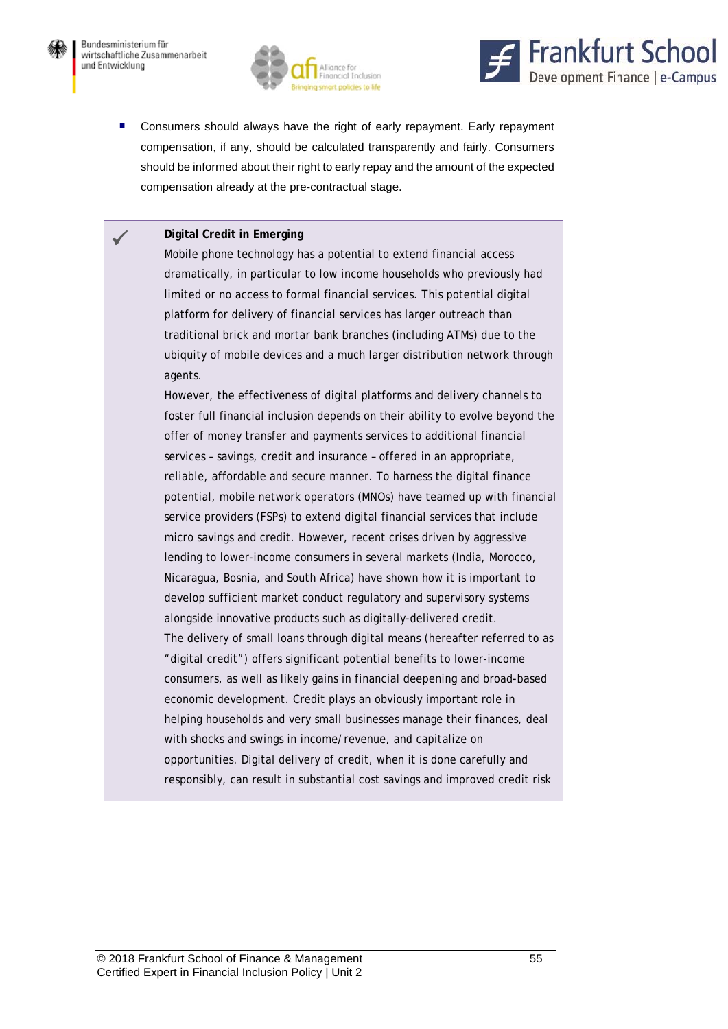- Consumers should always have the right of early repayment. Early repayment compensation, if any, should be calculated transparently and fairly. Consumers should be informed about their right to early repay and the amount of the expected compensation already at the pre-contractual stage.

> ✓ **Digital Credit in Emerging**
>
> Mobile phone technology has a potential to extend financial access dramatically, in particular to low income households who previously had limited or no access to formal financial services. This potential digital platform for delivery of financial services has larger outreach than traditional brick and mortar bank branches (including ATMs) due to the ubiquity of mobile devices and a much larger distribution network through agents.
>
> However, the effectiveness of digital platforms and delivery channels to foster full financial inclusion depends on their ability to evolve beyond the offer of money transfer and payments services to additional financial services – savings, credit and insurance – offered in an appropriate, reliable, affordable and secure manner. To harness the digital finance potential, mobile network operators (MNOs) have teamed up with financial service providers (FSPs) to extend digital financial services that include micro savings and credit. However, recent crises driven by aggressive lending to lower-income consumers in several markets (India, Morocco, Nicaragua, Bosnia, and South Africa) have shown how it is important to develop sufficient market conduct regulatory and supervisory systems alongside innovative products such as digitally-delivered credit.
>
> The delivery of small loans through digital means (hereafter referred to as "digital credit") offers significant potential benefits to lower-income consumers, as well as likely gains in financial deepening and broad-based economic development. Credit plays an obviously important role in helping households and very small businesses manage their finances, deal with shocks and swings in income/revenue, and capitalize on opportunities. Digital delivery of credit, when it is done carefully and responsibly, can result in substantial cost savings and improved credit risk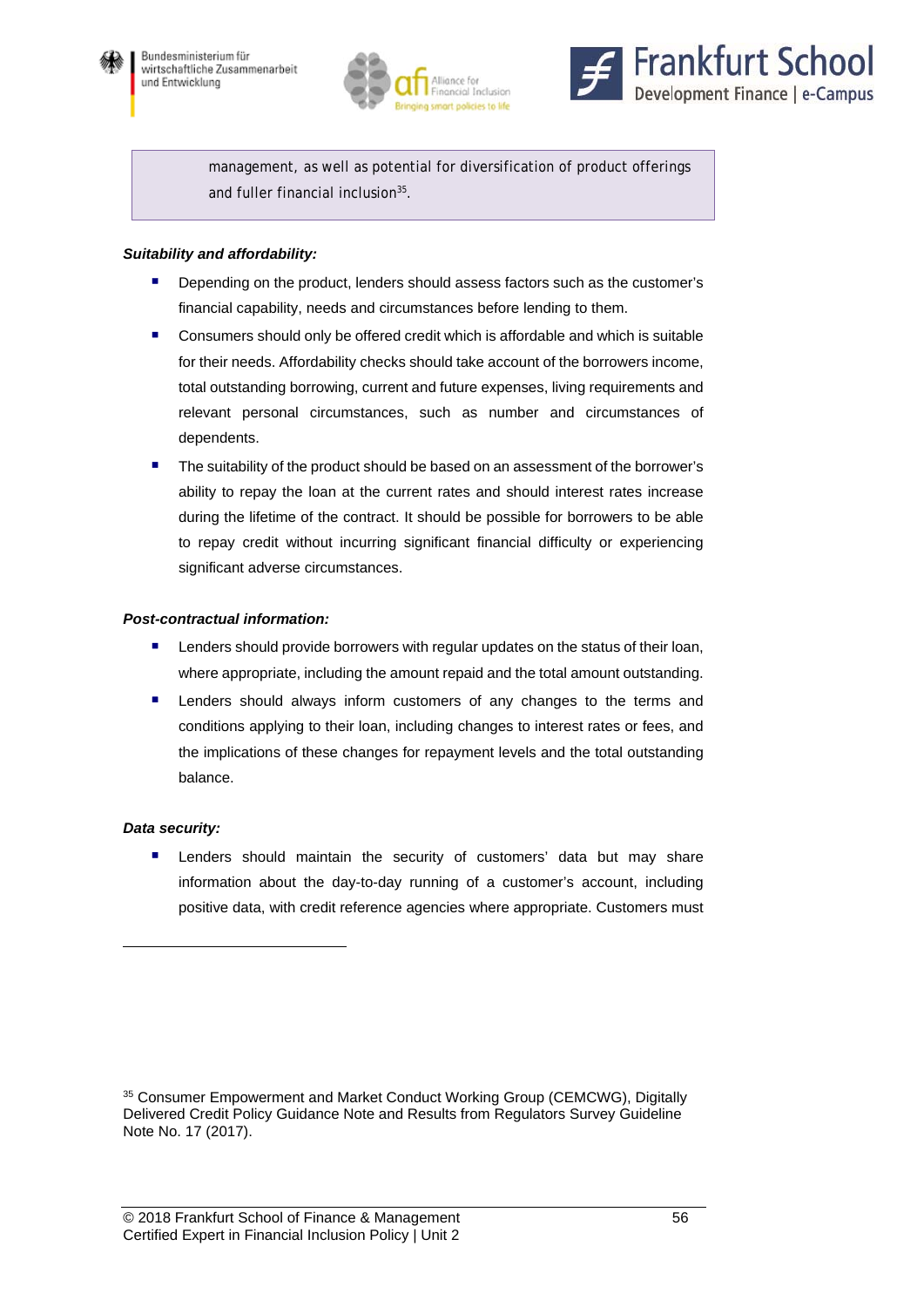management, as well as potential for diversification of product offerings and fuller financial inclusion[35].

***Suitability and affordability:***

- Depending on the product, lenders should assess factors such as the customer's financial capability, needs and circumstances before lending to them.
- Consumers should only be offered credit which is affordable and which is suitable for their needs. Affordability checks should take account of the borrowers income, total outstanding borrowing, current and future expenses, living requirements and relevant personal circumstances, such as number and circumstances of dependents.
- The suitability of the product should be based on an assessment of the borrower's ability to repay the loan at the current rates and should interest rates increase during the lifetime of the contract. It should be possible for borrowers to be able to repay credit without incurring significant financial difficulty or experiencing significant adverse circumstances.

***Post-contractual information:***

- Lenders should provide borrowers with regular updates on the status of their loan, where appropriate, including the amount repaid and the total amount outstanding.
- Lenders should always inform customers of any changes to the terms and conditions applying to their loan, including changes to interest rates or fees, and the implications of these changes for repayment levels and the total outstanding balance.

***Data security:***

- Lenders should maintain the security of customers' data but may share information about the day-to-day running of a customer's account, including positive data, with credit reference agencies where appropriate. Customers must

[35] Consumer Empowerment and Market Conduct Working Group (CEMCWG), Digitally Delivered Credit Policy Guidance Note and Results from Regulators Survey Guideline Note No. 17 (2017).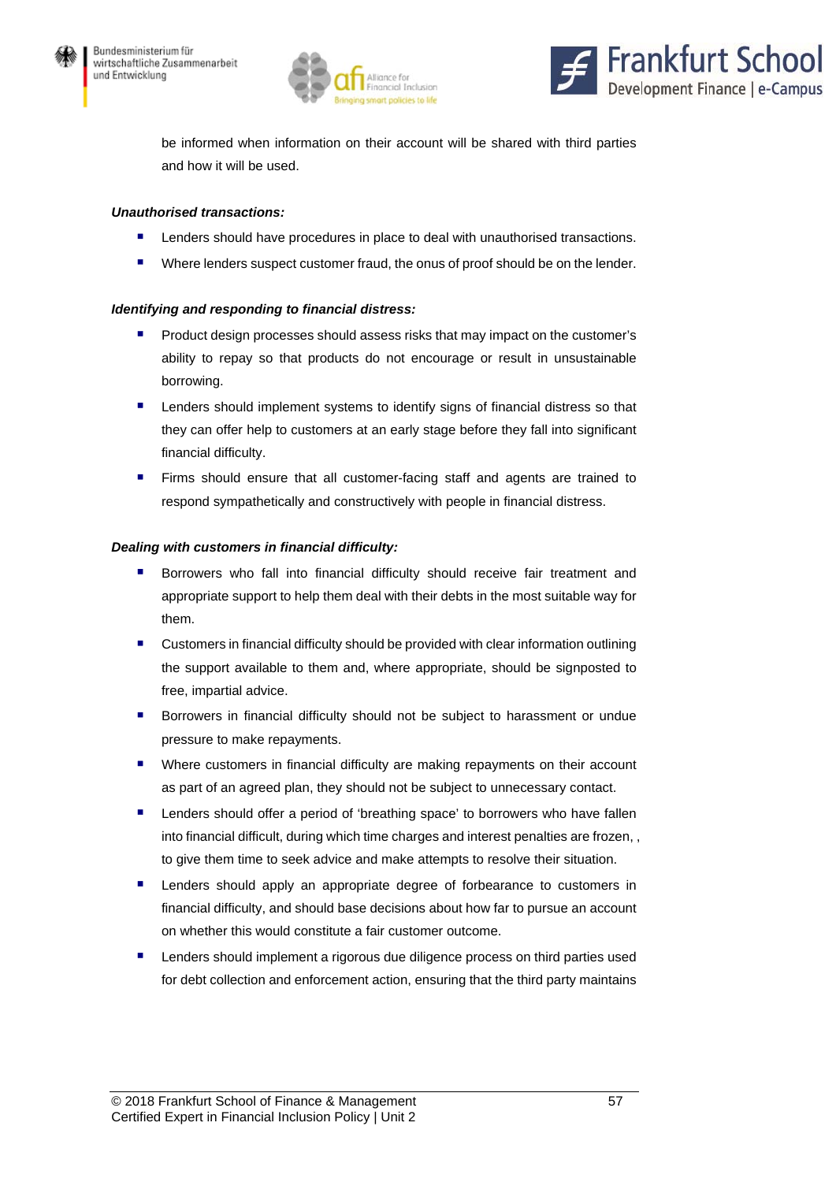be informed when information on their account will be shared with third parties and how it will be used.

***Unauthorised transactions:***

- Lenders should have procedures in place to deal with unauthorised transactions.
- Where lenders suspect customer fraud, the onus of proof should be on the lender.

***Identifying and responding to financial distress:***

- Product design processes should assess risks that may impact on the customer's ability to repay so that products do not encourage or result in unsustainable borrowing.
- Lenders should implement systems to identify signs of financial distress so that they can offer help to customers at an early stage before they fall into significant financial difficulty.
- Firms should ensure that all customer-facing staff and agents are trained to respond sympathetically and constructively with people in financial distress.

***Dealing with customers in financial difficulty:***

- Borrowers who fall into financial difficulty should receive fair treatment and appropriate support to help them deal with their debts in the most suitable way for them.
- Customers in financial difficulty should be provided with clear information outlining the support available to them and, where appropriate, should be signposted to free, impartial advice.
- Borrowers in financial difficulty should not be subject to harassment or undue pressure to make repayments.
- Where customers in financial difficulty are making repayments on their account as part of an agreed plan, they should not be subject to unnecessary contact.
- Lenders should offer a period of 'breathing space' to borrowers who have fallen into financial difficult, during which time charges and interest penalties are frozen, , to give them time to seek advice and make attempts to resolve their situation.
- Lenders should apply an appropriate degree of forbearance to customers in financial difficulty, and should base decisions about how far to pursue an account on whether this would constitute a fair customer outcome.
- Lenders should implement a rigorous due diligence process on third parties used for debt collection and enforcement action, ensuring that the third party maintains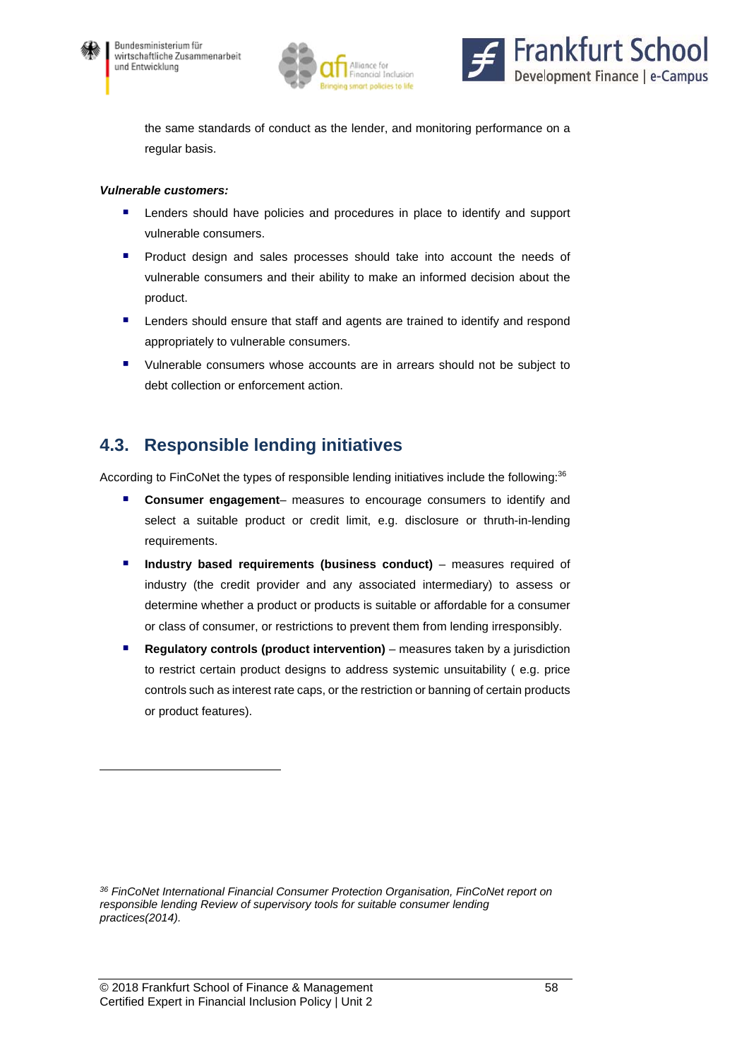the same standards of conduct as the lender, and monitoring performance on a regular basis.

***Vulnerable customers:***

- Lenders should have policies and procedures in place to identify and support vulnerable consumers.
- Product design and sales processes should take into account the needs of vulnerable consumers and their ability to make an informed decision about the product.
- Lenders should ensure that staff and agents are trained to identify and respond appropriately to vulnerable consumers.
- Vulnerable consumers whose accounts are in arrears should not be subject to debt collection or enforcement action.

## 4.3. Responsible lending initiatives

According to FinCoNet the types of responsible lending initiatives include the following:[36]

- **Consumer engagement**– measures to encourage consumers to identify and select a suitable product or credit limit, e.g. disclosure or thruth-in-lending requirements.
- **Industry based requirements (business conduct)** – measures required of industry (the credit provider and any associated intermediary) to assess or determine whether a product or products is suitable or affordable for a consumer or class of consumer, or restrictions to prevent them from lending irresponsibly.
- **Regulatory controls (product intervention)** – measures taken by a jurisdiction to restrict certain product designs to address systemic unsuitability ( e.g. price controls such as interest rate caps, or the restriction or banning of certain products or product features).

---

[36] *FinCoNet International Financial Consumer Protection Organisation, FinCoNet report on responsible lending Review of supervisory tools for suitable consumer lending practices(2014).*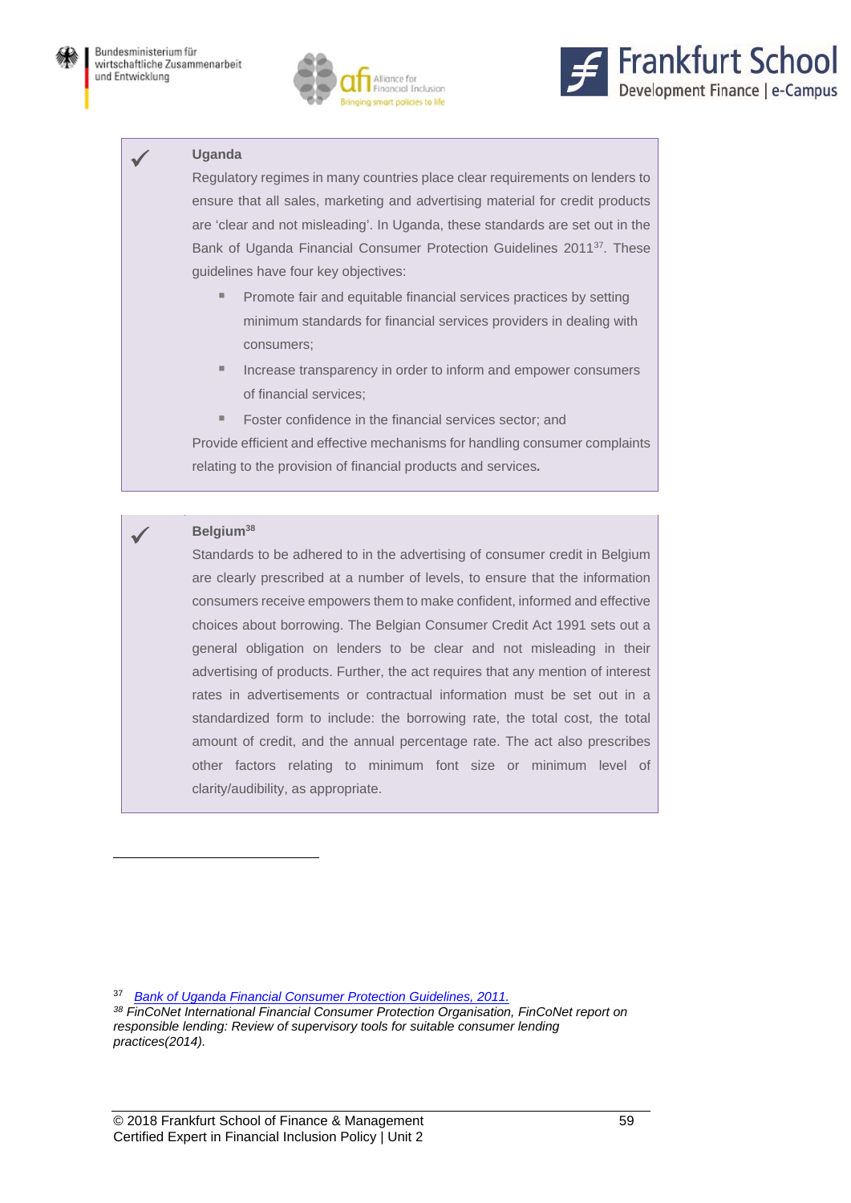✓ **Uganda**

Regulatory regimes in many countries place clear requirements on lenders to ensure that all sales, marketing and advertising material for credit products are 'clear and not misleading'. In Uganda, these standards are set out in the Bank of Uganda Financial Consumer Protection Guidelines 2011[37]. These guidelines have four key objectives:

- Promote fair and equitable financial services practices by setting minimum standards for financial services providers in dealing with consumers;
- Increase transparency in order to inform and empower consumers of financial services;
- Foster confidence in the financial services sector; and

Provide efficient and effective mechanisms for handling consumer complaints relating to the provision of financial products and services.

✓ **Belgium[38]**

Standards to be adhered to in the advertising of consumer credit in Belgium are clearly prescribed at a number of levels, to ensure that the information consumers receive empowers them to make confident, informed and effective choices about borrowing. The Belgian Consumer Credit Act 1991 sets out a general obligation on lenders to be clear and not misleading in their advertising of products. Further, the act requires that any mention of interest rates in advertisements or contractual information must be set out in a standardized form to include: the borrowing rate, the total cost, the total amount of credit, and the annual percentage rate. The act also prescribes other factors relating to minimum font size or minimum level of clarity/audibility, as appropriate.

---

[37] Bank of Uganda Financial Consumer Protection Guidelines, 2011.

[38] *FinCoNet International Financial Consumer Protection Organisation, FinCoNet report on responsible lending: Review of supervisory tools for suitable consumer lending practices(2014).*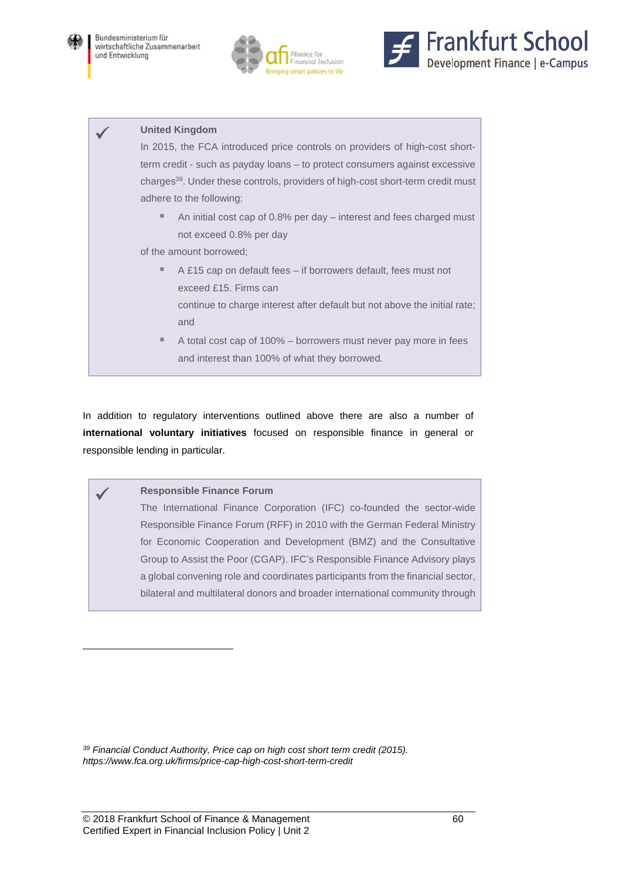**United Kingdom**

In 2015, the FCA introduced price controls on providers of high-cost short-term credit - such as payday loans – to protect consumers against excessive charges[39]. Under these controls, providers of high-cost short-term credit must adhere to the following:

- An initial cost cap of 0.8% per day – interest and fees charged must not exceed 0.8% per day

of the amount borrowed;

- A £15 cap on default fees – if borrowers default, fees must not exceed £15. Firms can continue to charge interest after default but not above the initial rate; and
- A total cost cap of 100% – borrowers must never pay more in fees and interest than 100% of what they borrowed.

In addition to regulatory interventions outlined above there are also a number of **international voluntary initiatives** focused on responsible finance in general or responsible lending in particular.

**Responsible Finance Forum**

The International Finance Corporation (IFC) co-founded the sector-wide Responsible Finance Forum (RFF) in 2010 with the German Federal Ministry for Economic Cooperation and Development (BMZ) and the Consultative Group to Assist the Poor (CGAP). IFC's Responsible Finance Advisory plays a global convening role and coordinates participants from the financial sector, bilateral and multilateral donors and broader international community through

---

[39] *Financial Conduct Authority, Price cap on high cost short term credit (2015). https://www.fca.org.uk/firms/price-cap-high-cost-short-term-credit*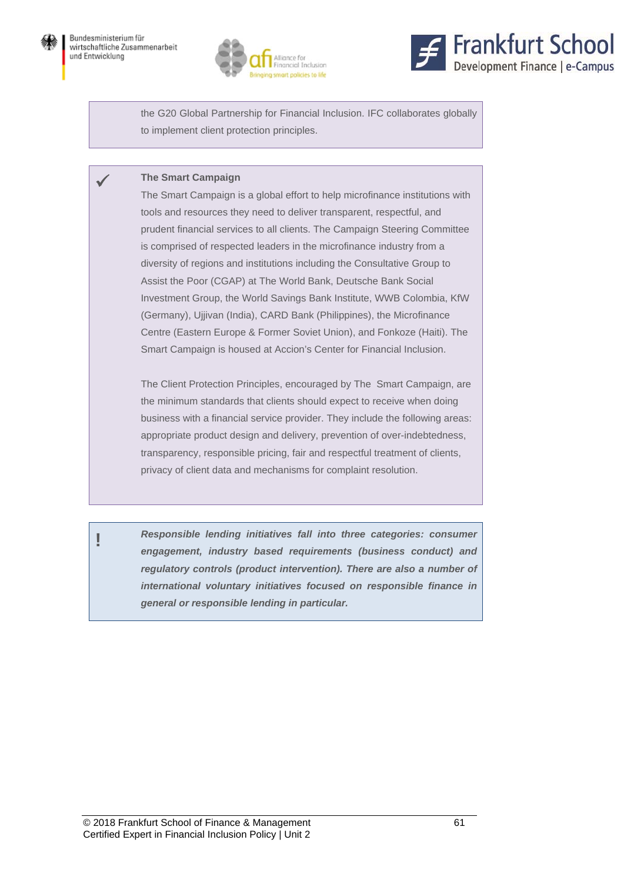the G20 Global Partnership for Financial Inclusion. IFC collaborates globally to implement client protection principles.

✓ **The Smart Campaign**

The Smart Campaign is a global effort to help microfinance institutions with tools and resources they need to deliver transparent, respectful, and prudent financial services to all clients. The Campaign Steering Committee is comprised of respected leaders in the microfinance industry from a diversity of regions and institutions including the Consultative Group to Assist the Poor (CGAP) at The World Bank, Deutsche Bank Social Investment Group, the World Savings Bank Institute, WWB Colombia, KfW (Germany), Ujjivan (India), CARD Bank (Philippines), the Microfinance Centre (Eastern Europe & Former Soviet Union), and Fonkoze (Haiti). The Smart Campaign is housed at Accion's Center for Financial Inclusion.

The Client Protection Principles, encouraged by The Smart Campaign, are the minimum standards that clients should expect to receive when doing business with a financial service provider. They include the following areas: appropriate product design and delivery, prevention of over-indebtedness, transparency, responsible pricing, fair and respectful treatment of clients, privacy of client data and mechanisms for complaint resolution.

! ***Responsible lending initiatives fall into three categories: consumer engagement, industry based requirements (business conduct) and regulatory controls (product intervention). There are also a number of international voluntary initiatives focused on responsible finance in general or responsible lending in particular.***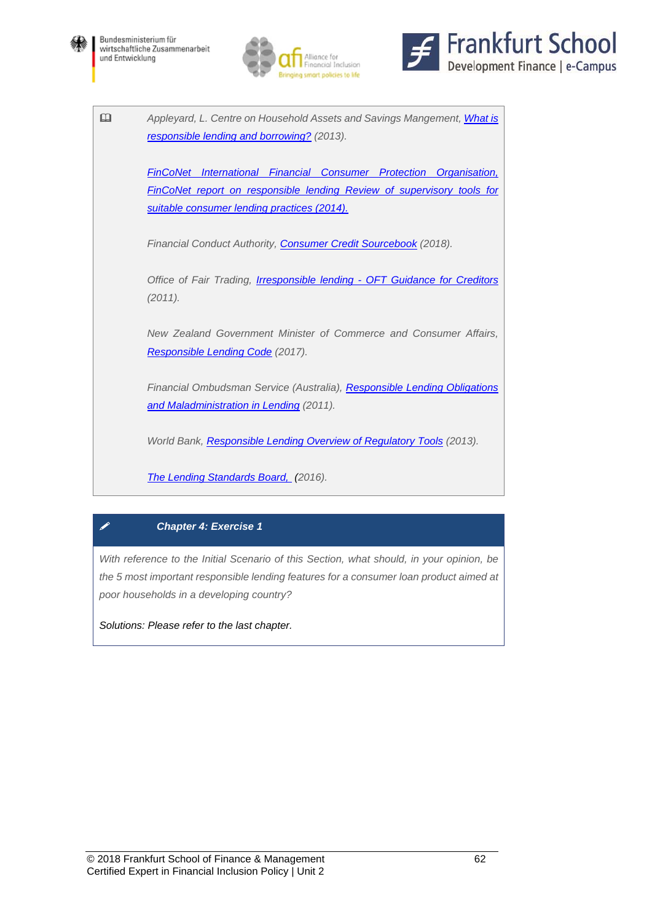*Appleyard, L. Centre on Household Assets and Savings Mangement, What is responsible lending and borrowing? (2013).*

*FinCoNet International Financial Consumer Protection Organisation, FinCoNet report on responsible lending Review of supervisory tools for suitable consumer lending practices (2014).*

*Financial Conduct Authority, Consumer Credit Sourcebook (2018).*

*Office of Fair Trading, Irresponsible lending - OFT Guidance for Creditors (2011).*

*New Zealand Government Minister of Commerce and Consumer Affairs, Responsible Lending Code (2017).*

*Financial Ombudsman Service (Australia), Responsible Lending Obligations and Maladministration in Lending (2011).*

*World Bank, Responsible Lending Overview of Regulatory Tools (2013).*

*The Lending Standards Board, (2016).*

**Chapter 4: Exercise 1**

*With reference to the Initial Scenario of this Section, what should, in your opinion, be the 5 most important responsible lending features for a consumer loan product aimed at poor households in a developing country?*

*Solutions: Please refer to the last chapter.*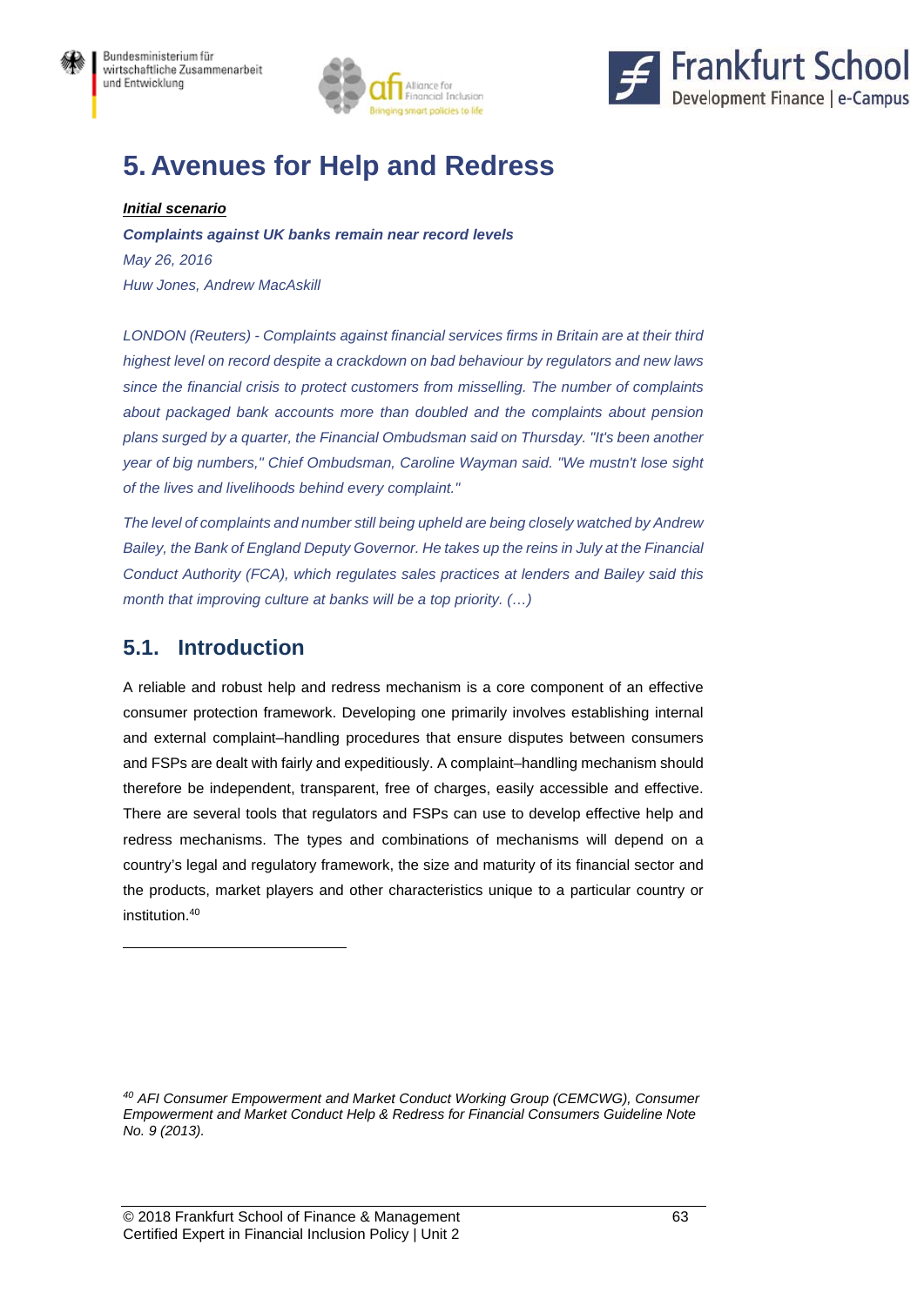# 5. Avenues for Help and Redress

***Initial scenario***

***Complaints against UK banks remain near record levels***

*May 26, 2016*

*Huw Jones, Andrew MacAskill*

*LONDON (Reuters) - Complaints against financial services firms in Britain are at their third highest level on record despite a crackdown on bad behaviour by regulators and new laws since the financial crisis to protect customers from misselling. The number of complaints about packaged bank accounts more than doubled and the complaints about pension plans surged by a quarter, the Financial Ombudsman said on Thursday. "It's been another year of big numbers," Chief Ombudsman, Caroline Wayman said. "We mustn't lose sight of the lives and livelihoods behind every complaint."*

*The level of complaints and number still being upheld are being closely watched by Andrew Bailey, the Bank of England Deputy Governor. He takes up the reins in July at the Financial Conduct Authority (FCA), which regulates sales practices at lenders and Bailey said this month that improving culture at banks will be a top priority. (…)*

## 5.1. Introduction

A reliable and robust help and redress mechanism is a core component of an effective consumer protection framework. Developing one primarily involves establishing internal and external complaint–handling procedures that ensure disputes between consumers and FSPs are dealt with fairly and expeditiously. A complaint–handling mechanism should therefore be independent, transparent, free of charges, easily accessible and effective. There are several tools that regulators and FSPs can use to develop effective help and redress mechanisms. The types and combinations of mechanisms will depend on a country's legal and regulatory framework, the size and maturity of its financial sector and the products, market players and other characteristics unique to a particular country or institution.[40]

---

[40] *AFI Consumer Empowerment and Market Conduct Working Group (CEMCWG), Consumer Empowerment and Market Conduct Help & Redress for Financial Consumers Guideline Note No. 9 (2013).*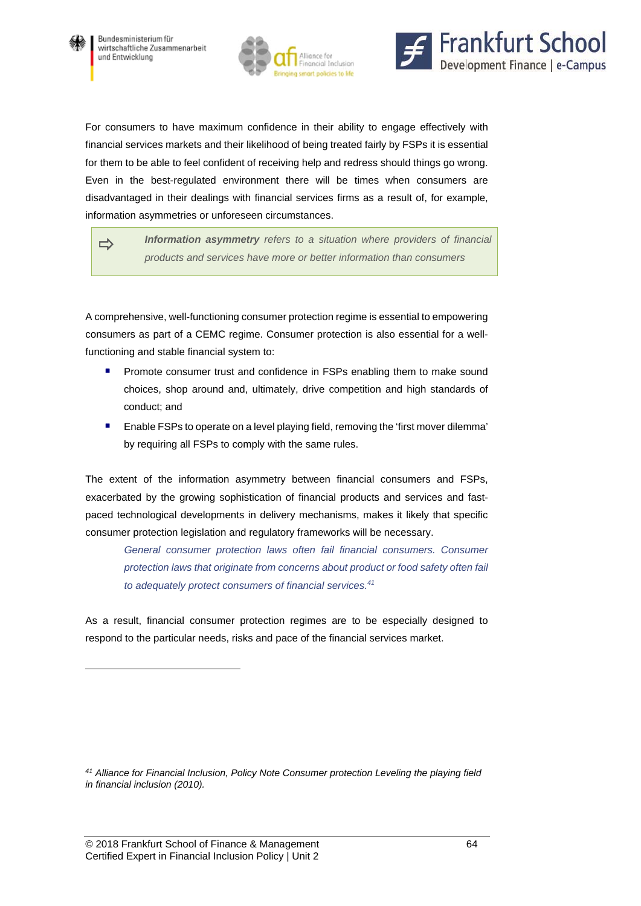For consumers to have maximum confidence in their ability to engage effectively with financial services markets and their likelihood of being treated fairly by FSPs it is essential for them to be able to feel confident of receiving help and redress should things go wrong. Even in the best-regulated environment there will be times when consumers are disadvantaged in their dealings with financial services firms as a result of, for example, information asymmetries or unforeseen circumstances.

> ⇨ ***Information asymmetry*** *refers to a situation where providers of financial products and services have more or better information than consumers*

A comprehensive, well-functioning consumer protection regime is essential to empowering consumers as part of a CEMC regime. Consumer protection is also essential for a well-functioning and stable financial system to:

- Promote consumer trust and confidence in FSPs enabling them to make sound choices, shop around and, ultimately, drive competition and high standards of conduct; and
- Enable FSPs to operate on a level playing field, removing the 'first mover dilemma' by requiring all FSPs to comply with the same rules.

The extent of the information asymmetry between financial consumers and FSPs, exacerbated by the growing sophistication of financial products and services and fast-paced technological developments in delivery mechanisms, makes it likely that specific consumer protection legislation and regulatory frameworks will be necessary.

> *General consumer protection laws often fail financial consumers. Consumer protection laws that originate from concerns about product or food safety often fail to adequately protect consumers of financial services.*[41]

As a result, financial consumer protection regimes are to be especially designed to respond to the particular needs, risks and pace of the financial services market.

---

[41] *Alliance for Financial Inclusion, Policy Note Consumer protection Leveling the playing field in financial inclusion (2010).*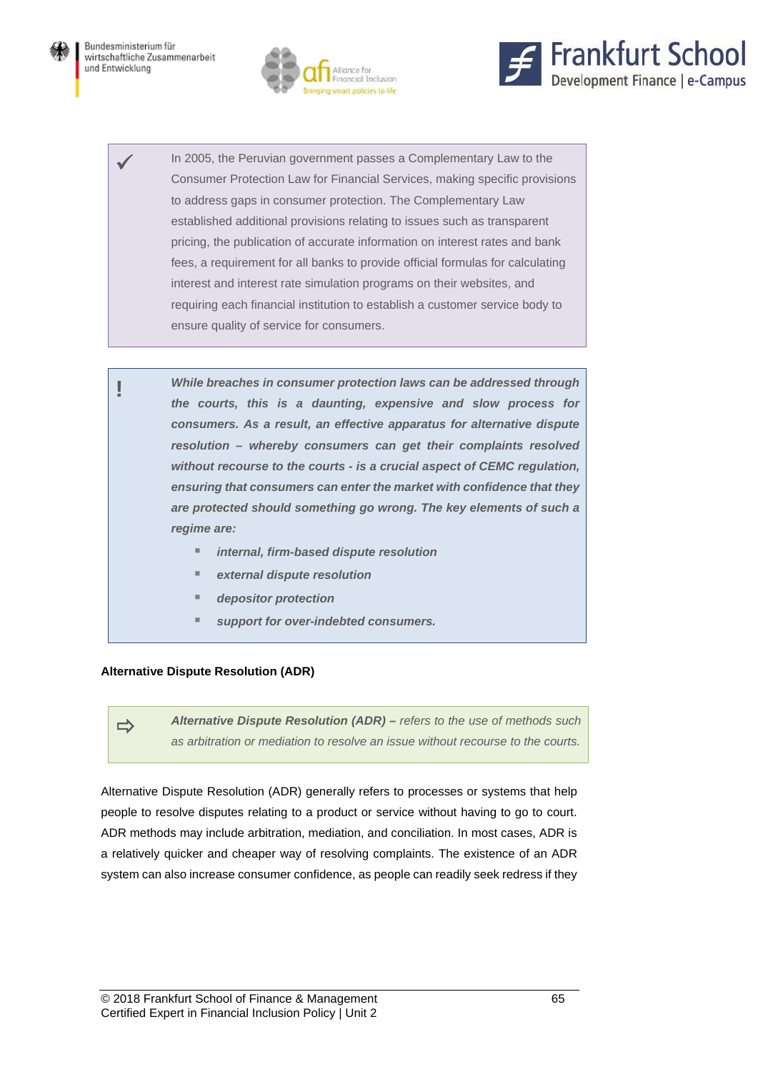✓ In 2005, the Peruvian government passes a Complementary Law to the Consumer Protection Law for Financial Services, making specific provisions to address gaps in consumer protection. The Complementary Law established additional provisions relating to issues such as transparent pricing, the publication of accurate information on interest rates and bank fees, a requirement for all banks to provide official formulas for calculating interest and interest rate simulation programs on their websites, and requiring each financial institution to establish a customer service body to ensure quality of service for consumers.

! ***While breaches in consumer protection laws can be addressed through the courts, this is a daunting, expensive and slow process for consumers. As a result, an effective apparatus for alternative dispute resolution – whereby consumers can get their complaints resolved without recourse to the courts - is a crucial aspect of CEMC regulation, ensuring that consumers can enter the market with confidence that they are protected should something go wrong. The key elements of such a regime are:***

- ***internal, firm-based dispute resolution***
- ***external dispute resolution***
- ***depositor protection***
- ***support for over-indebted consumers.***

**Alternative Dispute Resolution (ADR)**

⇨ ***Alternative Dispute Resolution (ADR) –*** *refers to the use of methods such as arbitration or mediation to resolve an issue without recourse to the courts.*

Alternative Dispute Resolution (ADR) generally refers to processes or systems that help people to resolve disputes relating to a product or service without having to go to court. ADR methods may include arbitration, mediation, and conciliation. In most cases, ADR is a relatively quicker and cheaper way of resolving complaints. The existence of an ADR system can also increase consumer confidence, as people can readily seek redress if they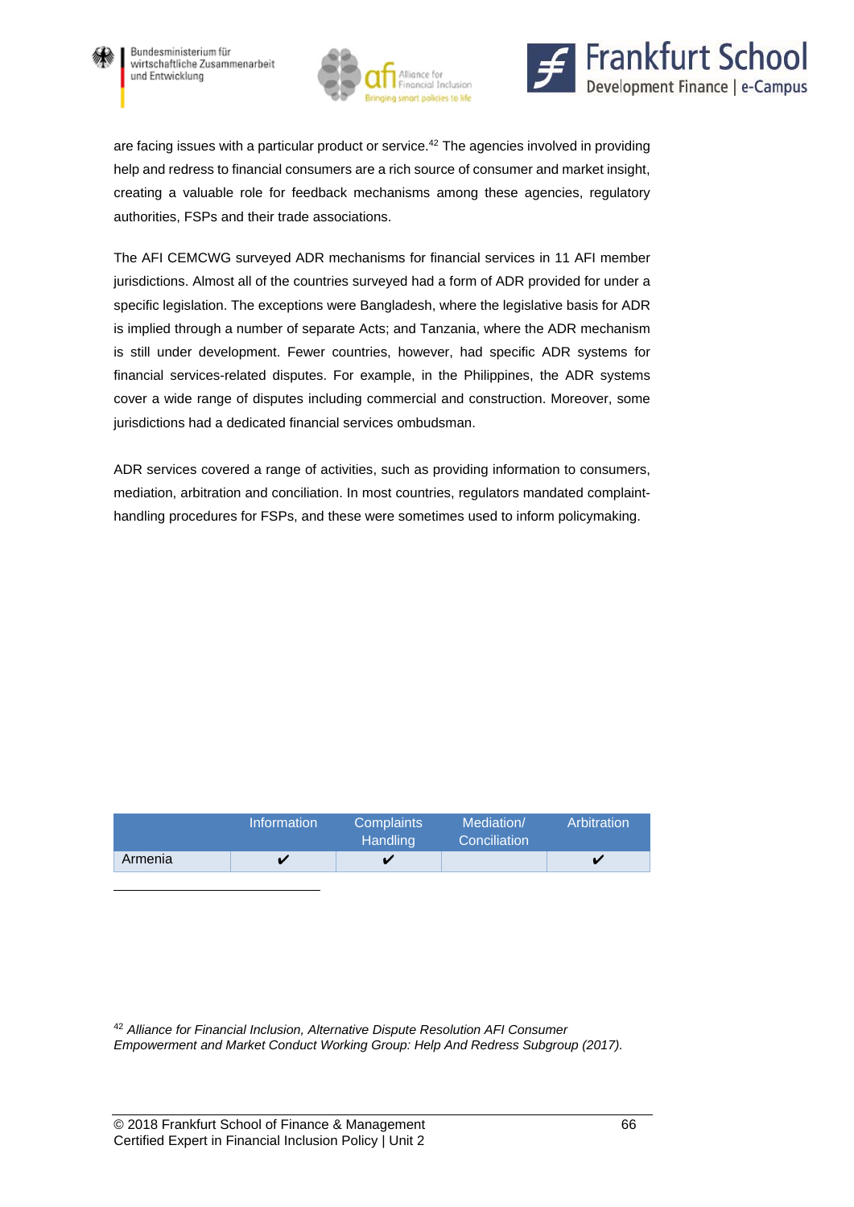are facing issues with a particular product or service.[42] The agencies involved in providing help and redress to financial consumers are a rich source of consumer and market insight, creating a valuable role for feedback mechanisms among these agencies, regulatory authorities, FSPs and their trade associations.

The AFI CEMCWG surveyed ADR mechanisms for financial services in 11 AFI member jurisdictions. Almost all of the countries surveyed had a form of ADR provided for under a specific legislation. The exceptions were Bangladesh, where the legislative basis for ADR is implied through a number of separate Acts; and Tanzania, where the ADR mechanism is still under development. Fewer countries, however, had specific ADR systems for financial services-related disputes. For example, in the Philippines, the ADR systems cover a wide range of disputes including commercial and construction. Moreover, some jurisdictions had a dedicated financial services ombudsman.

ADR services covered a range of activities, such as providing information to consumers, mediation, arbitration and conciliation. In most countries, regulators mandated complaint-handling procedures for FSPs, and these were sometimes used to inform policymaking.

| | Information | Complaints Handling | Mediation/ Conciliation | Arbitration |
|---|---|---|---|---|
| Armenia | ✔ | ✔ | | ✔ |

[42] *Alliance for Financial Inclusion, Alternative Dispute Resolution AFI Consumer Empowerment and Market Conduct Working Group: Help And Redress Subgroup (2017).*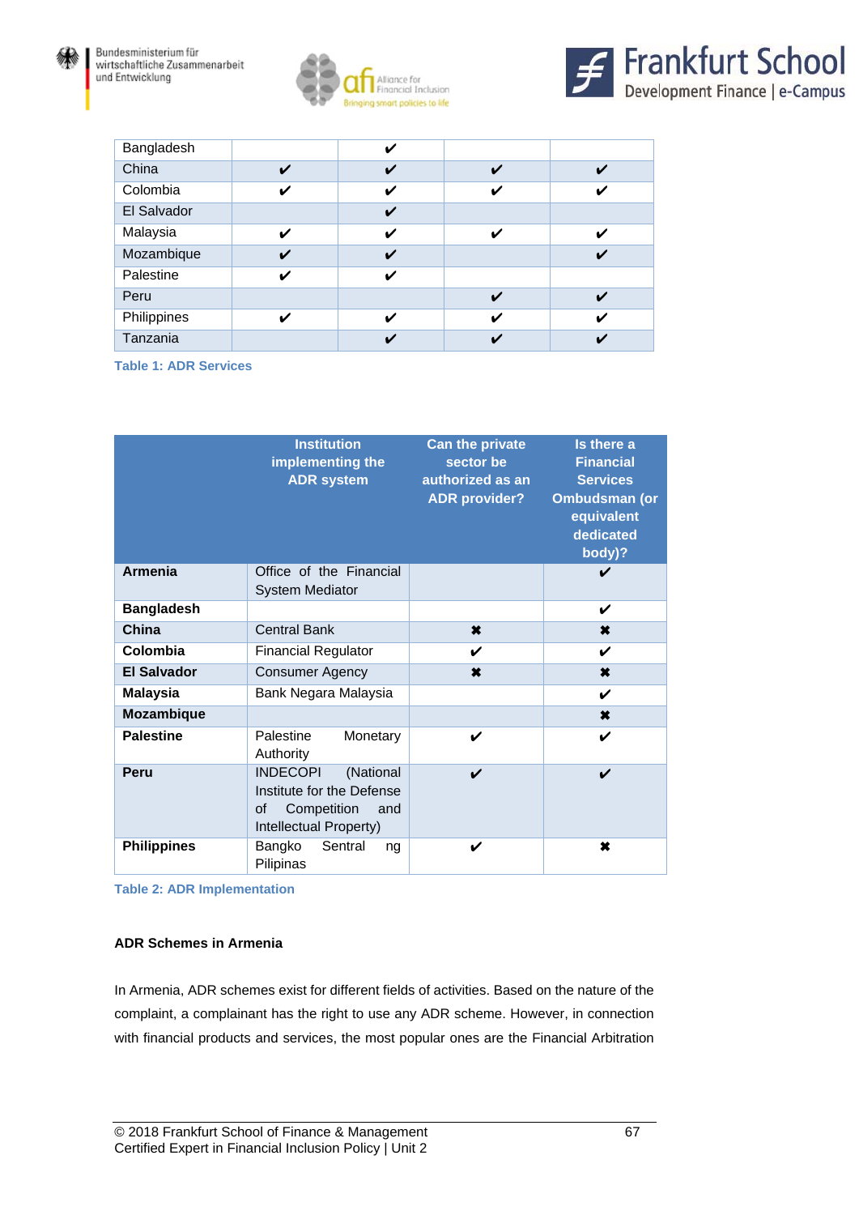| | | | | |
|---|---|---|---|---|
| Bangladesh | | ✔ | | |
| China | ✔ | ✔ | ✔ | ✔ |
| Colombia | ✔ | ✔ | ✔ | ✔ |
| El Salvador | | ✔ | | |
| Malaysia | ✔ | ✔ | ✔ | ✔ |
| Mozambique | ✔ | ✔ | | ✔ |
| Palestine | ✔ | ✔ | | |
| Peru | | | ✔ | ✔ |
| Philippines | ✔ | ✔ | ✔ | ✔ |
| Tanzania | | ✔ | ✔ | ✔ |

**Table 1: ADR Services**

| | Institution implementing the ADR system | Can the private sector be authorized as an ADR provider? | Is there a Financial Services Ombudsman (or equivalent dedicated body)? |
|---|---|---|---|
| **Armenia** | Office of the Financial System Mediator | | ✔ |
| **Bangladesh** | | | ✔ |
| **China** | Central Bank | ✖ | ✖ |
| **Colombia** | Financial Regulator | ✔ | ✔ |
| **El Salvador** | Consumer Agency | ✖ | ✖ |
| **Malaysia** | Bank Negara Malaysia | | ✔ |
| **Mozambique** | | | ✖ |
| **Palestine** | Palestine Monetary Authority | ✔ | ✔ |
| **Peru** | INDECOPI (National Institute for the Defense of Competition and Intellectual Property) | ✔ | ✔ |
| **Philippines** | Bangko Sentral ng Pilipinas | ✔ | ✖ |

**Table 2: ADR Implementation**

**ADR Schemes in Armenia**

In Armenia, ADR schemes exist for different fields of activities. Based on the nature of the complaint, a complainant has the right to use any ADR scheme. However, in connection with financial products and services, the most popular ones are the Financial Arbitration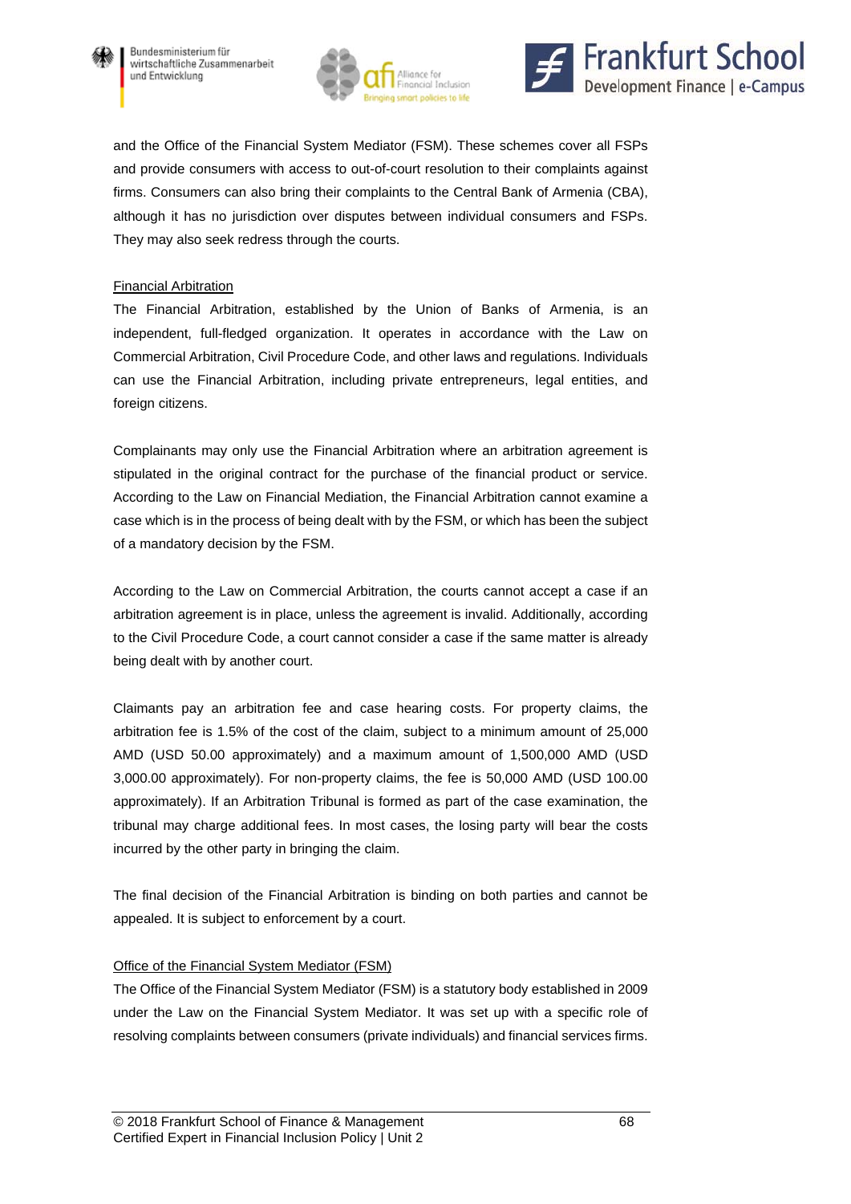and the Office of the Financial System Mediator (FSM). These schemes cover all FSPs and provide consumers with access to out-of-court resolution to their complaints against firms. Consumers can also bring their complaints to the Central Bank of Armenia (CBA), although it has no jurisdiction over disputes between individual consumers and FSPs. They may also seek redress through the courts.

<u>Financial Arbitration</u>

The Financial Arbitration, established by the Union of Banks of Armenia, is an independent, full-fledged organization. It operates in accordance with the Law on Commercial Arbitration, Civil Procedure Code, and other laws and regulations. Individuals can use the Financial Arbitration, including private entrepreneurs, legal entities, and foreign citizens.

Complainants may only use the Financial Arbitration where an arbitration agreement is stipulated in the original contract for the purchase of the financial product or service. According to the Law on Financial Mediation, the Financial Arbitration cannot examine a case which is in the process of being dealt with by the FSM, or which has been the subject of a mandatory decision by the FSM.

According to the Law on Commercial Arbitration, the courts cannot accept a case if an arbitration agreement is in place, unless the agreement is invalid. Additionally, according to the Civil Procedure Code, a court cannot consider a case if the same matter is already being dealt with by another court.

Claimants pay an arbitration fee and case hearing costs. For property claims, the arbitration fee is 1.5% of the cost of the claim, subject to a minimum amount of 25,000 AMD (USD 50.00 approximately) and a maximum amount of 1,500,000 AMD (USD 3,000.00 approximately). For non-property claims, the fee is 50,000 AMD (USD 100.00 approximately). If an Arbitration Tribunal is formed as part of the case examination, the tribunal may charge additional fees. In most cases, the losing party will bear the costs incurred by the other party in bringing the claim.

The final decision of the Financial Arbitration is binding on both parties and cannot be appealed. It is subject to enforcement by a court.

<u>Office of the Financial System Mediator (FSM)</u>

The Office of the Financial System Mediator (FSM) is a statutory body established in 2009 under the Law on the Financial System Mediator. It was set up with a specific role of resolving complaints between consumers (private individuals) and financial services firms.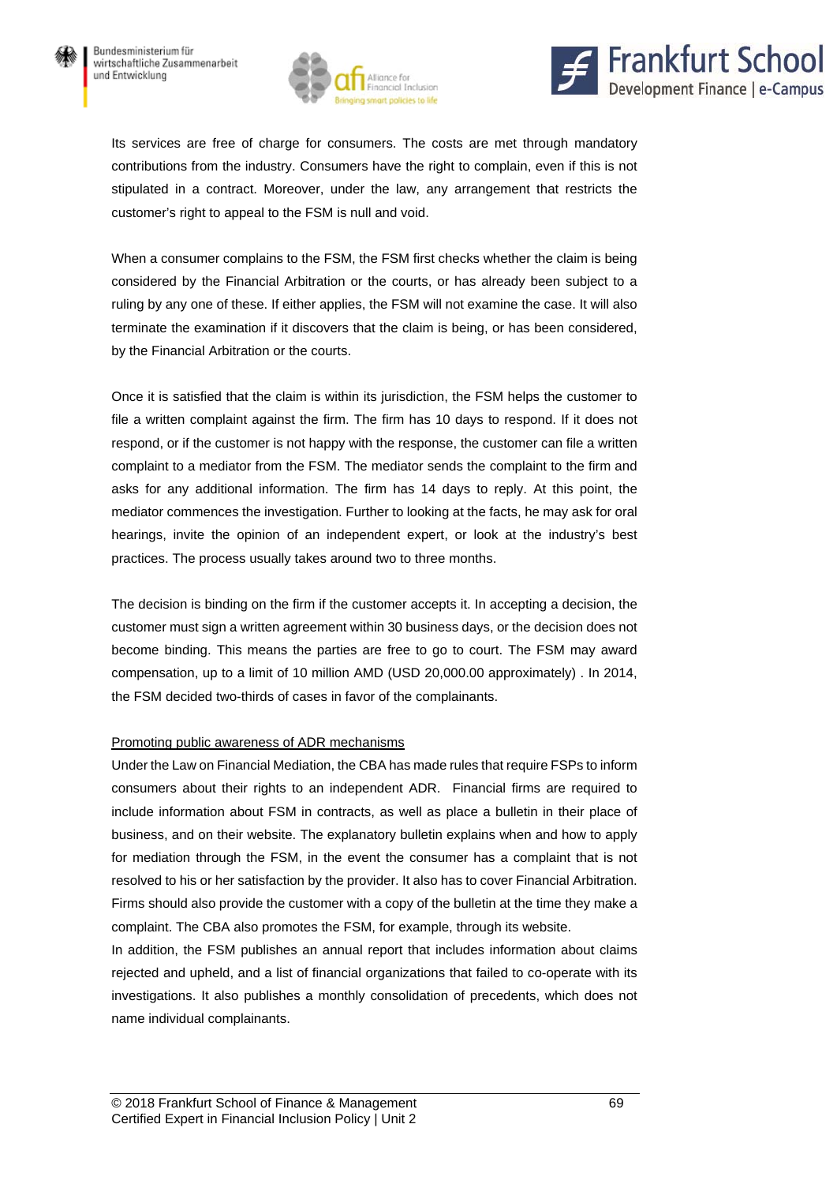Its services are free of charge for consumers. The costs are met through mandatory contributions from the industry. Consumers have the right to complain, even if this is not stipulated in a contract. Moreover, under the law, any arrangement that restricts the customer's right to appeal to the FSM is null and void.

When a consumer complains to the FSM, the FSM first checks whether the claim is being considered by the Financial Arbitration or the courts, or has already been subject to a ruling by any one of these. If either applies, the FSM will not examine the case. It will also terminate the examination if it discovers that the claim is being, or has been considered, by the Financial Arbitration or the courts.

Once it is satisfied that the claim is within its jurisdiction, the FSM helps the customer to file a written complaint against the firm. The firm has 10 days to respond. If it does not respond, or if the customer is not happy with the response, the customer can file a written complaint to a mediator from the FSM. The mediator sends the complaint to the firm and asks for any additional information. The firm has 14 days to reply. At this point, the mediator commences the investigation. Further to looking at the facts, he may ask for oral hearings, invite the opinion of an independent expert, or look at the industry's best practices. The process usually takes around two to three months.

The decision is binding on the firm if the customer accepts it. In accepting a decision, the customer must sign a written agreement within 30 business days, or the decision does not become binding. This means the parties are free to go to court. The FSM may award compensation, up to a limit of 10 million AMD (USD 20,000.00 approximately) . In 2014, the FSM decided two-thirds of cases in favor of the complainants.

Promoting public awareness of ADR mechanisms

Under the Law on Financial Mediation, the CBA has made rules that require FSPs to inform consumers about their rights to an independent ADR. Financial firms are required to include information about FSM in contracts, as well as place a bulletin in their place of business, and on their website. The explanatory bulletin explains when and how to apply for mediation through the FSM, in the event the consumer has a complaint that is not resolved to his or her satisfaction by the provider. It also has to cover Financial Arbitration. Firms should also provide the customer with a copy of the bulletin at the time they make a complaint. The CBA also promotes the FSM, for example, through its website.

In addition, the FSM publishes an annual report that includes information about claims rejected and upheld, and a list of financial organizations that failed to co-operate with its investigations. It also publishes a monthly consolidation of precedents, which does not name individual complainants.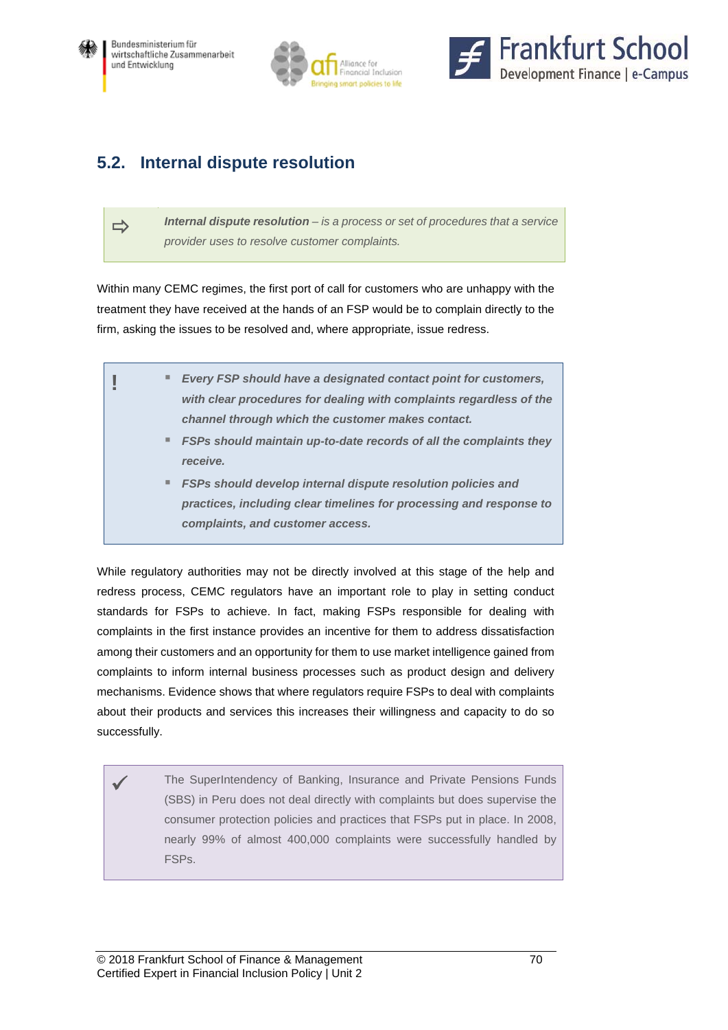## 5.2. Internal dispute resolution

> ⇨ ***Internal dispute resolution*** *– is a process or set of procedures that a service provider uses to resolve customer complaints.*

Within many CEMC regimes, the first port of call for customers who are unhappy with the treatment they have received at the hands of an FSP would be to complain directly to the firm, asking the issues to be resolved and, where appropriate, issue redress.

> **!**
>
> - ***Every FSP should have a designated contact point for customers, with clear procedures for dealing with complaints regardless of the channel through which the customer makes contact.***
> - ***FSPs should maintain up-to-date records of all the complaints they receive.***
> - ***FSPs should develop internal dispute resolution policies and practices, including clear timelines for processing and response to complaints, and customer access.***

While regulatory authorities may not be directly involved at this stage of the help and redress process, CEMC regulators have an important role to play in setting conduct standards for FSPs to achieve. In fact, making FSPs responsible for dealing with complaints in the first instance provides an incentive for them to address dissatisfaction among their customers and an opportunity for them to use market intelligence gained from complaints to inform internal business processes such as product design and delivery mechanisms. Evidence shows that where regulators require FSPs to deal with complaints about their products and services this increases their willingness and capacity to do so successfully.

> ✓ The SuperIntendency of Banking, Insurance and Private Pensions Funds (SBS) in Peru does not deal directly with complaints but does supervise the consumer protection policies and practices that FSPs put in place. In 2008, nearly 99% of almost 400,000 complaints were successfully handled by FSPs.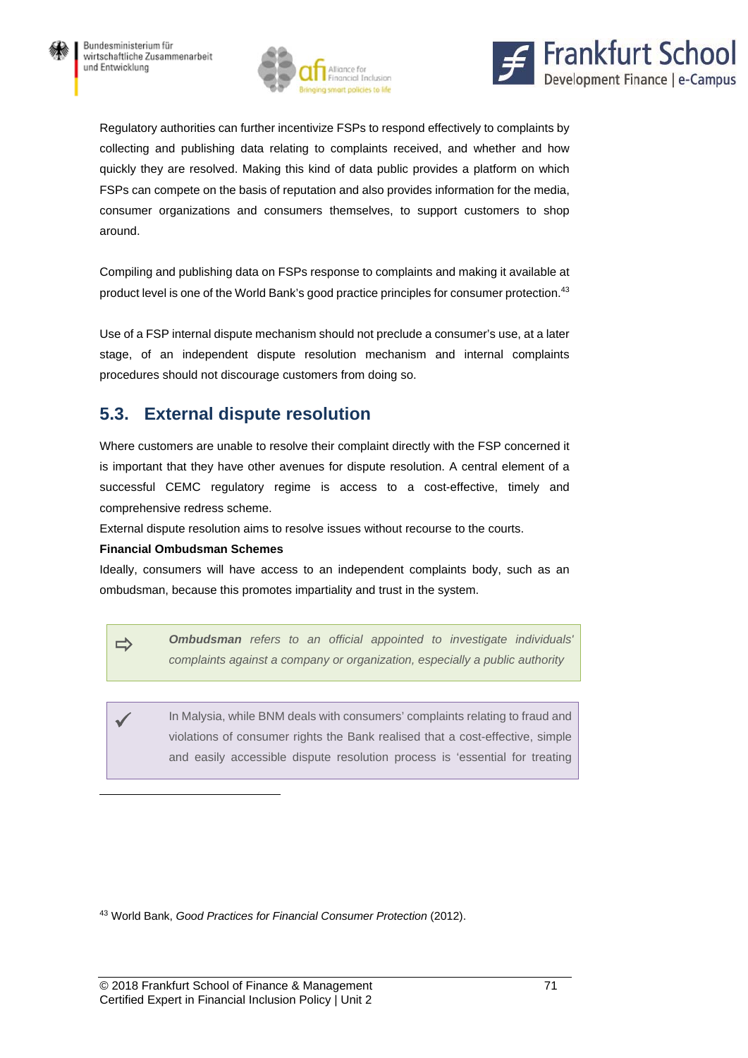Regulatory authorities can further incentivize FSPs to respond effectively to complaints by collecting and publishing data relating to complaints received, and whether and how quickly they are resolved. Making this kind of data public provides a platform on which FSPs can compete on the basis of reputation and also provides information for the media, consumer organizations and consumers themselves, to support customers to shop around.

Compiling and publishing data on FSPs response to complaints and making it available at product level is one of the World Bank's good practice principles for consumer protection.[43]

Use of a FSP internal dispute mechanism should not preclude a consumer's use, at a later stage, of an independent dispute resolution mechanism and internal complaints procedures should not discourage customers from doing so.

## 5.3. External dispute resolution

Where customers are unable to resolve their complaint directly with the FSP concerned it is important that they have other avenues for dispute resolution. A central element of a successful CEMC regulatory regime is access to a cost-effective, timely and comprehensive redress scheme.

External dispute resolution aims to resolve issues without recourse to the courts.

**Financial Ombudsman Schemes**

Ideally, consumers will have access to an independent complaints body, such as an ombudsman, because this promotes impartiality and trust in the system.

> ⇨ ***Ombudsman*** *refers to an official appointed to investigate individuals' complaints against a company or organization, especially a public authority*

> ✓ In Malysia, while BNM deals with consumers' complaints relating to fraud and violations of consumer rights the Bank realised that a cost-effective, simple and easily accessible dispute resolution process is 'essential for treating

---

[43] World Bank, *Good Practices for Financial Consumer Protection* (2012).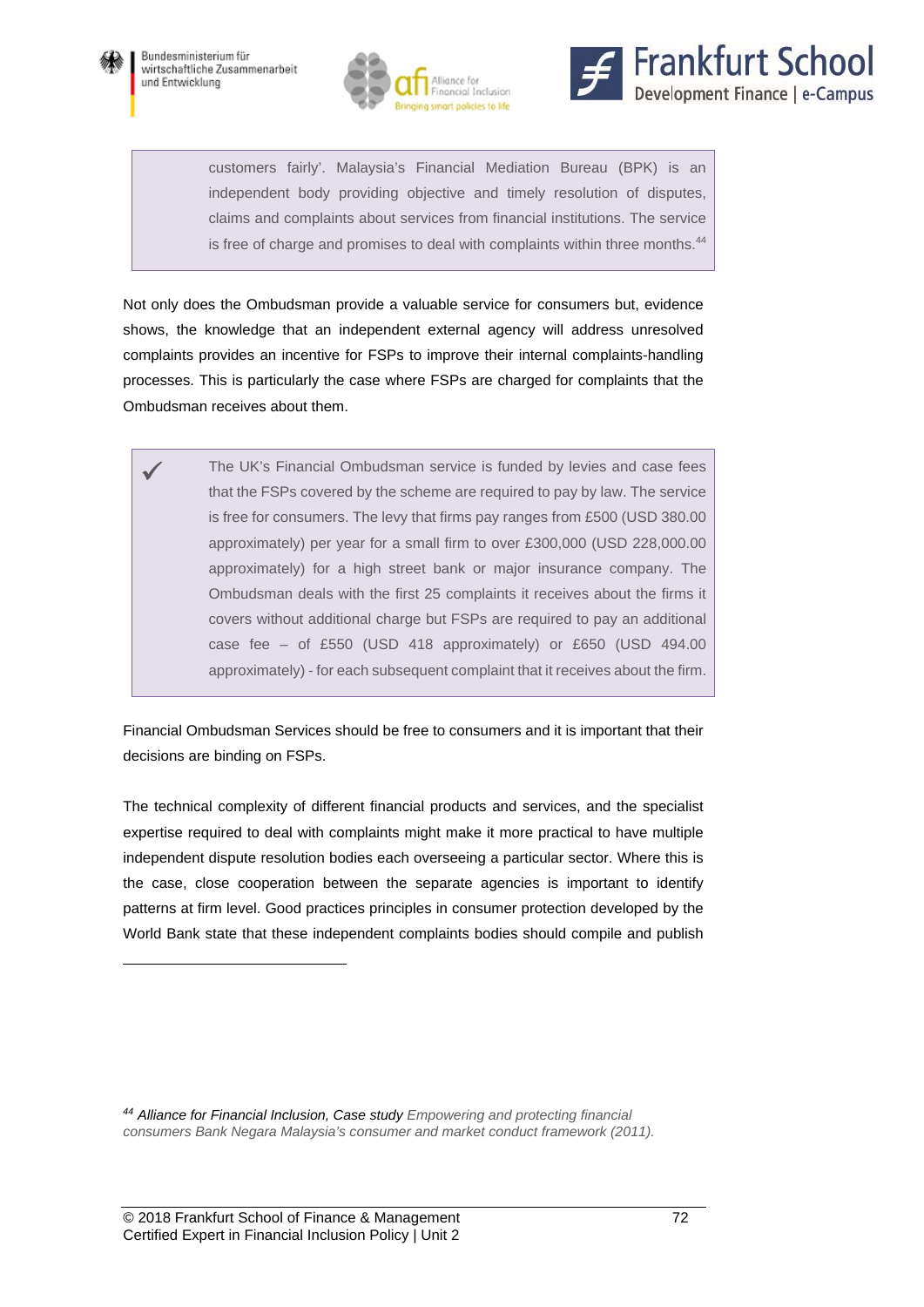> customers fairly'. Malaysia's Financial Mediation Bureau (BPK) is an independent body providing objective and timely resolution of disputes, claims and complaints about services from financial institutions. The service is free of charge and promises to deal with complaints within three months.[44]

Not only does the Ombudsman provide a valuable service for consumers but, evidence shows, the knowledge that an independent external agency will address unresolved complaints provides an incentive for FSPs to improve their internal complaints-handling processes. This is particularly the case where FSPs are charged for complaints that the Ombudsman receives about them.

> ✓ The UK's Financial Ombudsman service is funded by levies and case fees that the FSPs covered by the scheme are required to pay by law. The service is free for consumers. The levy that firms pay ranges from £500 (USD 380.00 approximately) per year for a small firm to over £300,000 (USD 228,000.00 approximately) for a high street bank or major insurance company. The Ombudsman deals with the first 25 complaints it receives about the firms it covers without additional charge but FSPs are required to pay an additional case fee – of £550 (USD 418 approximately) or £650 (USD 494.00 approximately) - for each subsequent complaint that it receives about the firm.

Financial Ombudsman Services should be free to consumers and it is important that their decisions are binding on FSPs.

The technical complexity of different financial products and services, and the specialist expertise required to deal with complaints might make it more practical to have multiple independent dispute resolution bodies each overseeing a particular sector. Where this is the case, close cooperation between the separate agencies is important to identify patterns at firm level. Good practices principles in consumer protection developed by the World Bank state that these independent complaints bodies should compile and publish

---

[44] *Alliance for Financial Inclusion, Case study Empowering and protecting financial consumers Bank Negara Malaysia's consumer and market conduct framework (2011).*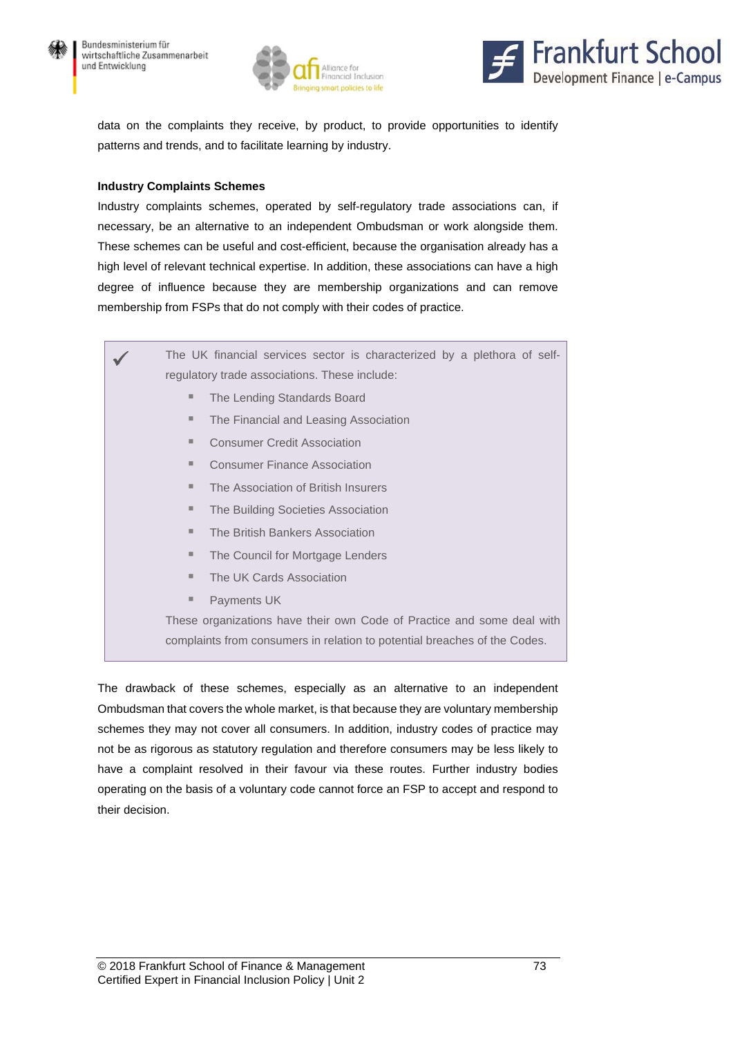data on the complaints they receive, by product, to provide opportunities to identify patterns and trends, and to facilitate learning by industry.

**Industry Complaints Schemes**

Industry complaints schemes, operated by self-regulatory trade associations can, if necessary, be an alternative to an independent Ombudsman or work alongside them. These schemes can be useful and cost-efficient, because the organisation already has a high level of relevant technical expertise. In addition, these associations can have a high degree of influence because they are membership organizations and can remove membership from FSPs that do not comply with their codes of practice.

> ✓ The UK financial services sector is characterized by a plethora of self-regulatory trade associations. These include:
>
> - The Lending Standards Board
> - The Financial and Leasing Association
> - Consumer Credit Association
> - Consumer Finance Association
> - The Association of British Insurers
> - The Building Societies Association
> - The British Bankers Association
> - The Council for Mortgage Lenders
> - The UK Cards Association
> - Payments UK
>
> These organizations have their own Code of Practice and some deal with complaints from consumers in relation to potential breaches of the Codes.

The drawback of these schemes, especially as an alternative to an independent Ombudsman that covers the whole market, is that because they are voluntary membership schemes they may not cover all consumers. In addition, industry codes of practice may not be as rigorous as statutory regulation and therefore consumers may be less likely to have a complaint resolved in their favour via these routes. Further industry bodies operating on the basis of a voluntary code cannot force an FSP to accept and respond to their decision.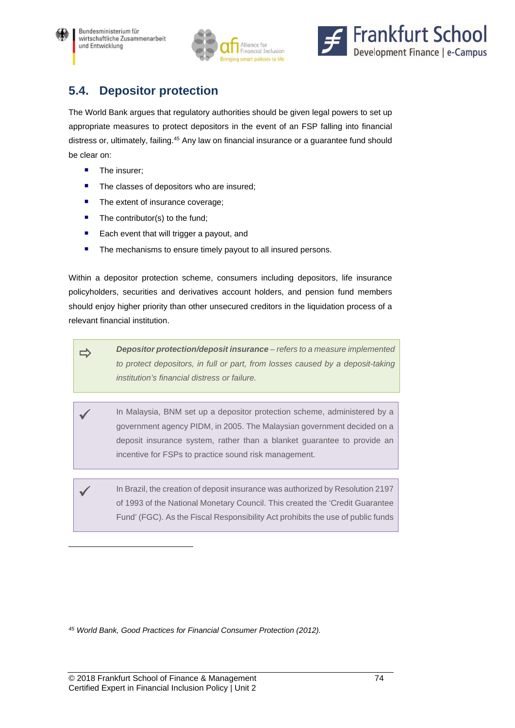## 5.4. Depositor protection

The World Bank argues that regulatory authorities should be given legal powers to set up appropriate measures to protect depositors in the event of an FSP falling into financial distress or, ultimately, failing.[45] Any law on financial insurance or a guarantee fund should be clear on:

- The insurer;
- The classes of depositors who are insured;
- The extent of insurance coverage;
- The contributor(s) to the fund;
- Each event that will trigger a payout, and
- The mechanisms to ensure timely payout to all insured persons.

Within a depositor protection scheme, consumers including depositors, life insurance policyholders, securities and derivatives account holders, and pension fund members should enjoy higher priority than other unsecured creditors in the liquidation process of a relevant financial institution.

> ⇨ ***Depositor protection/deposit insurance*** *– refers to a measure implemented to protect depositors, in full or part, from losses caused by a deposit-taking institution's financial distress or failure.*

> ✓ In Malaysia, BNM set up a depositor protection scheme, administered by a government agency PIDM, in 2005. The Malaysian government decided on a deposit insurance system, rather than a blanket guarantee to provide an incentive for FSPs to practice sound risk management.

> ✓ In Brazil, the creation of deposit insurance was authorized by Resolution 2197 of 1993 of the National Monetary Council. This created the 'Credit Guarantee Fund' (FGC). As the Fiscal Responsibility Act prohibits the use of public funds

---

[45] *World Bank, Good Practices for Financial Consumer Protection (2012).*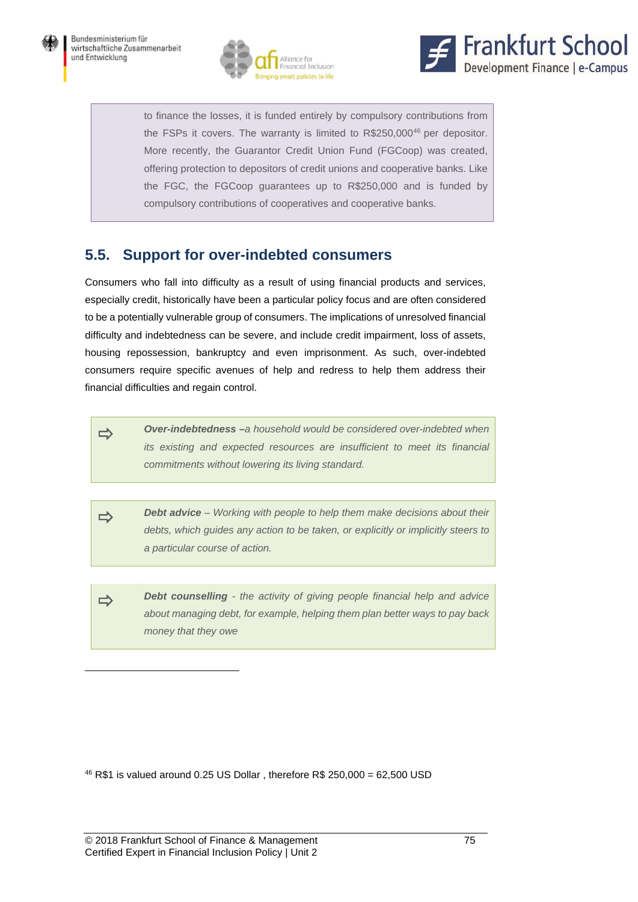to finance the losses, it is funded entirely by compulsory contributions from the FSPs it covers. The warranty is limited to R$250,000[46] per depositor. More recently, the Guarantor Credit Union Fund (FGCoop) was created, offering protection to depositors of credit unions and cooperative banks. Like the FGC, the FGCoop guarantees up to R$250,000 and is funded by compulsory contributions of cooperatives and cooperative banks.

## 5.5. Support for over-indebted consumers

Consumers who fall into difficulty as a result of using financial products and services, especially credit, historically have been a particular policy focus and are often considered to be a potentially vulnerable group of consumers. The implications of unresolved financial difficulty and indebtedness can be severe, and include credit impairment, loss of assets, housing repossession, bankruptcy and even imprisonment. As such, over-indebted consumers require specific avenues of help and redress to help them address their financial difficulties and regain control.

> ⇨ ***Over-indebtedness** –a household would be considered over-indebted when its existing and expected resources are insufficient to meet its financial commitments without lowering its living standard.*

> ⇨ ***Debt advice** – Working with people to help them make decisions about their debts, which guides any action to be taken, or explicitly or implicitly steers to a particular course of action.*

> ⇨ ***Debt counselling** - the activity of giving people financial help and advice about managing debt, for example, helping them plan better ways to pay back money that they owe*

---

[46] R$1 is valued around 0.25 US Dollar , therefore R$ 250,000 = 62,500 USD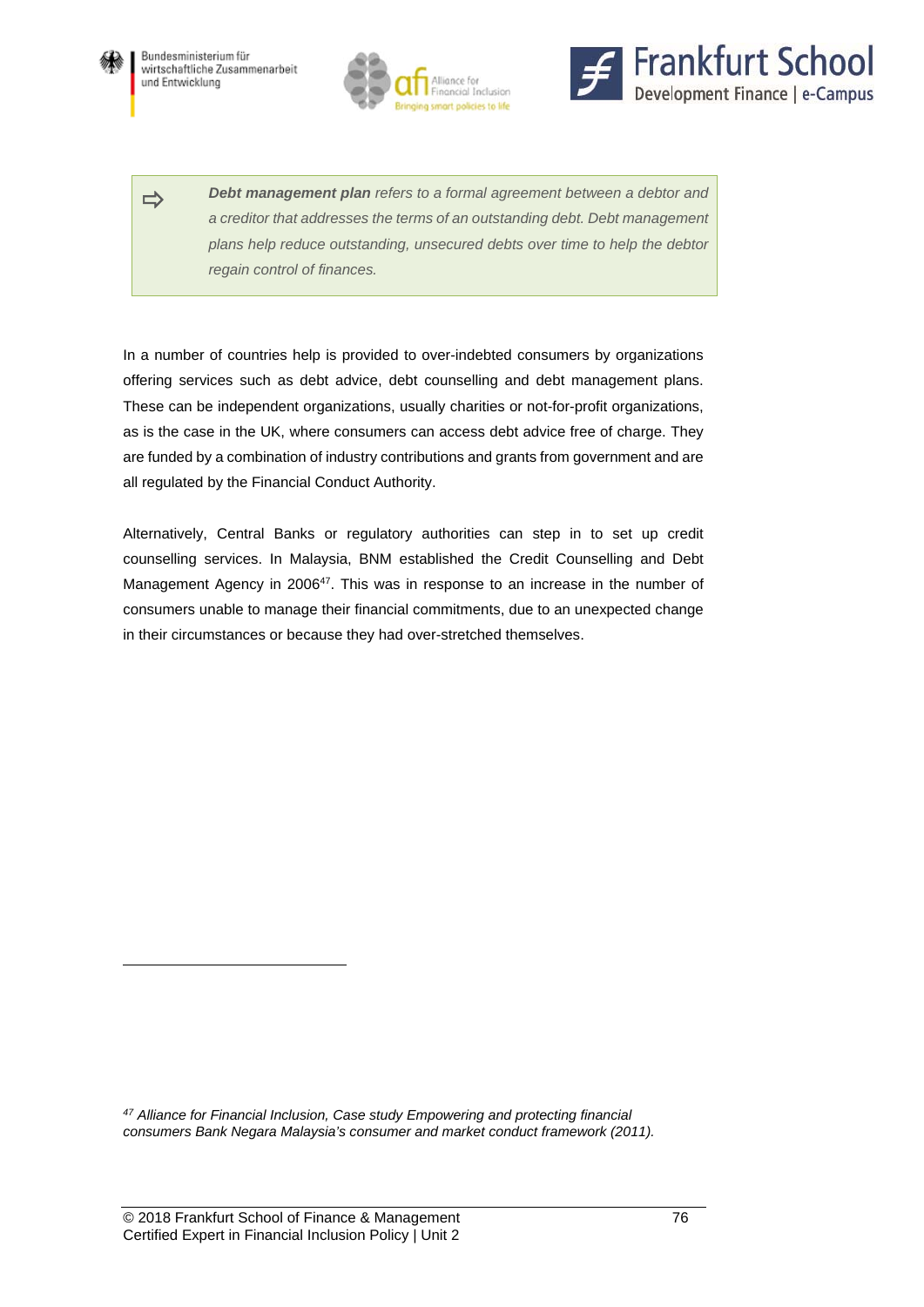> ⇨ ***Debt management plan*** *refers to a formal agreement between a debtor and a creditor that addresses the terms of an outstanding debt. Debt management plans help reduce outstanding, unsecured debts over time to help the debtor regain control of finances.*

In a number of countries help is provided to over-indebted consumers by organizations offering services such as debt advice, debt counselling and debt management plans. These can be independent organizations, usually charities or not-for-profit organizations, as is the case in the UK, where consumers can access debt advice free of charge. They are funded by a combination of industry contributions and grants from government and are all regulated by the Financial Conduct Authority.

Alternatively, Central Banks or regulatory authorities can step in to set up credit counselling services. In Malaysia, BNM established the Credit Counselling and Debt Management Agency in 2006[47]. This was in response to an increase in the number of consumers unable to manage their financial commitments, due to an unexpected change in their circumstances or because they had over-stretched themselves.

---

[47] *Alliance for Financial Inclusion, Case study Empowering and protecting financial consumers Bank Negara Malaysia's consumer and market conduct framework (2011).*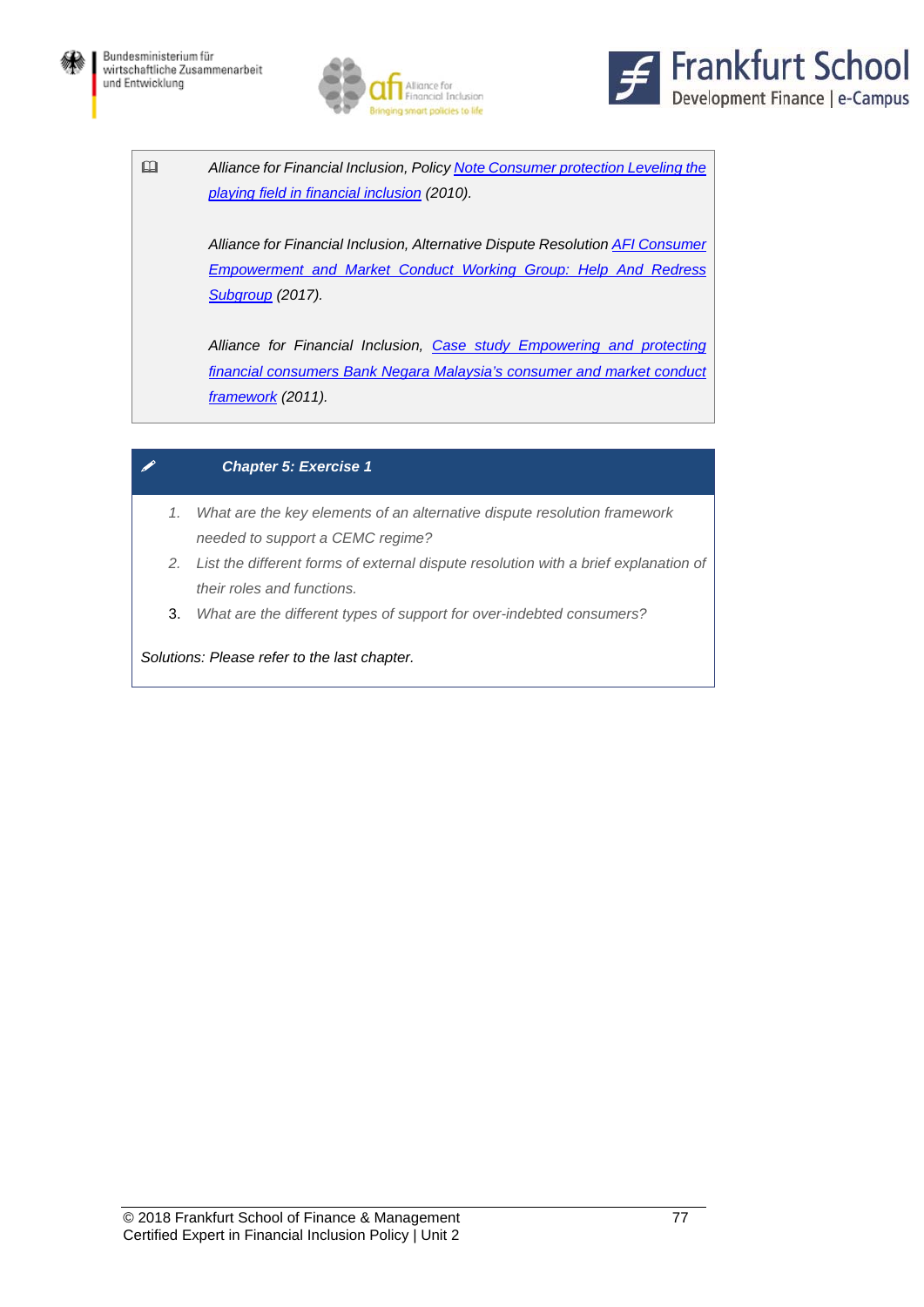*Alliance for Financial Inclusion, Policy Note Consumer protection Leveling the playing field in financial inclusion (2010).*

*Alliance for Financial Inclusion, Alternative Dispute Resolution AFI Consumer Empowerment and Market Conduct Working Group: Help And Redress Subgroup (2017).*

*Alliance for Financial Inclusion, Case study Empowering and protecting financial consumers Bank Negara Malaysia's consumer and market conduct framework (2011).*

**Chapter 5: Exercise 1**

1. *What are the key elements of an alternative dispute resolution framework needed to support a CEMC regime?*
2. *List the different forms of external dispute resolution with a brief explanation of their roles and functions.*
3. *What are the different types of support for over-indebted consumers?*

*Solutions: Please refer to the last chapter.*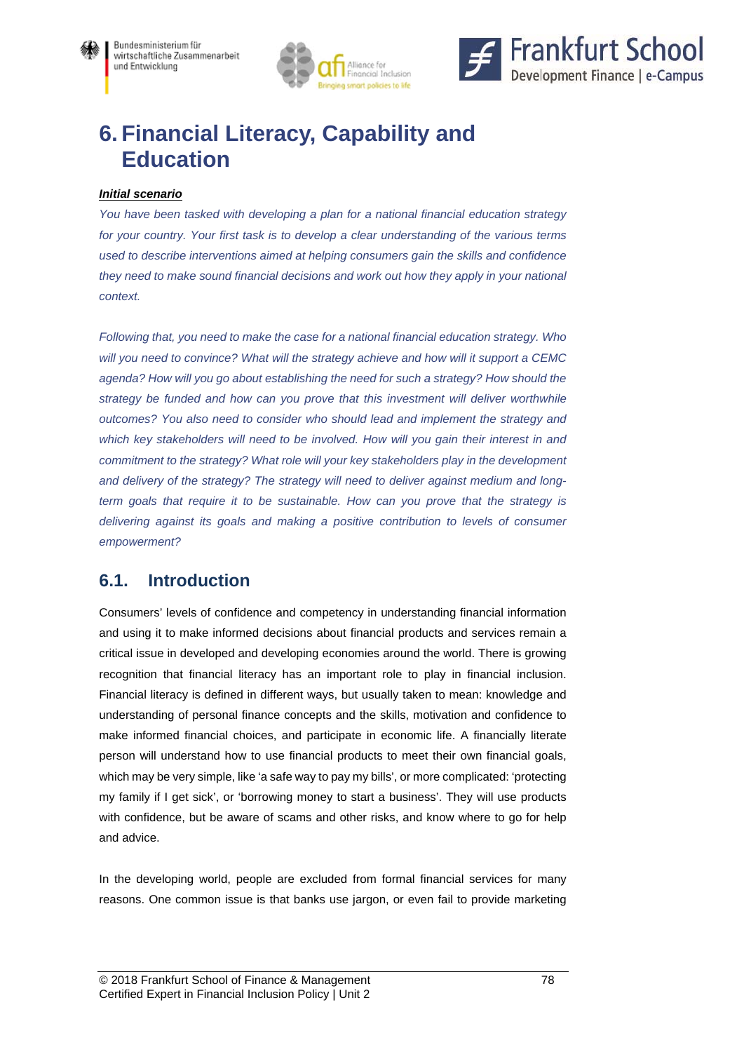# 6. Financial Literacy, Capability and Education

***Initial scenario***

*You have been tasked with developing a plan for a national financial education strategy for your country. Your first task is to develop a clear understanding of the various terms used to describe interventions aimed at helping consumers gain the skills and confidence they need to make sound financial decisions and work out how they apply in your national context.*

*Following that, you need to make the case for a national financial education strategy. Who will you need to convince? What will the strategy achieve and how will it support a CEMC agenda? How will you go about establishing the need for such a strategy? How should the strategy be funded and how can you prove that this investment will deliver worthwhile outcomes? You also need to consider who should lead and implement the strategy and which key stakeholders will need to be involved. How will you gain their interest in and commitment to the strategy? What role will your key stakeholders play in the development and delivery of the strategy? The strategy will need to deliver against medium and long-term goals that require it to be sustainable. How can you prove that the strategy is delivering against its goals and making a positive contribution to levels of consumer empowerment?*

## 6.1. Introduction

Consumers' levels of confidence and competency in understanding financial information and using it to make informed decisions about financial products and services remain a critical issue in developed and developing economies around the world. There is growing recognition that financial literacy has an important role to play in financial inclusion. Financial literacy is defined in different ways, but usually taken to mean: knowledge and understanding of personal finance concepts and the skills, motivation and confidence to make informed financial choices, and participate in economic life. A financially literate person will understand how to use financial products to meet their own financial goals, which may be very simple, like 'a safe way to pay my bills', or more complicated: 'protecting my family if I get sick', or 'borrowing money to start a business'. They will use products with confidence, but be aware of scams and other risks, and know where to go for help and advice.

In the developing world, people are excluded from formal financial services for many reasons. One common issue is that banks use jargon, or even fail to provide marketing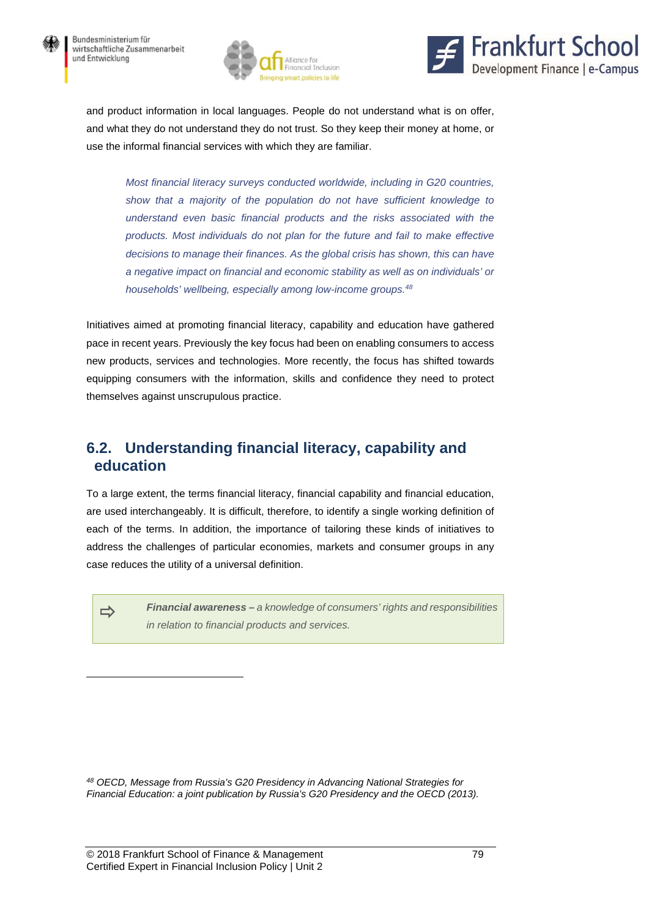and product information in local languages. People do not understand what is on offer, and what they do not understand they do not trust. So they keep their money at home, or use the informal financial services with which they are familiar.

> *Most financial literacy surveys conducted worldwide, including in G20 countries, show that a majority of the population do not have sufficient knowledge to understand even basic financial products and the risks associated with the products. Most individuals do not plan for the future and fail to make effective decisions to manage their finances. As the global crisis has shown, this can have a negative impact on financial and economic stability as well as on individuals' or households' wellbeing, especially among low-income groups.*[48]

Initiatives aimed at promoting financial literacy, capability and education have gathered pace in recent years. Previously the key focus had been on enabling consumers to access new products, services and technologies. More recently, the focus has shifted towards equipping consumers with the information, skills and confidence they need to protect themselves against unscrupulous practice.

## 6.2. Understanding financial literacy, capability and education

To a large extent, the terms financial literacy, financial capability and financial education, are used interchangeably. It is difficult, therefore, to identify a single working definition of each of the terms. In addition, the importance of tailoring these kinds of initiatives to address the challenges of particular economies, markets and consumer groups in any case reduces the utility of a universal definition.

> ⇨ ***Financial awareness –*** *a knowledge of consumers' rights and responsibilities in relation to financial products and services.*

---

[48] *OECD, Message from Russia's G20 Presidency in Advancing National Strategies for Financial Education: a joint publication by Russia's G20 Presidency and the OECD (2013).*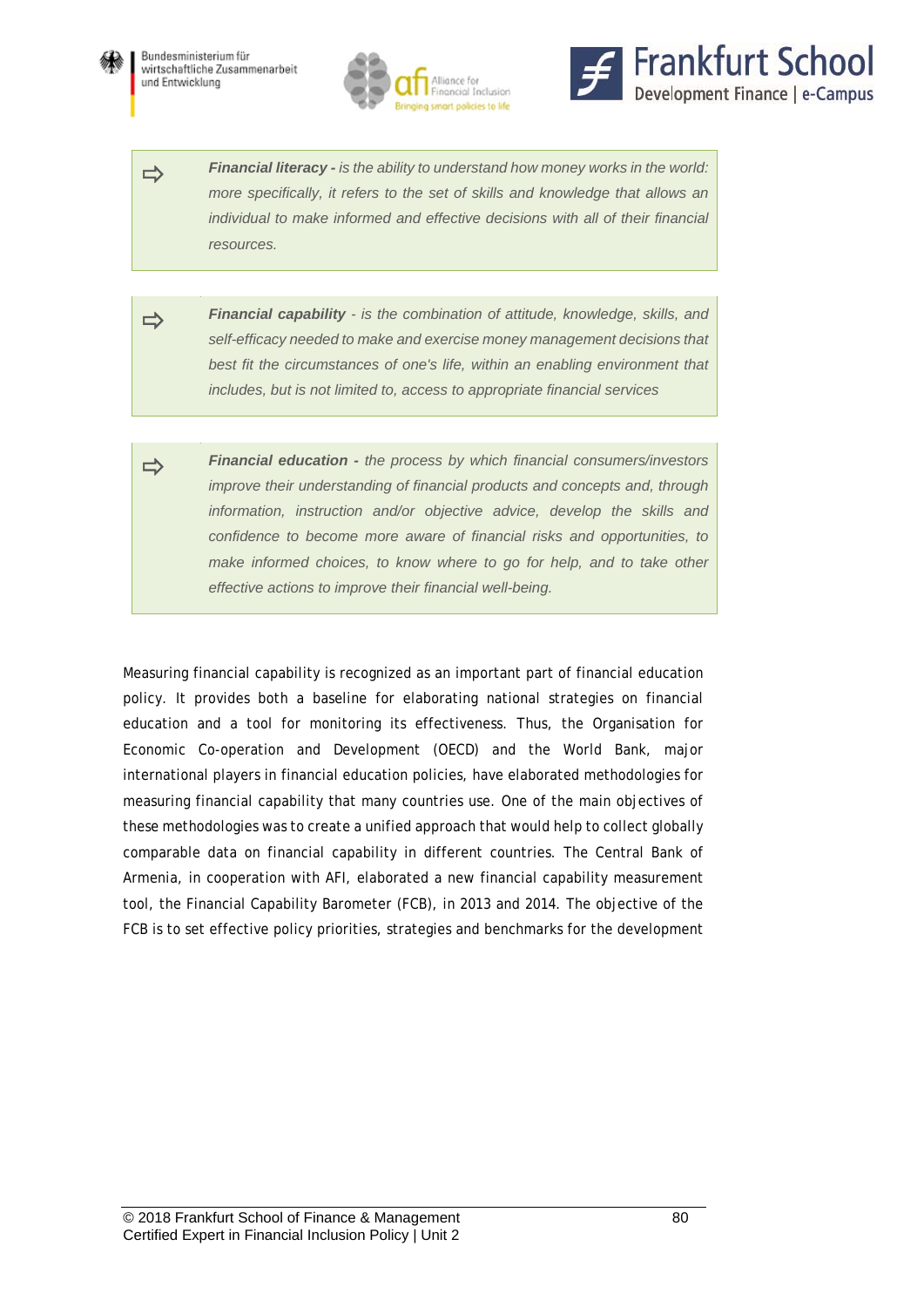➪ ***Financial literacy -*** *is the ability to understand how money works in the world: more specifically, it refers to the set of skills and knowledge that allows an individual to make informed and effective decisions with all of their financial resources.*

➪ ***Financial capability*** *- is the combination of attitude, knowledge, skills, and self-efficacy needed to make and exercise money management decisions that best fit the circumstances of one's life, within an enabling environment that includes, but is not limited to, access to appropriate financial services*

➪ ***Financial education -*** *the process by which financial consumers/investors improve their understanding of financial products and concepts and, through information, instruction and/or objective advice, develop the skills and confidence to become more aware of financial risks and opportunities, to make informed choices, to know where to go for help, and to take other effective actions to improve their financial well-being.*

Measuring financial capability is recognized as an important part of financial education policy. It provides both a baseline for elaborating national strategies on financial education and a tool for monitoring its effectiveness. Thus, the Organisation for Economic Co-operation and Development (OECD) and the World Bank, major international players in financial education policies, have elaborated methodologies for measuring financial capability that many countries use. One of the main objectives of these methodologies was to create a unified approach that would help to collect globally comparable data on financial capability in different countries. The Central Bank of Armenia, in cooperation with AFI, elaborated a new financial capability measurement tool, the Financial Capability Barometer (FCB), in 2013 and 2014. The objective of the FCB is to set effective policy priorities, strategies and benchmarks for the development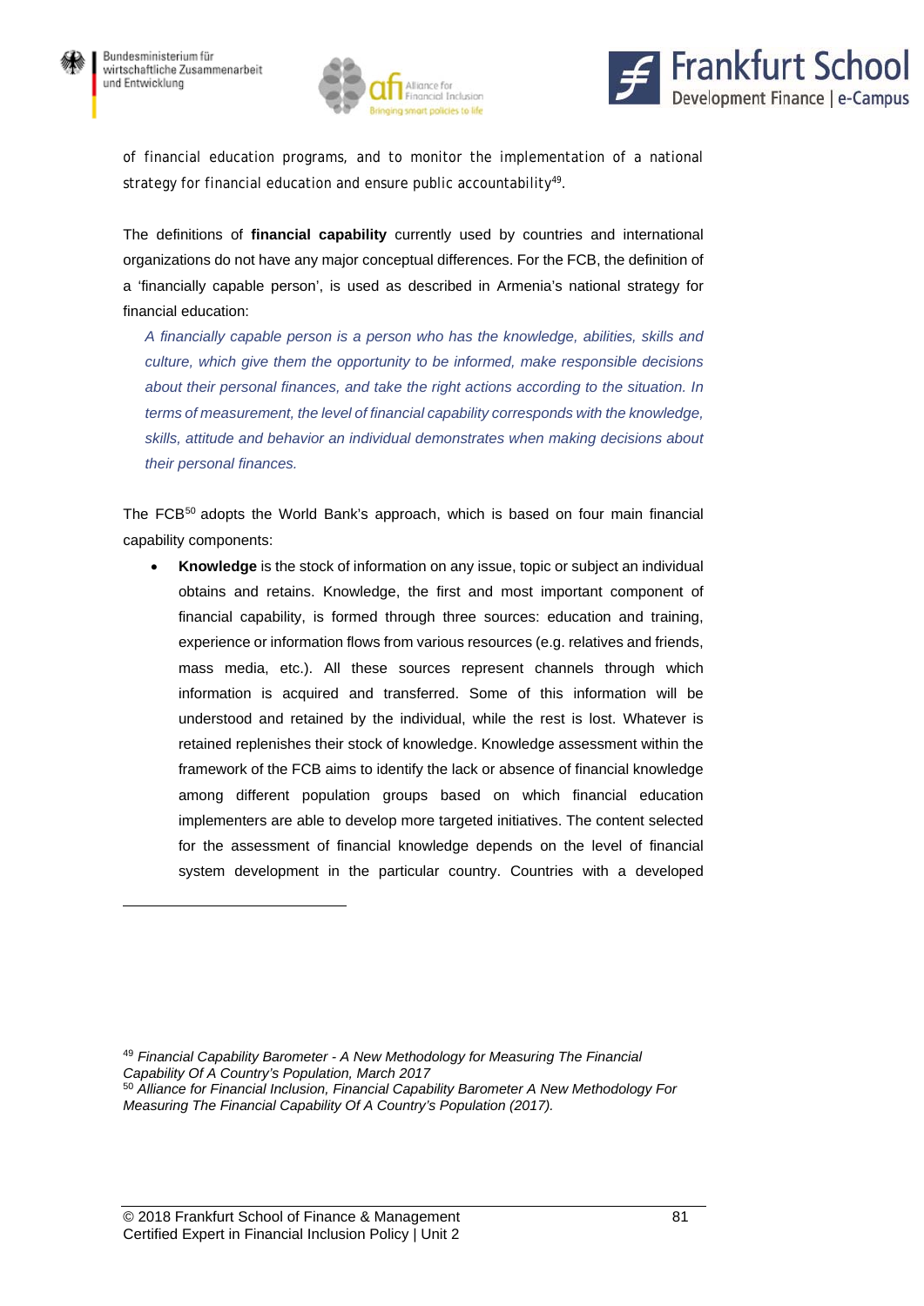of financial education programs, and to monitor the implementation of a national strategy for financial education and ensure public accountability[49].

The definitions of **financial capability** currently used by countries and international organizations do not have any major conceptual differences. For the FCB, the definition of a 'financially capable person', is used as described in Armenia's national strategy for financial education:

> *A financially capable person is a person who has the knowledge, abilities, skills and culture, which give them the opportunity to be informed, make responsible decisions about their personal finances, and take the right actions according to the situation. In terms of measurement, the level of financial capability corresponds with the knowledge, skills, attitude and behavior an individual demonstrates when making decisions about their personal finances.*

The FCB[50] adopts the World Bank's approach, which is based on four main financial capability components:

- **Knowledge** is the stock of information on any issue, topic or subject an individual obtains and retains. Knowledge, the first and most important component of financial capability, is formed through three sources: education and training, experience or information flows from various resources (e.g. relatives and friends, mass media, etc.). All these sources represent channels through which information is acquired and transferred. Some of this information will be understood and retained by the individual, while the rest is lost. Whatever is retained replenishes their stock of knowledge. Knowledge assessment within the framework of the FCB aims to identify the lack or absence of financial knowledge among different population groups based on which financial education implementers are able to develop more targeted initiatives. The content selected for the assessment of financial knowledge depends on the level of financial system development in the particular country. Countries with a developed

---

[49] *Financial Capability Barometer - A New Methodology for Measuring The Financial Capability Of A Country's Population, March 2017*

[50] *Alliance for Financial Inclusion, Financial Capability Barometer A New Methodology For Measuring The Financial Capability Of A Country's Population (2017).*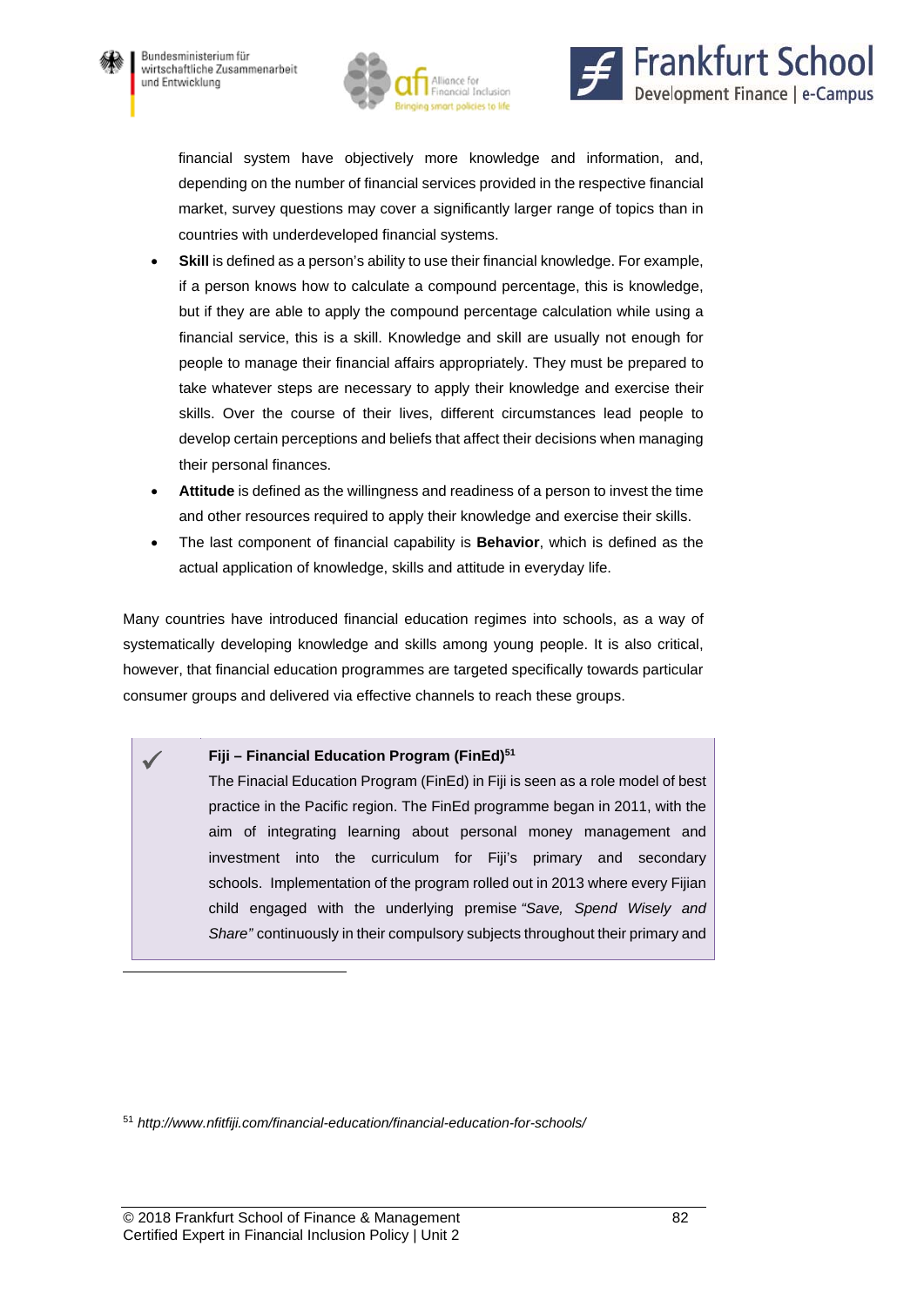financial system have objectively more knowledge and information, and, depending on the number of financial services provided in the respective financial market, survey questions may cover a significantly larger range of topics than in countries with underdeveloped financial systems.

- **Skill** is defined as a person's ability to use their financial knowledge. For example, if a person knows how to calculate a compound percentage, this is knowledge, but if they are able to apply the compound percentage calculation while using a financial service, this is a skill. Knowledge and skill are usually not enough for people to manage their financial affairs appropriately. They must be prepared to take whatever steps are necessary to apply their knowledge and exercise their skills. Over the course of their lives, different circumstances lead people to develop certain perceptions and beliefs that affect their decisions when managing their personal finances.
- **Attitude** is defined as the willingness and readiness of a person to invest the time and other resources required to apply their knowledge and exercise their skills.
- The last component of financial capability is **Behavior**, which is defined as the actual application of knowledge, skills and attitude in everyday life.

Many countries have introduced financial education regimes into schools, as a way of systematically developing knowledge and skills among young people. It is also critical, however, that financial education programmes are targeted specifically towards particular consumer groups and delivered via effective channels to reach these groups.

> ✓ **Fiji – Financial Education Program (FinEd)[51]**
>
> The Finacial Education Program (FinEd) in Fiji is seen as a role model of best practice in the Pacific region. The FinEd programme began in 2011, with the aim of integrating learning about personal money management and investment into the curriculum for Fiji's primary and secondary schools. Implementation of the program rolled out in 2013 where every Fijian child engaged with the underlying premise *"Save, Spend Wisely and Share"* continuously in their compulsory subjects throughout their primary and

---

[51] *http://www.nfitfiji.com/financial-education/financial-education-for-schools/*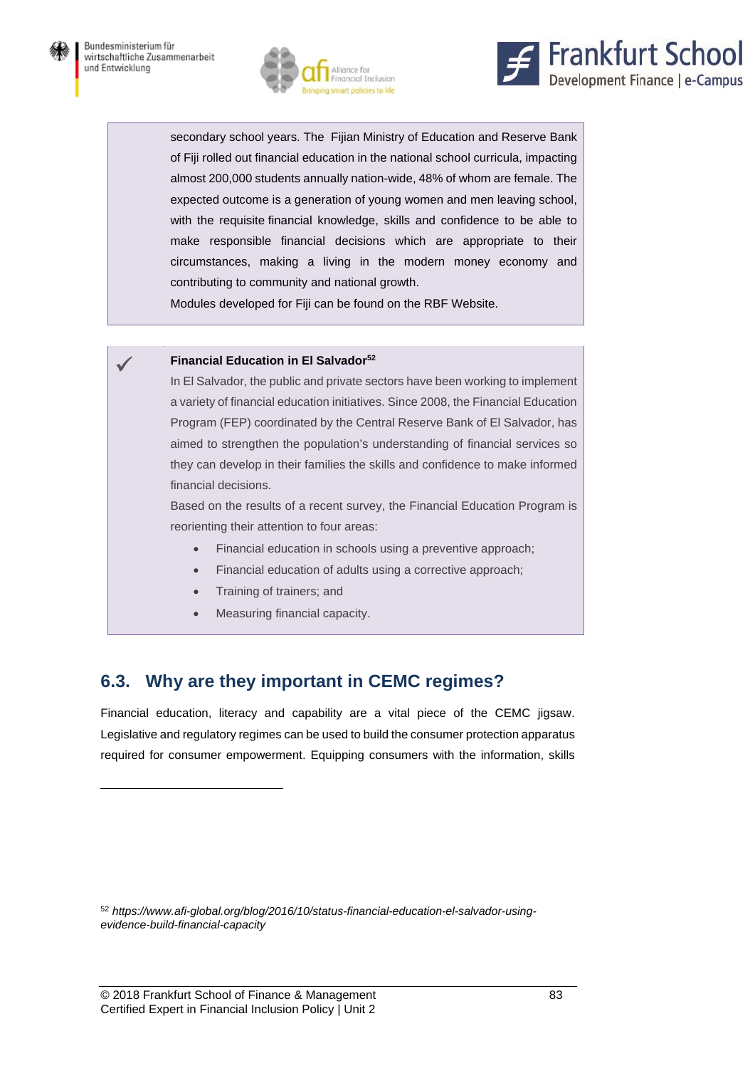secondary school years. The Fijian Ministry of Education and Reserve Bank of Fiji rolled out financial education in the national school curricula, impacting almost 200,000 students annually nation-wide, 48% of whom are female. The expected outcome is a generation of young women and men leaving school, with the requisite financial knowledge, skills and confidence to be able to make responsible financial decisions which are appropriate to their circumstances, making a living in the modern money economy and contributing to community and national growth.

Modules developed for Fiji can be found on the RBF Website.

✓ **Financial Education in El Salvador**[52]

In El Salvador, the public and private sectors have been working to implement a variety of financial education initiatives. Since 2008, the Financial Education Program (FEP) coordinated by the Central Reserve Bank of El Salvador, has aimed to strengthen the population's understanding of financial services so they can develop in their families the skills and confidence to make informed financial decisions.

Based on the results of a recent survey, the Financial Education Program is reorienting their attention to four areas:

- Financial education in schools using a preventive approach;
- Financial education of adults using a corrective approach;
- Training of trainers; and
- Measuring financial capacity.

## 6.3. Why are they important in CEMC regimes?

Financial education, literacy and capability are a vital piece of the CEMC jigsaw. Legislative and regulatory regimes can be used to build the consumer protection apparatus required for consumer empowerment. Equipping consumers with the information, skills

[52] *https://www.afi-global.org/blog/2016/10/status-financial-education-el-salvador-using-evidence-build-financial-capacity*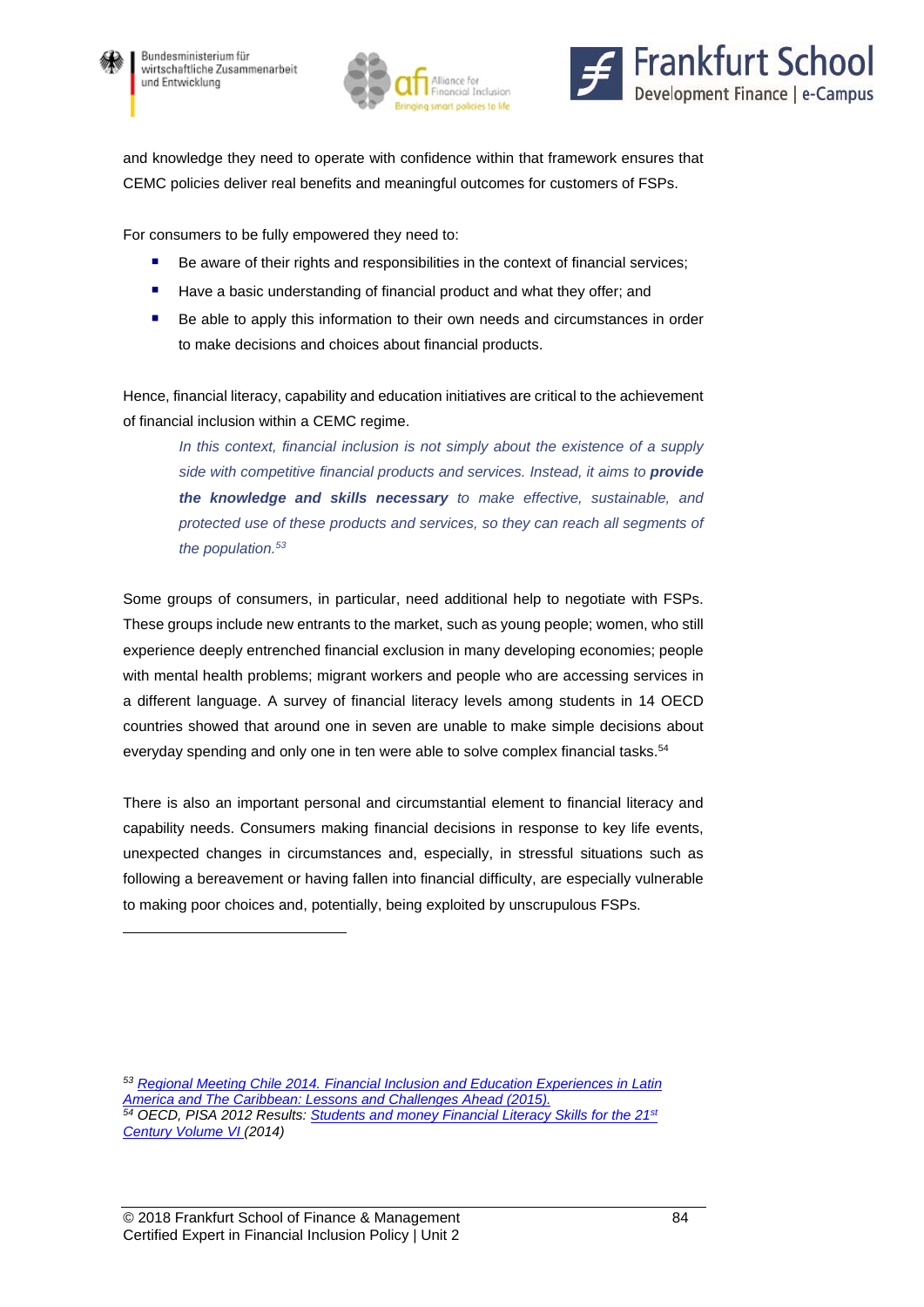and knowledge they need to operate with confidence within that framework ensures that CEMC policies deliver real benefits and meaningful outcomes for customers of FSPs.

For consumers to be fully empowered they need to:

- Be aware of their rights and responsibilities in the context of financial services;
- Have a basic understanding of financial product and what they offer; and
- Be able to apply this information to their own needs and circumstances in order to make decisions and choices about financial products.

Hence, financial literacy, capability and education initiatives are critical to the achievement of financial inclusion within a CEMC regime.

> *In this context, financial inclusion is not simply about the existence of a supply side with competitive financial products and services. Instead, it aims to* ***provide the knowledge and skills necessary*** *to make effective, sustainable, and protected use of these products and services, so they can reach all segments of the population.*[53]

Some groups of consumers, in particular, need additional help to negotiate with FSPs. These groups include new entrants to the market, such as young people; women, who still experience deeply entrenched financial exclusion in many developing economies; people with mental health problems; migrant workers and people who are accessing services in a different language. A survey of financial literacy levels among students in 14 OECD countries showed that around one in seven are unable to make simple decisions about everyday spending and only one in ten were able to solve complex financial tasks.[54]

There is also an important personal and circumstantial element to financial literacy and capability needs. Consumers making financial decisions in response to key life events, unexpected changes in circumstances and, especially, in stressful situations such as following a bereavement or having fallen into financial difficulty, are especially vulnerable to making poor choices and, potentially, being exploited by unscrupulous FSPs.

---

[53] *Regional Meeting Chile 2014. Financial Inclusion and Education Experiences in Latin America and The Caribbean: Lessons and Challenges Ahead (2015).*

[54] *OECD, PISA 2012 Results: Students and money Financial Literacy Skills for the 21st Century Volume VI (2014)*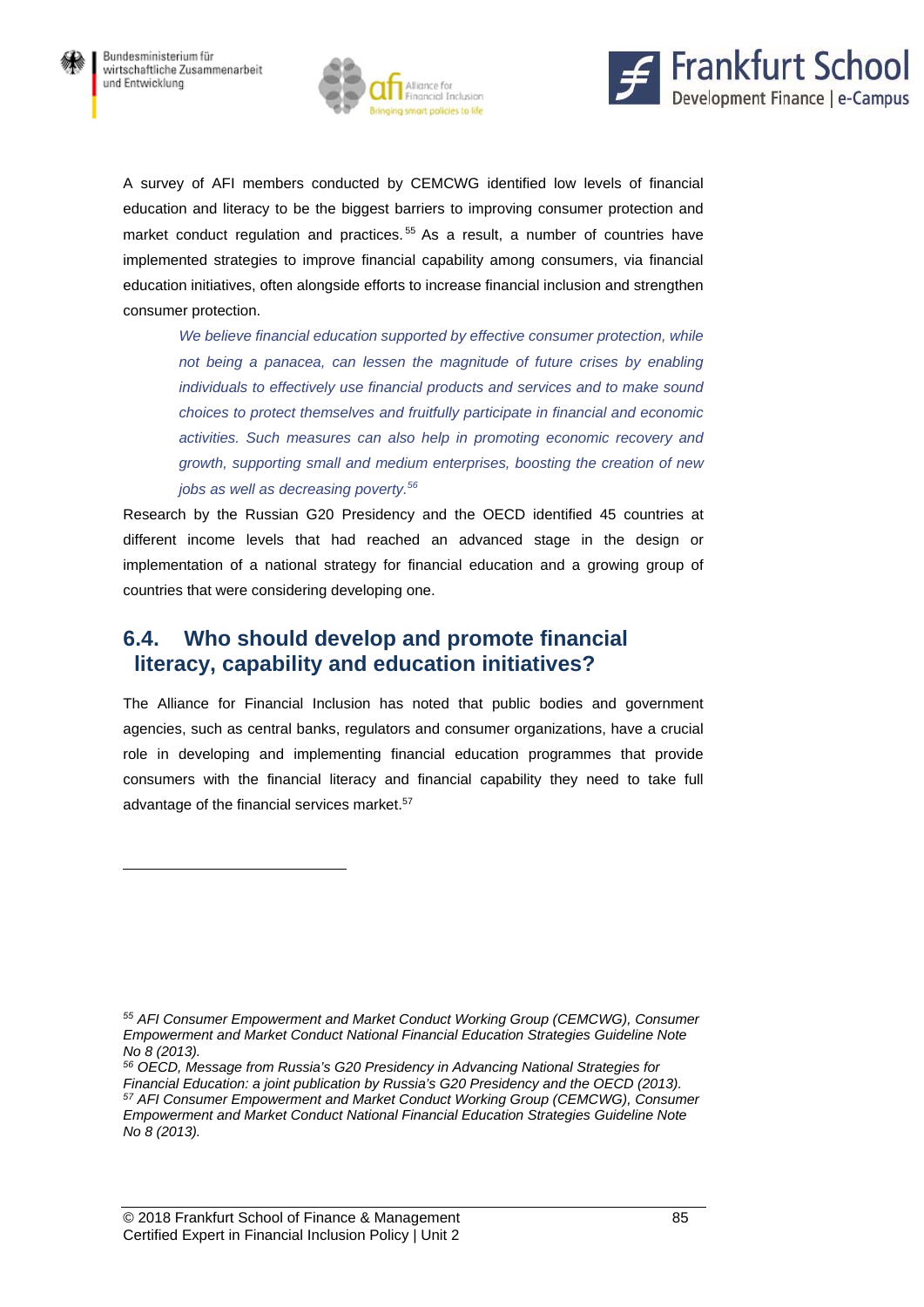A survey of AFI members conducted by CEMCWG identified low levels of financial education and literacy to be the biggest barriers to improving consumer protection and market conduct regulation and practices.[55] As a result, a number of countries have implemented strategies to improve financial capability among consumers, via financial education initiatives, often alongside efforts to increase financial inclusion and strengthen consumer protection.

> *We believe financial education supported by effective consumer protection, while not being a panacea, can lessen the magnitude of future crises by enabling individuals to effectively use financial products and services and to make sound choices to protect themselves and fruitfully participate in financial and economic activities. Such measures can also help in promoting economic recovery and growth, supporting small and medium enterprises, boosting the creation of new jobs as well as decreasing poverty.*[56]

Research by the Russian G20 Presidency and the OECD identified 45 countries at different income levels that had reached an advanced stage in the design or implementation of a national strategy for financial education and a growing group of countries that were considering developing one.

## 6.4. Who should develop and promote financial literacy, capability and education initiatives?

The Alliance for Financial Inclusion has noted that public bodies and government agencies, such as central banks, regulators and consumer organizations, have a crucial role in developing and implementing financial education programmes that provide consumers with the financial literacy and financial capability they need to take full advantage of the financial services market.[57]

---

[55] *AFI Consumer Empowerment and Market Conduct Working Group (CEMCWG), Consumer Empowerment and Market Conduct National Financial Education Strategies Guideline Note No 8 (2013).*

[56] *OECD, Message from Russia's G20 Presidency in Advancing National Strategies for Financial Education: a joint publication by Russia's G20 Presidency and the OECD (2013).*

[57] *AFI Consumer Empowerment and Market Conduct Working Group (CEMCWG), Consumer Empowerment and Market Conduct National Financial Education Strategies Guideline Note No 8 (2013).*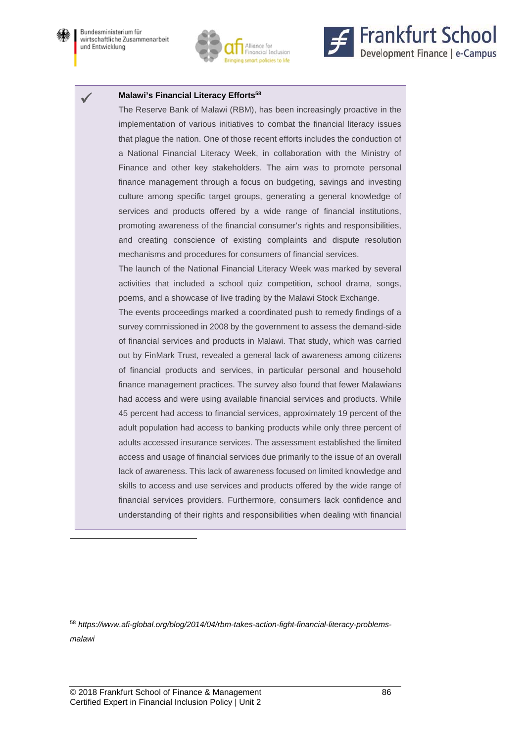✓ **Malawi's Financial Literacy Efforts**[58]

The Reserve Bank of Malawi (RBM), has been increasingly proactive in the implementation of various initiatives to combat the financial literacy issues that plague the nation. One of those recent efforts includes the conduction of a National Financial Literacy Week, in collaboration with the Ministry of Finance and other key stakeholders. The aim was to promote personal finance management through a focus on budgeting, savings and investing culture among specific target groups, generating a general knowledge of services and products offered by a wide range of financial institutions, promoting awareness of the financial consumer's rights and responsibilities, and creating conscience of existing complaints and dispute resolution mechanisms and procedures for consumers of financial services.

The launch of the National Financial Literacy Week was marked by several activities that included a school quiz competition, school drama, songs, poems, and a showcase of live trading by the Malawi Stock Exchange.

The events proceedings marked a coordinated push to remedy findings of a survey commissioned in 2008 by the government to assess the demand-side of financial services and products in Malawi. That study, which was carried out by FinMark Trust, revealed a general lack of awareness among citizens of financial products and services, in particular personal and household finance management practices. The survey also found that fewer Malawians had access and were using available financial services and products. While 45 percent had access to financial services, approximately 19 percent of the adult population had access to banking products while only three percent of adults accessed insurance services. The assessment established the limited access and usage of financial services due primarily to the issue of an overall lack of awareness. This lack of awareness focused on limited knowledge and skills to access and use services and products offered by the wide range of financial services providers. Furthermore, consumers lack confidence and understanding of their rights and responsibilities when dealing with financial

---

[58] *https://www.afi-global.org/blog/2014/04/rbm-takes-action-fight-financial-literacy-problems-malawi*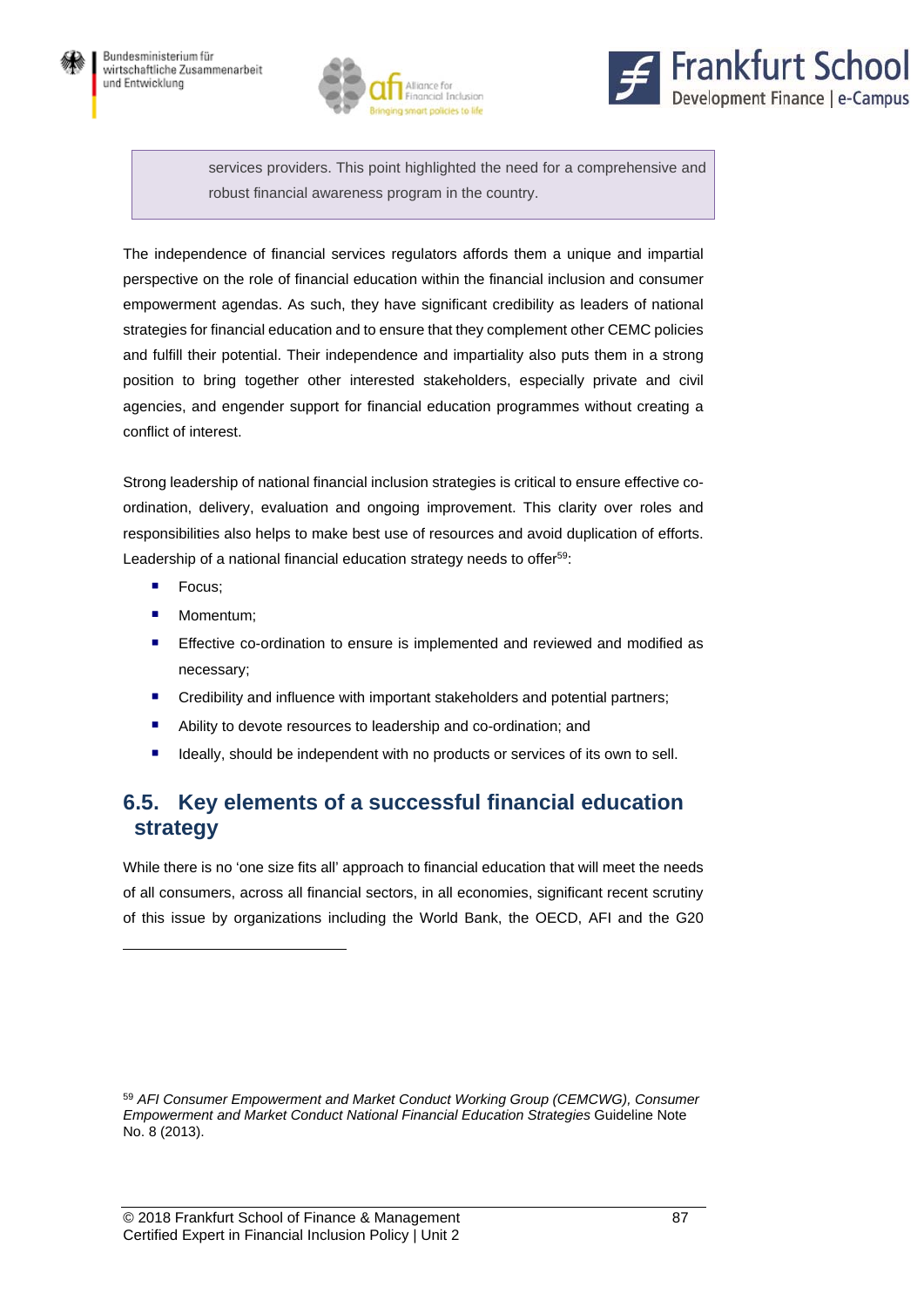services providers. This point highlighted the need for a comprehensive and robust financial awareness program in the country.

The independence of financial services regulators affords them a unique and impartial perspective on the role of financial education within the financial inclusion and consumer empowerment agendas. As such, they have significant credibility as leaders of national strategies for financial education and to ensure that they complement other CEMC policies and fulfill their potential. Their independence and impartiality also puts them in a strong position to bring together other interested stakeholders, especially private and civil agencies, and engender support for financial education programmes without creating a conflict of interest.

Strong leadership of national financial inclusion strategies is critical to ensure effective co-ordination, delivery, evaluation and ongoing improvement. This clarity over roles and responsibilities also helps to make best use of resources and avoid duplication of efforts. Leadership of a national financial education strategy needs to offer[59]:

- Focus;
- Momentum;
- Effective co-ordination to ensure is implemented and reviewed and modified as necessary;
- Credibility and influence with important stakeholders and potential partners;
- Ability to devote resources to leadership and co-ordination; and
- Ideally, should be independent with no products or services of its own to sell.

## 6.5. Key elements of a successful financial education strategy

While there is no 'one size fits all' approach to financial education that will meet the needs of all consumers, across all financial sectors, in all economies, significant recent scrutiny of this issue by organizations including the World Bank, the OECD, AFI and the G20

---

[59] *AFI Consumer Empowerment and Market Conduct Working Group (CEMCWG), Consumer Empowerment and Market Conduct National Financial Education Strategies* Guideline Note No. 8 (2013).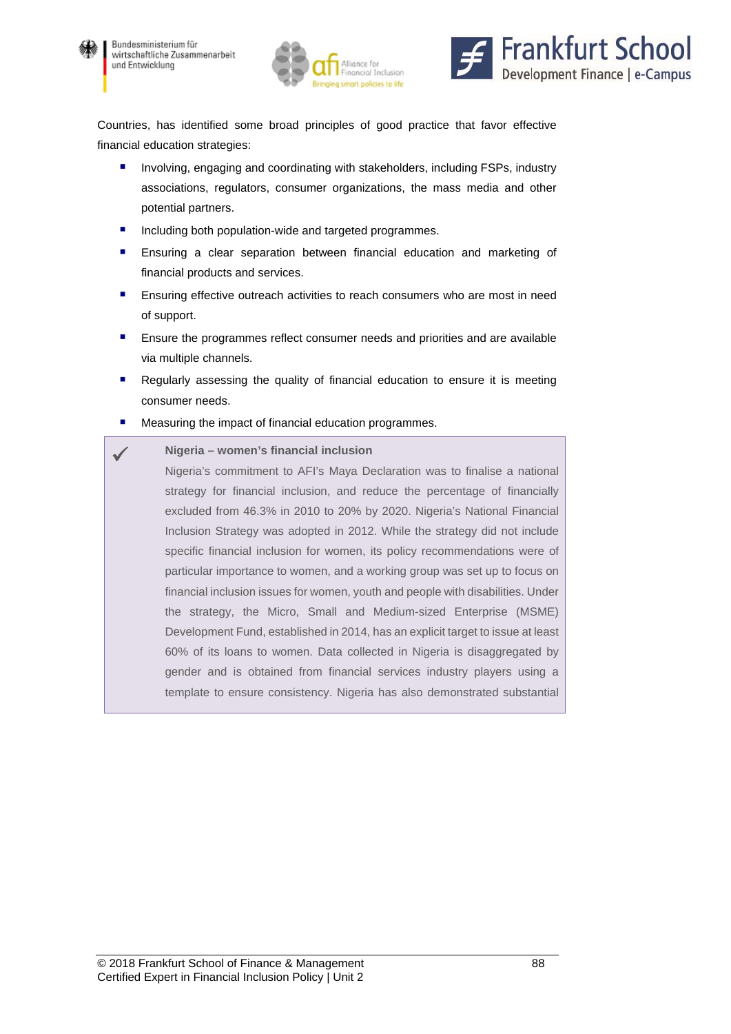Countries, has identified some broad principles of good practice that favor effective financial education strategies:

- Involving, engaging and coordinating with stakeholders, including FSPs, industry associations, regulators, consumer organizations, the mass media and other potential partners.
- Including both population-wide and targeted programmes.
- Ensuring a clear separation between financial education and marketing of financial products and services.
- Ensuring effective outreach activities to reach consumers who are most in need of support.
- Ensure the programmes reflect consumer needs and priorities and are available via multiple channels.
- Regularly assessing the quality of financial education to ensure it is meeting consumer needs.
- Measuring the impact of financial education programmes.

> ✓ **Nigeria – women's financial inclusion**
>
> Nigeria's commitment to AFI's Maya Declaration was to finalise a national strategy for financial inclusion, and reduce the percentage of financially excluded from 46.3% in 2010 to 20% by 2020. Nigeria's National Financial Inclusion Strategy was adopted in 2012. While the strategy did not include specific financial inclusion for women, its policy recommendations were of particular importance to women, and a working group was set up to focus on financial inclusion issues for women, youth and people with disabilities. Under the strategy, the Micro, Small and Medium-sized Enterprise (MSME) Development Fund, established in 2014, has an explicit target to issue at least 60% of its loans to women. Data collected in Nigeria is disaggregated by gender and is obtained from financial services industry players using a template to ensure consistency. Nigeria has also demonstrated substantial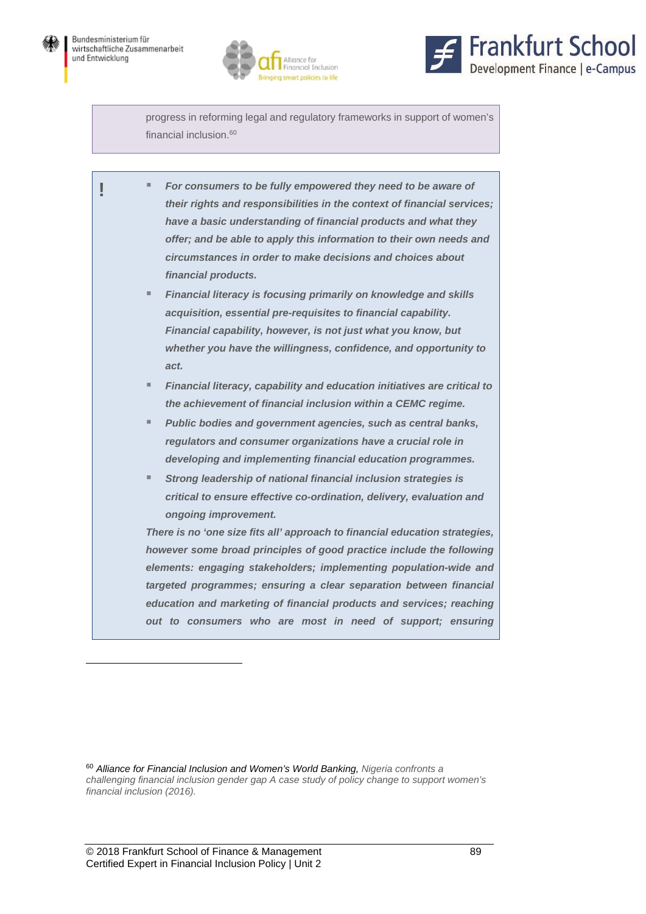progress in reforming legal and regulatory frameworks in support of women's financial inclusion.[60]

!

- ***For consumers to be fully empowered they need to be aware of their rights and responsibilities in the context of financial services; have a basic understanding of financial products and what they offer; and be able to apply this information to their own needs and circumstances in order to make decisions and choices about financial products.***
- ***Financial literacy is focusing primarily on knowledge and skills acquisition, essential pre-requisites to financial capability. Financial capability, however, is not just what you know, but whether you have the willingness, confidence, and opportunity to act.***
- ***Financial literacy, capability and education initiatives are critical to the achievement of financial inclusion within a CEMC regime.***
- ***Public bodies and government agencies, such as central banks, regulators and consumer organizations have a crucial role in developing and implementing financial education programmes.***
- ***Strong leadership of national financial inclusion strategies is critical to ensure effective co-ordination, delivery, evaluation and ongoing improvement.***

***There is no 'one size fits all' approach to financial education strategies, however some broad principles of good practice include the following elements: engaging stakeholders; implementing population-wide and targeted programmes; ensuring a clear separation between financial education and marketing of financial products and services; reaching out to consumers who are most in need of support; ensuring***

[60] *Alliance for Financial Inclusion and Women's World Banking, Nigeria confronts a challenging financial inclusion gender gap A case study of policy change to support women's financial inclusion (2016).*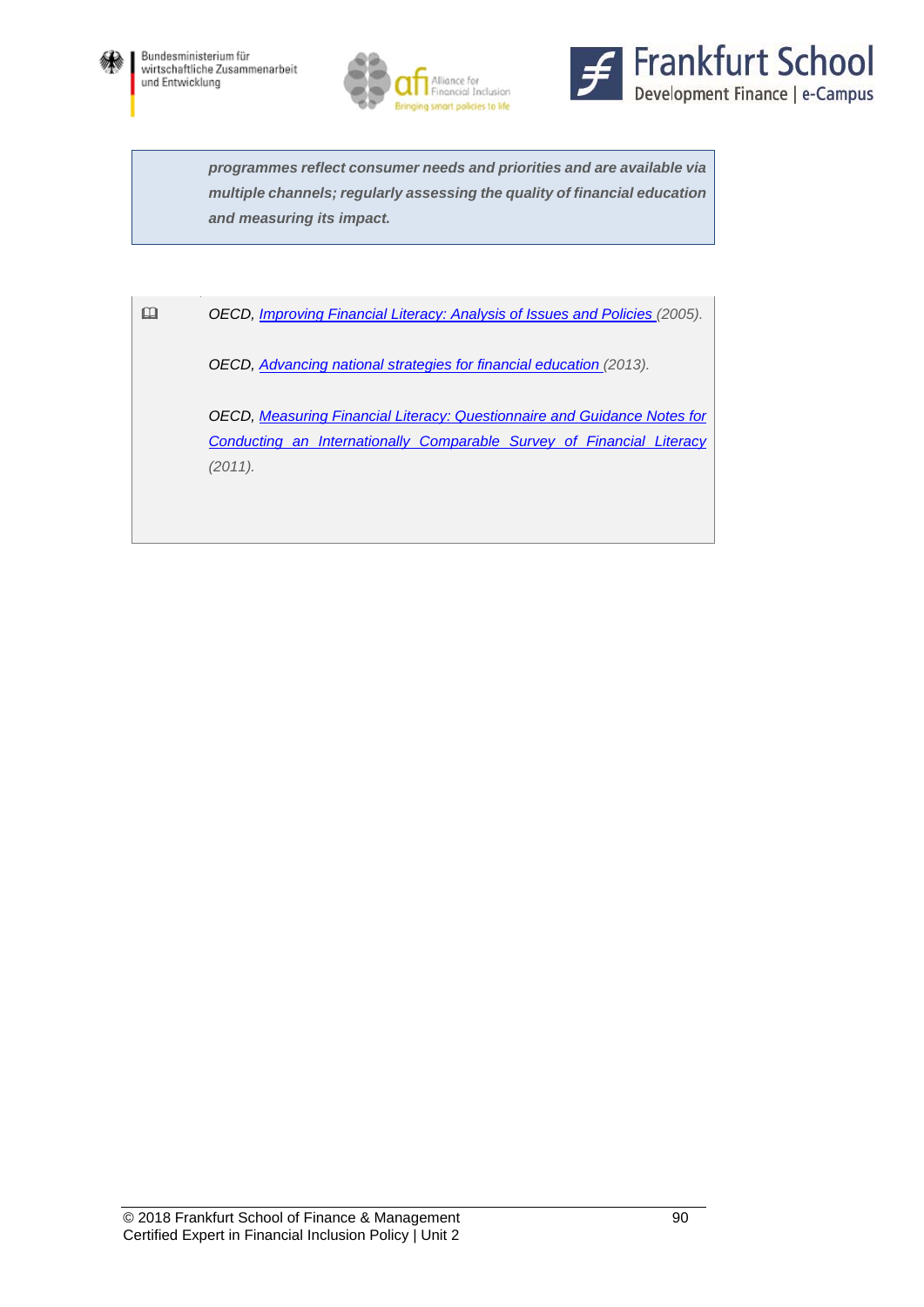***programmes reflect consumer needs and priorities and are available via multiple channels; regularly assessing the quality of financial education and measuring its impact.***

📖 *OECD, Improving Financial Literacy: Analysis of Issues and Policies (2005).*

*OECD, Advancing national strategies for financial education (2013).*

*OECD, Measuring Financial Literacy: Questionnaire and Guidance Notes for Conducting an Internationally Comparable Survey of Financial Literacy (2011).*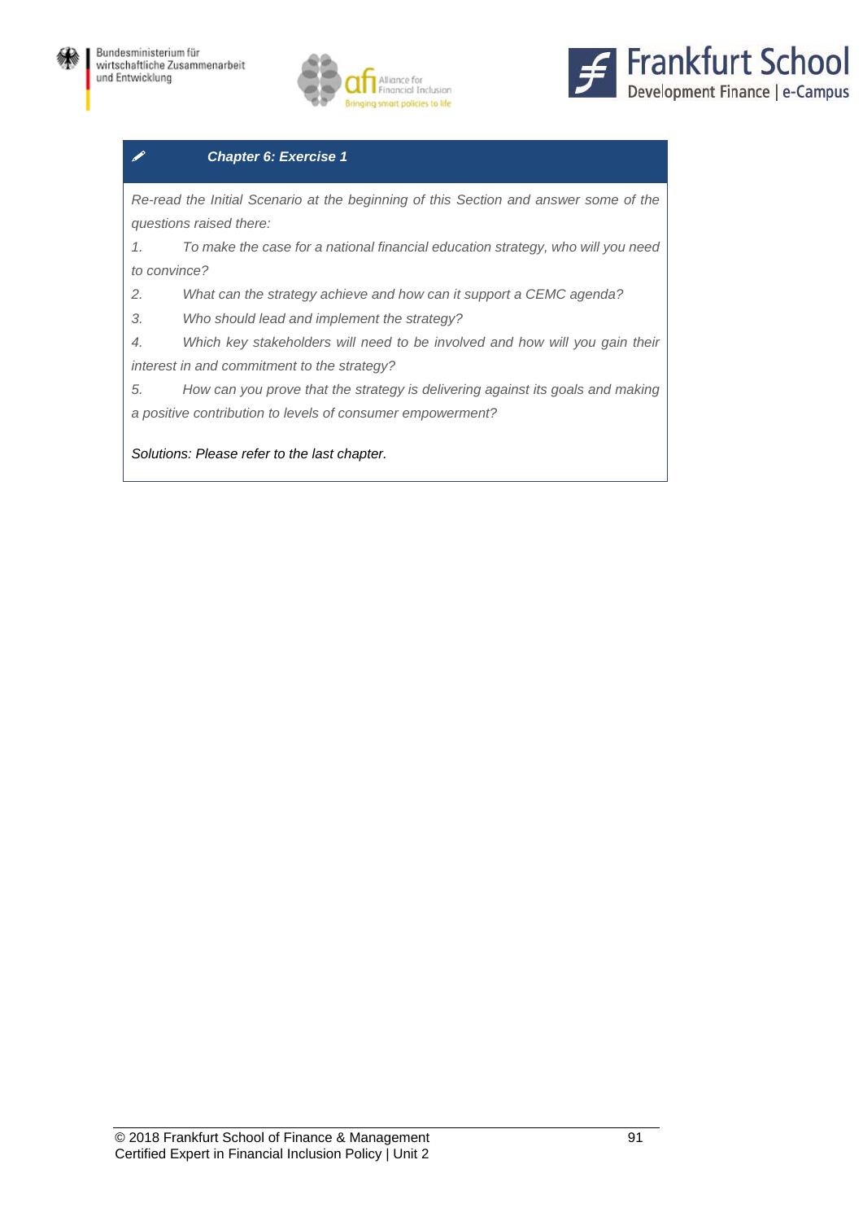### *Chapter 6: Exercise 1*

*Re-read the Initial Scenario at the beginning of this Section and answer some of the questions raised there:*

1. *To make the case for a national financial education strategy, who will you need to convince?*
2. *What can the strategy achieve and how can it support a CEMC agenda?*
3. *Who should lead and implement the strategy?*
4. *Which key stakeholders will need to be involved and how will you gain their interest in and commitment to the strategy?*
5. *How can you prove that the strategy is delivering against its goals and making a positive contribution to levels of consumer empowerment?*

*Solutions: Please refer to the last chapter.*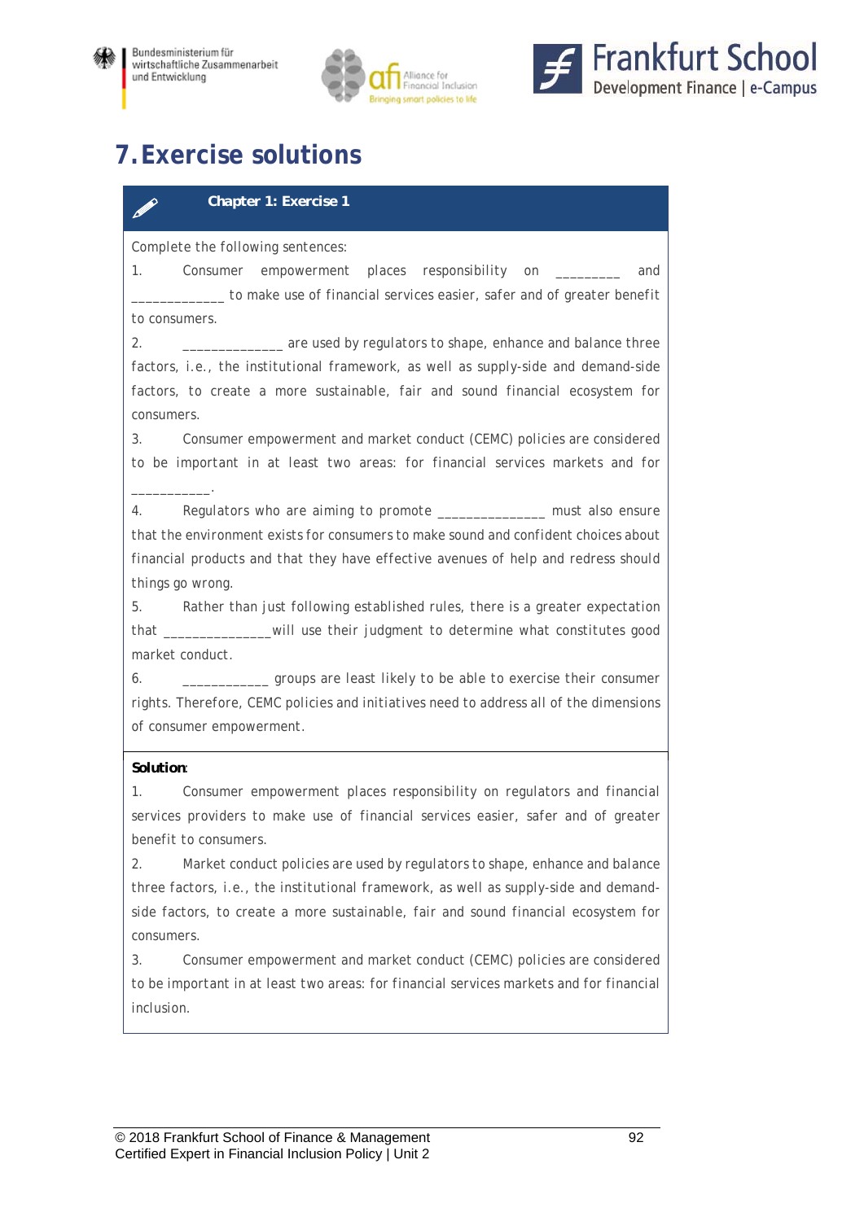# 7. Exercise solutions

**Chapter 1: Exercise 1**

Complete the following sentences:

1. Consumer empowerment places responsibility on _________ and ____________ to make use of financial services easier, safer and of greater benefit to consumers.

2. ______________ are used by regulators to shape, enhance and balance three factors, i.e., the institutional framework, as well as supply-side and demand-side factors, to create a more sustainable, fair and sound financial ecosystem for consumers.

3. Consumer empowerment and market conduct (CEMC) policies are considered to be important in at least two areas: for financial services markets and for ___________.

4. Regulators who are aiming to promote ______________ must also ensure that the environment exists for consumers to make sound and confident choices about financial products and that they have effective avenues of help and redress should things go wrong.

5. Rather than just following established rules, there is a greater expectation that ______________will use their judgment to determine what constitutes good market conduct.

6. ___________ groups are least likely to be able to exercise their consumer rights. Therefore, CEMC policies and initiatives need to address all of the dimensions of consumer empowerment.

**Solution**:

1. Consumer empowerment places responsibility on regulators and financial services providers to make use of financial services easier, safer and of greater benefit to consumers.

2. Market conduct policies are used by regulators to shape, enhance and balance three factors, i.e., the institutional framework, as well as supply-side and demand-side factors, to create a more sustainable, fair and sound financial ecosystem for consumers.

3. Consumer empowerment and market conduct (CEMC) policies are considered to be important in at least two areas: for financial services markets and for financial inclusion.

© 2018 Frankfurt School of Finance & Management
Certified Expert in Financial Inclusion Policy | Unit 2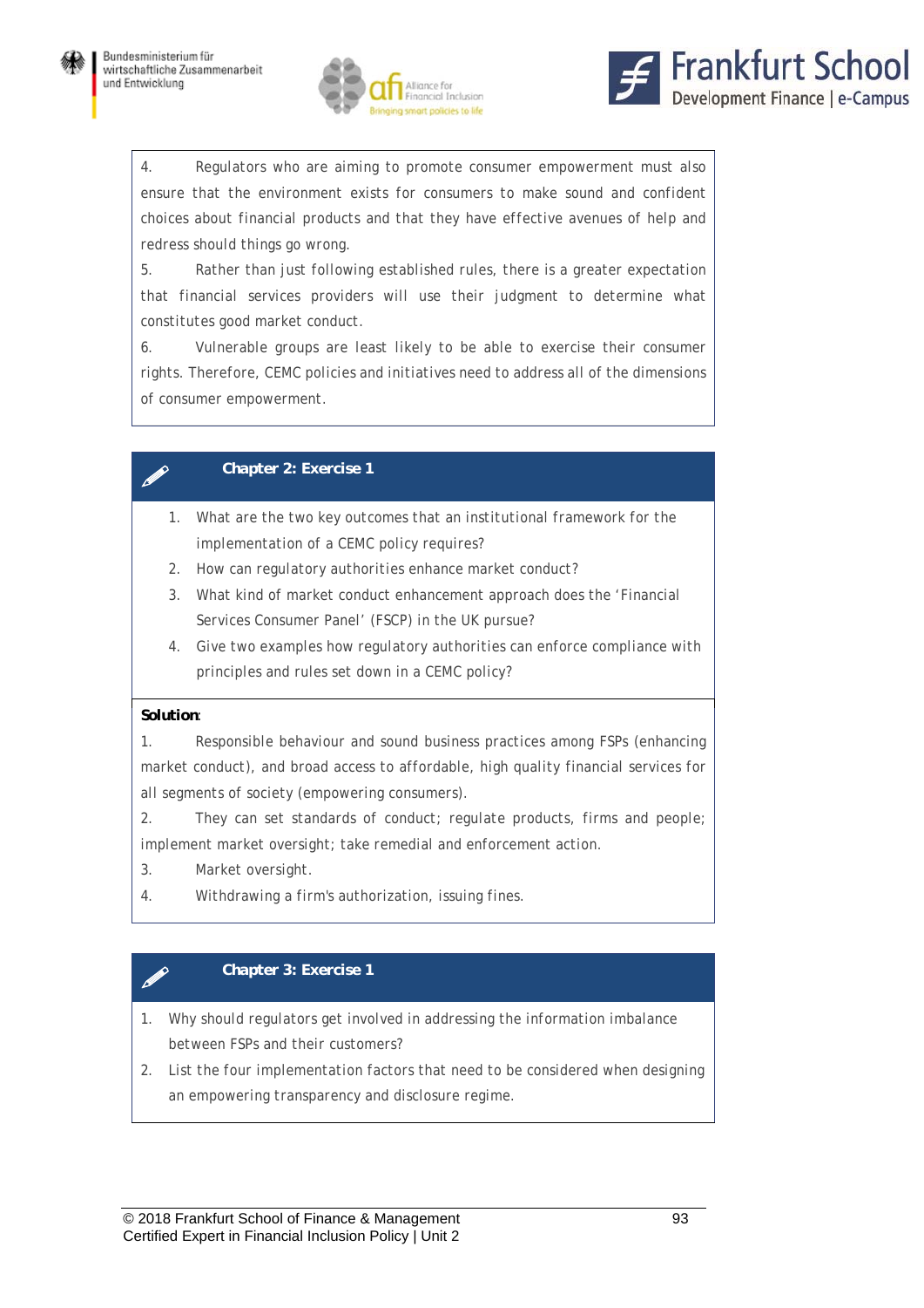4. Regulators who are aiming to promote consumer empowerment must also ensure that the environment exists for consumers to make sound and confident choices about financial products and that they have effective avenues of help and redress should things go wrong.

5. Rather than just following established rules, there is a greater expectation that financial services providers will use their judgment to determine what constitutes good market conduct.

6. Vulnerable groups are least likely to be able to exercise their consumer rights. Therefore, CEMC policies and initiatives need to address all of the dimensions of consumer empowerment.

### Chapter 2: Exercise 1

1. What are the two key outcomes that an institutional framework for the implementation of a CEMC policy requires?
2. How can regulatory authorities enhance market conduct?
3. What kind of market conduct enhancement approach does the 'Financial Services Consumer Panel' (FSCP) in the UK pursue?
4. Give two examples how regulatory authorities can enforce compliance with principles and rules set down in a CEMC policy?

**Solution**:

1. Responsible behaviour and sound business practices among FSPs (enhancing market conduct), and broad access to affordable, high quality financial services for all segments of society (empowering consumers).

2. They can set standards of conduct; regulate products, firms and people; implement market oversight; take remedial and enforcement action.

3. Market oversight.

4. Withdrawing a firm's authorization, issuing fines.

### Chapter 3: Exercise 1

1. Why should regulators get involved in addressing the information imbalance between FSPs and their customers?
2. List the four implementation factors that need to be considered when designing an empowering transparency and disclosure regime.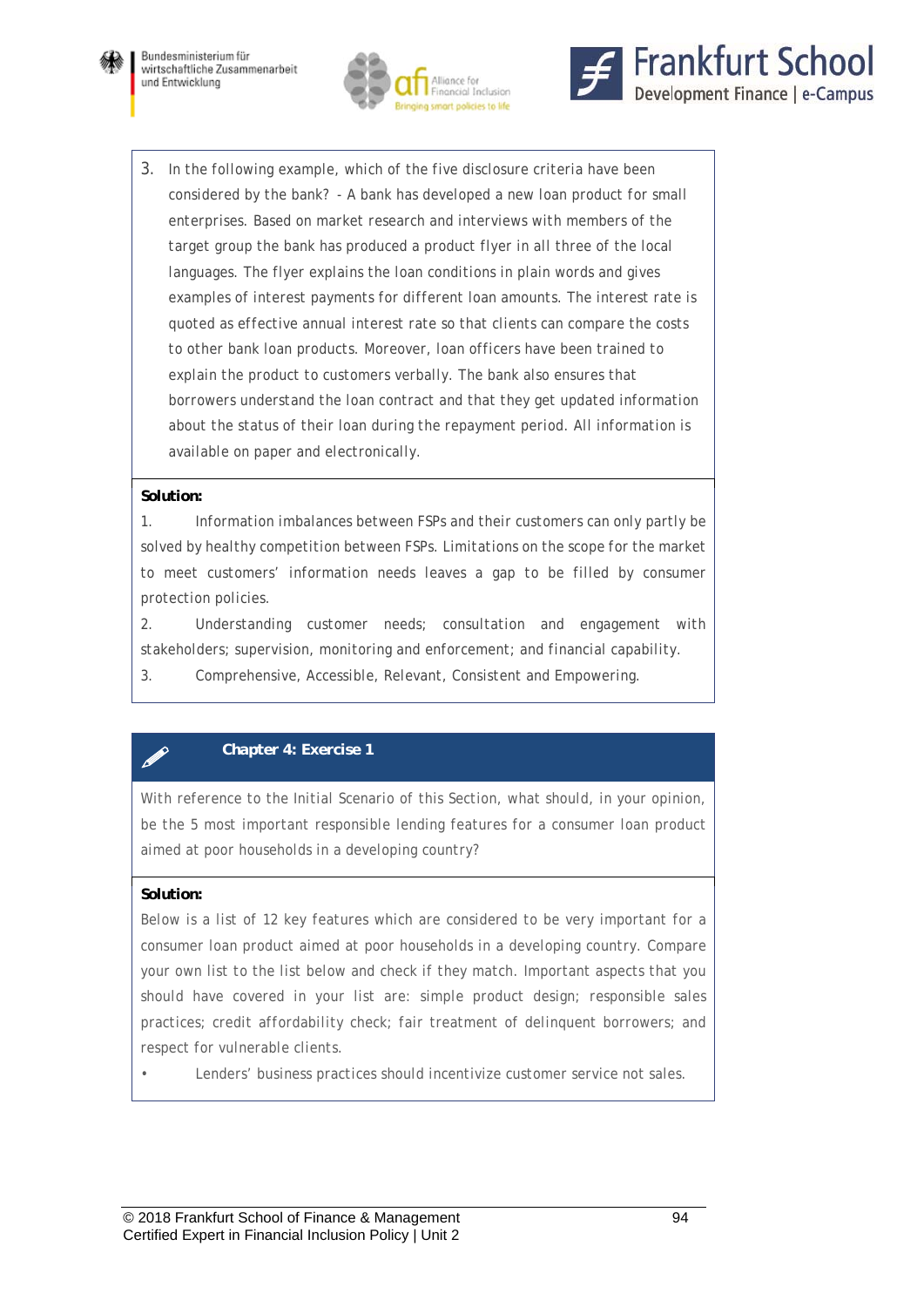3. In the following example, which of the five disclosure criteria have been considered by the bank? - A bank has developed a new loan product for small enterprises. Based on market research and interviews with members of the target group the bank has produced a product flyer in all three of the local languages. The flyer explains the loan conditions in plain words and gives examples of interest payments for different loan amounts. The interest rate is quoted as effective annual interest rate so that clients can compare the costs to other bank loan products. Moreover, loan officers have been trained to explain the product to customers verbally. The bank also ensures that borrowers understand the loan contract and that they get updated information about the status of their loan during the repayment period. All information is available on paper and electronically.

**Solution:**

1. Information imbalances between FSPs and their customers can only partly be solved by healthy competition between FSPs. Limitations on the scope for the market to meet customers' information needs leaves a gap to be filled by consumer protection policies.
2. Understanding customer needs; consultation and engagement with stakeholders; supervision, monitoring and enforcement; and financial capability.
3. Comprehensive, Accessible, Relevant, Consistent and Empowering.

**Chapter 4: Exercise 1**

With reference to the Initial Scenario of this Section, what should, in your opinion, be the 5 most important responsible lending features for a consumer loan product aimed at poor households in a developing country?

**Solution:**

Below is a list of 12 key features which are considered to be very important for a consumer loan product aimed at poor households in a developing country. Compare your own list to the list below and check if they match. Important aspects that you should have covered in your list are: simple product design; responsible sales practices; credit affordability check; fair treatment of delinquent borrowers; and respect for vulnerable clients.

- Lenders' business practices should incentivize customer service not sales.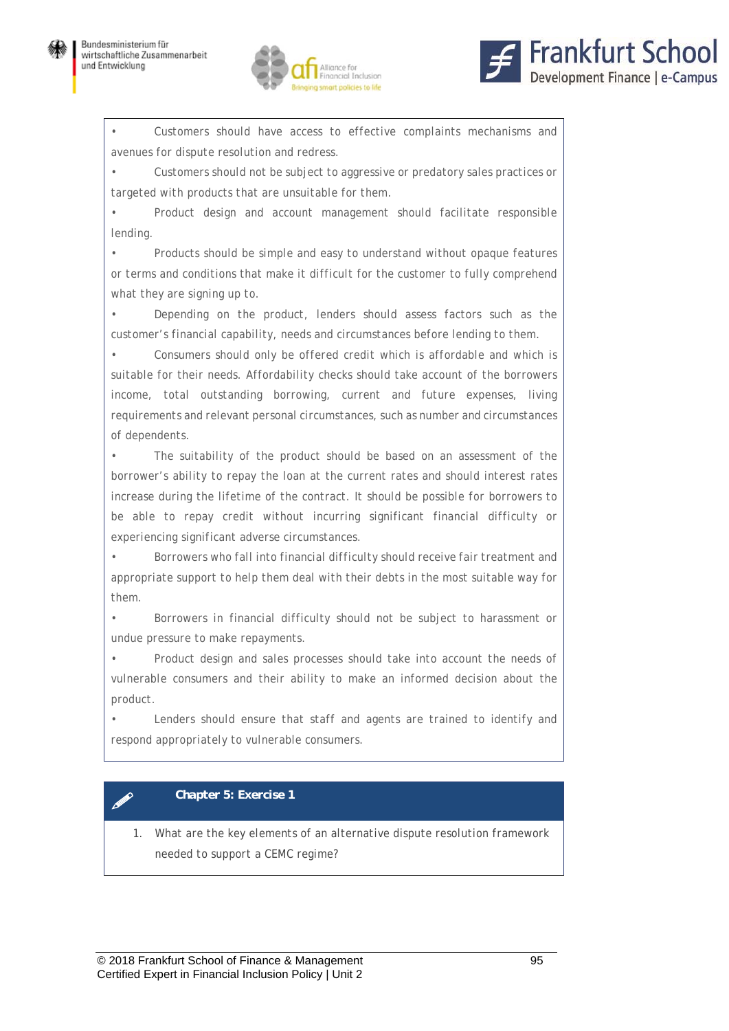- Customers should have access to effective complaints mechanisms and avenues for dispute resolution and redress.
- Customers should not be subject to aggressive or predatory sales practices or targeted with products that are unsuitable for them.
- Product design and account management should facilitate responsible lending.
- Products should be simple and easy to understand without opaque features or terms and conditions that make it difficult for the customer to fully comprehend what they are signing up to.
- Depending on the product, lenders should assess factors such as the customer's financial capability, needs and circumstances before lending to them.
- Consumers should only be offered credit which is affordable and which is suitable for their needs. Affordability checks should take account of the borrowers income, total outstanding borrowing, current and future expenses, living requirements and relevant personal circumstances, such as number and circumstances of dependents.
- The suitability of the product should be based on an assessment of the borrower's ability to repay the loan at the current rates and should interest rates increase during the lifetime of the contract. It should be possible for borrowers to be able to repay credit without incurring significant financial difficulty or experiencing significant adverse circumstances.
- Borrowers who fall into financial difficulty should receive fair treatment and appropriate support to help them deal with their debts in the most suitable way for them.
- Borrowers in financial difficulty should not be subject to harassment or undue pressure to make repayments.
- Product design and sales processes should take into account the needs of vulnerable consumers and their ability to make an informed decision about the product.
- Lenders should ensure that staff and agents are trained to identify and respond appropriately to vulnerable consumers.

**Chapter 5: Exercise 1**

1. What are the key elements of an alternative dispute resolution framework needed to support a CEMC regime?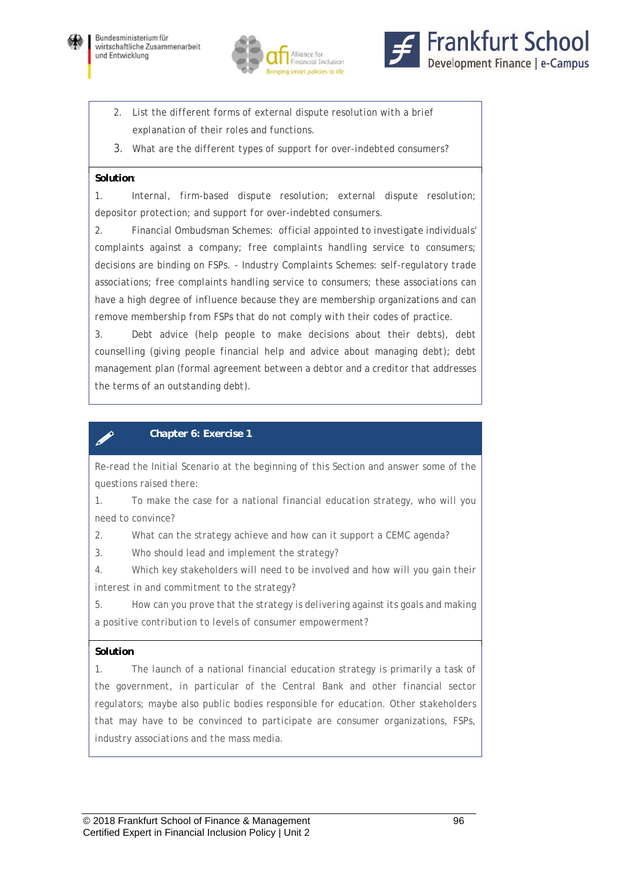2. List the different forms of external dispute resolution with a brief explanation of their roles and functions.
3. What are the different types of support for over-indebted consumers?

**Solution**:

1. Internal, firm-based dispute resolution; external dispute resolution; depositor protection; and support for over-indebted consumers.

2. Financial Ombudsman Schemes: official appointed to investigate individuals' complaints against a company; free complaints handling service to consumers; decisions are binding on FSPs. - Industry Complaints Schemes: self-regulatory trade associations; free complaints handling service to consumers; these associations can have a high degree of influence because they are membership organizations and can remove membership from FSPs that do not comply with their codes of practice.

3. Debt advice (help people to make decisions about their debts), debt counselling (giving people financial help and advice about managing debt); debt management plan (formal agreement between a debtor and a creditor that addresses the terms of an outstanding debt).

## Chapter 6: Exercise 1

Re-read the Initial Scenario at the beginning of this Section and answer some of the questions raised there:

1. To make the case for a national financial education strategy, who will you need to convince?
2. What can the strategy achieve and how can it support a CEMC agenda?
3. Who should lead and implement the strategy?
4. Which key stakeholders will need to be involved and how will you gain their interest in and commitment to the strategy?
5. How can you prove that the strategy is delivering against its goals and making a positive contribution to levels of consumer empowerment?

**Solution**

1. The launch of a national financial education strategy is primarily a task of the government, in particular of the Central Bank and other financial sector regulators; maybe also public bodies responsible for education. Other stakeholders that may have to be convinced to participate are consumer organizations, FSPs, industry associations and the mass media.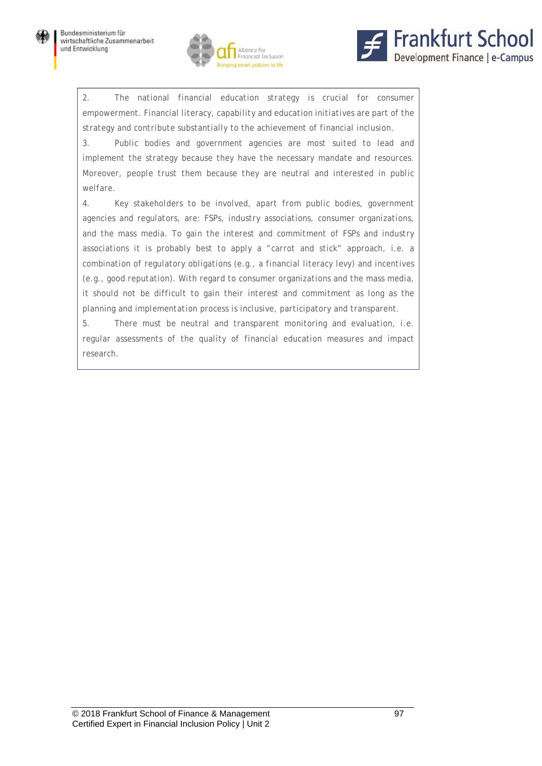2. The national financial education strategy is crucial for consumer empowerment. Financial literacy, capability and education initiatives are part of the strategy and contribute substantially to the achievement of financial inclusion.

3. Public bodies and government agencies are most suited to lead and implement the strategy because they have the necessary mandate and resources. Moreover, people trust them because they are neutral and interested in public welfare.

4. Key stakeholders to be involved, apart from public bodies, government agencies and regulators, are: FSPs, industry associations, consumer organizations, and the mass media. To gain the interest and commitment of FSPs and industry associations it is probably best to apply a "carrot and stick" approach, i.e. a combination of regulatory obligations (e.g., a financial literacy levy) and incentives (e.g., good reputation). With regard to consumer organizations and the mass media, it should not be difficult to gain their interest and commitment as long as the planning and implementation process is inclusive, participatory and transparent.

5. There must be neutral and transparent monitoring and evaluation, i.e. regular assessments of the quality of financial education measures and impact research.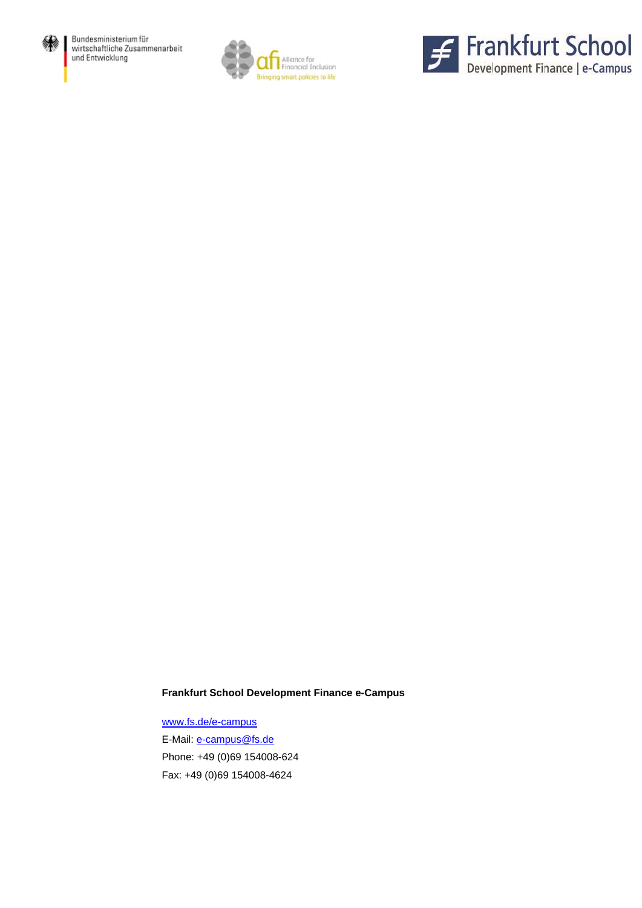Bundesministerium für wirtschaftliche Zusammenarbeit und Entwicklung

afi Alliance for Financial Inclusion
Bringing smart policies to life

Frankfurt School
Development Finance | e-Campus

**Frankfurt School Development Finance e-Campus**

www.fs.de/e-campus
E-Mail: e-campus@fs.de
Phone: +49 (0)69 154008-624
Fax: +49 (0)69 154008-4624